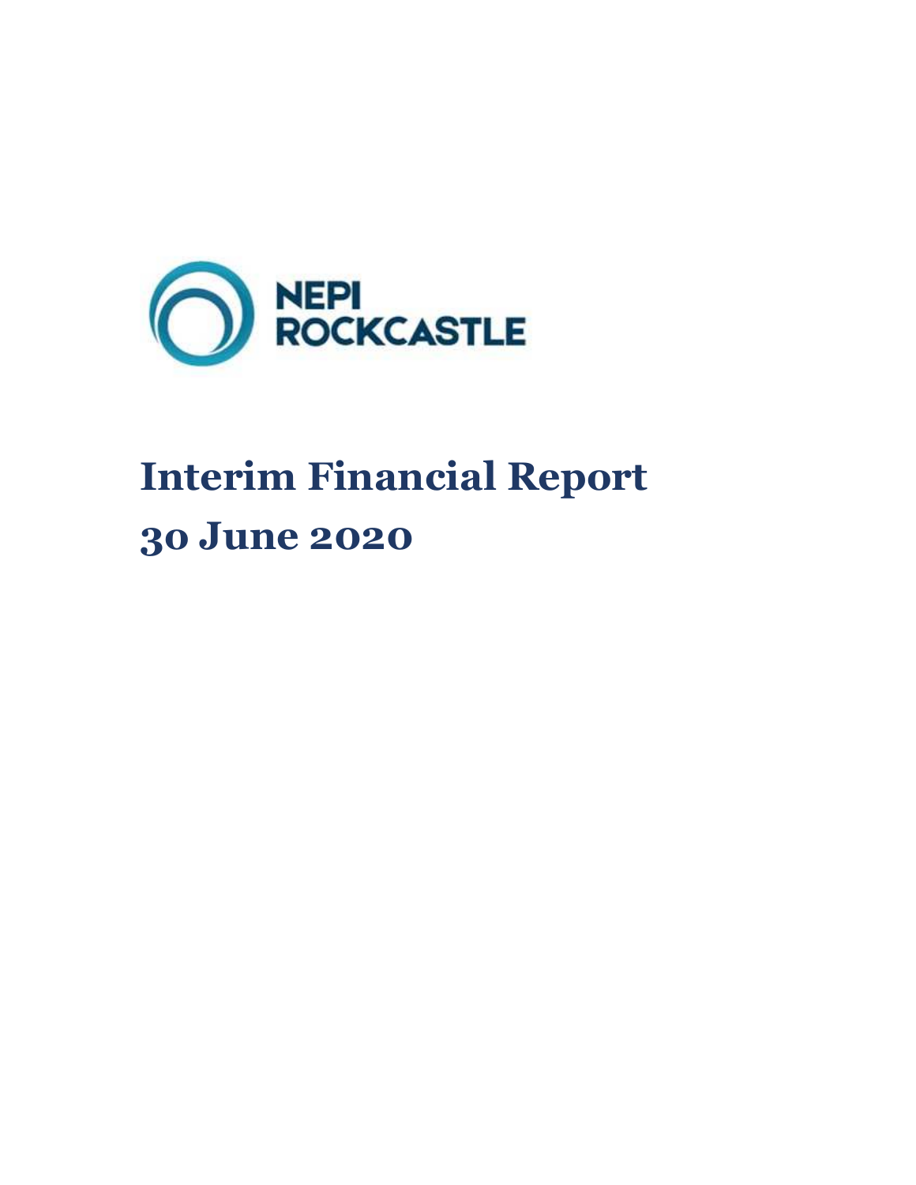NEPI ROCKCASTLE

# Interim Financial Report
# 30 June 2020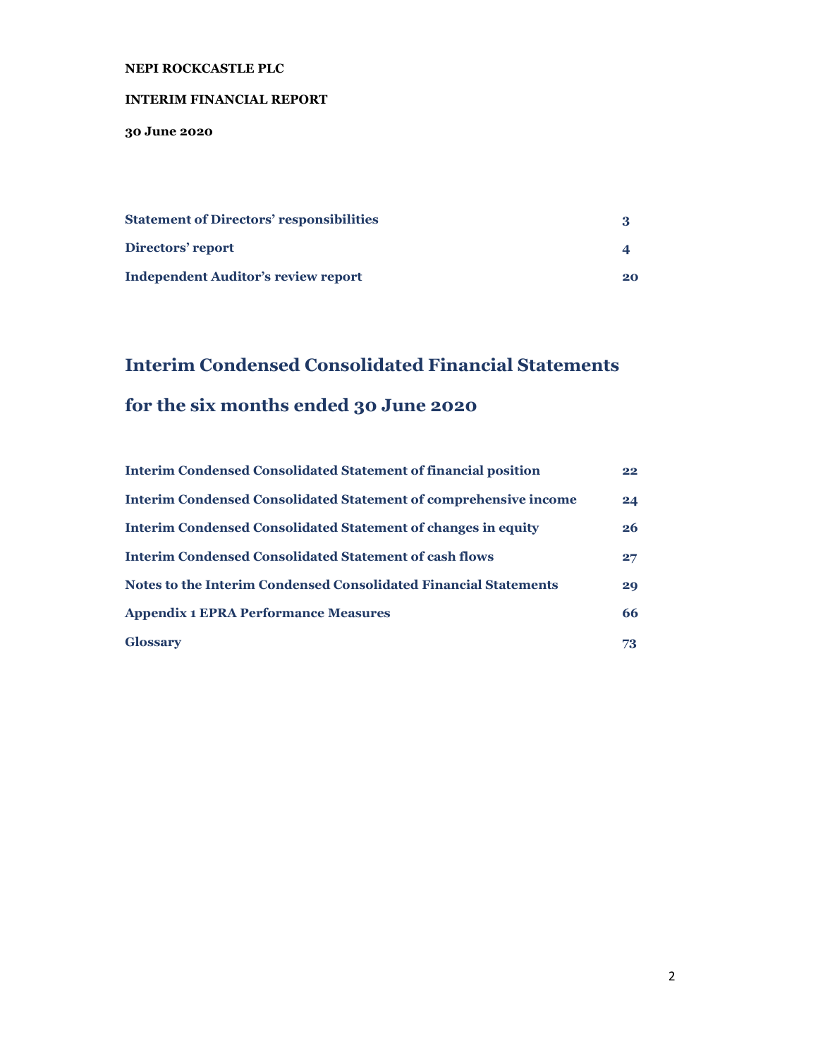**NEPI ROCKCASTLE PLC**

**INTERIM FINANCIAL REPORT**

**30 June 2020**

| | |
|---|---|
| **Statement of Directors' responsibilities** | **3** |
| **Directors' report** | **4** |
| **Independent Auditor's review report** | **20** |

# Interim Condensed Consolidated Financial Statements

# for the six months ended 30 June 2020

| | |
|---|---|
| **Interim Condensed Consolidated Statement of financial position** | **22** |
| **Interim Condensed Consolidated Statement of comprehensive income** | **24** |
| **Interim Condensed Consolidated Statement of changes in equity** | **26** |
| **Interim Condensed Consolidated Statement of cash flows** | **27** |
| **Notes to the Interim Condensed Consolidated Financial Statements** | **29** |
| **Appendix 1 EPRA Performance Measures** | **66** |
| **Glossary** | **73** |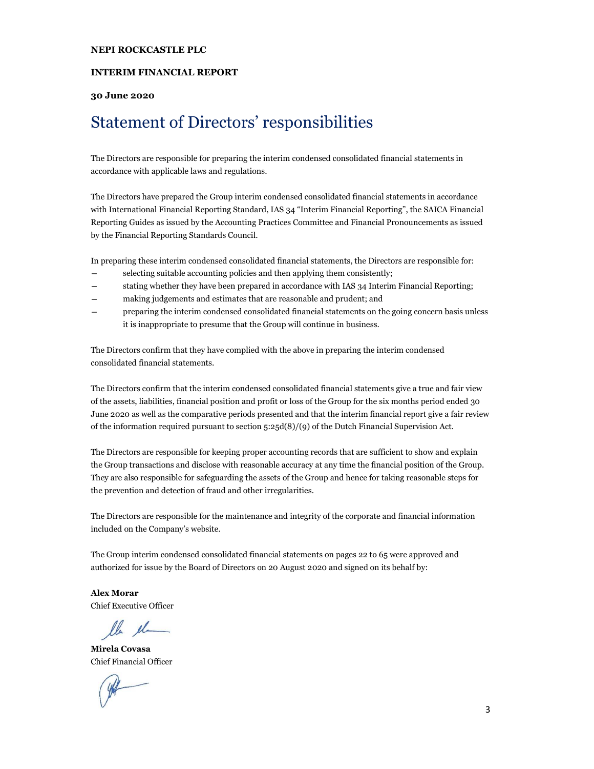**NEPI ROCKCASTLE PLC**

**INTERIM FINANCIAL REPORT**

**30 June 2020**

# Statement of Directors' responsibilities

The Directors are responsible for preparing the interim condensed consolidated financial statements in accordance with applicable laws and regulations.

The Directors have prepared the Group interim condensed consolidated financial statements in accordance with International Financial Reporting Standard, IAS 34 "Interim Financial Reporting", the SAICA Financial Reporting Guides as issued by the Accounting Practices Committee and Financial Pronouncements as issued by the Financial Reporting Standards Council.

In preparing these interim condensed consolidated financial statements, the Directors are responsible for:

- selecting suitable accounting policies and then applying them consistently;
- stating whether they have been prepared in accordance with IAS 34 Interim Financial Reporting;
- making judgements and estimates that are reasonable and prudent; and
- preparing the interim condensed consolidated financial statements on the going concern basis unless it is inappropriate to presume that the Group will continue in business.

The Directors confirm that they have complied with the above in preparing the interim condensed consolidated financial statements.

The Directors confirm that the interim condensed consolidated financial statements give a true and fair view of the assets, liabilities, financial position and profit or loss of the Group for the six months period ended 30 June 2020 as well as the comparative periods presented and that the interim financial report give a fair review of the information required pursuant to section 5:25d(8)/(9) of the Dutch Financial Supervision Act.

The Directors are responsible for keeping proper accounting records that are sufficient to show and explain the Group transactions and disclose with reasonable accuracy at any time the financial position of the Group. They are also responsible for safeguarding the assets of the Group and hence for taking reasonable steps for the prevention and detection of fraud and other irregularities.

The Directors are responsible for the maintenance and integrity of the corporate and financial information included on the Company's website.

The Group interim condensed consolidated financial statements on pages 22 to 65 were approved and authorized for issue by the Board of Directors on 20 August 2020 and signed on its behalf by:

**Alex Morar**
Chief Executive Officer

**Mirela Covasa**
Chief Financial Officer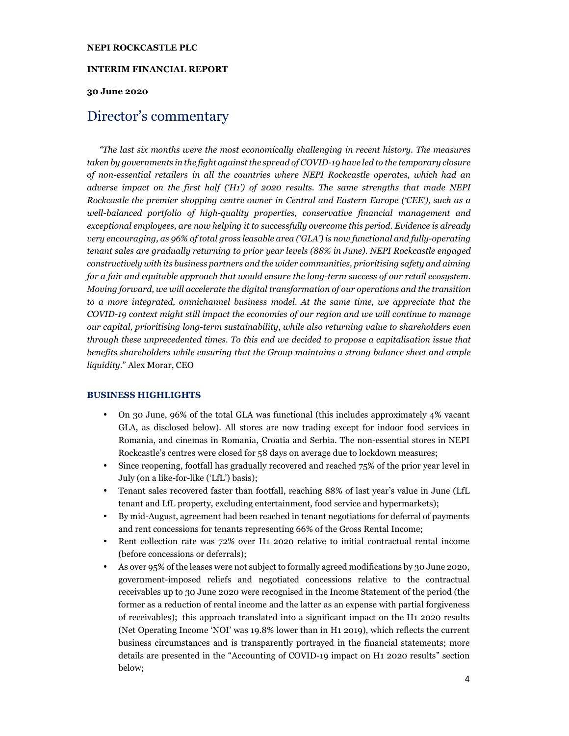**NEPI ROCKCASTLE PLC**

**INTERIM FINANCIAL REPORT**

**30 June 2020**

# Director's commentary

*"The last six months were the most economically challenging in recent history. The measures taken by governments in the fight against the spread of COVID-19 have led to the temporary closure of non-essential retailers in all the countries where NEPI Rockcastle operates, which had an adverse impact on the first half ('H1') of 2020 results. The same strengths that made NEPI Rockcastle the premier shopping centre owner in Central and Eastern Europe ('CEE'), such as a well-balanced portfolio of high-quality properties, conservative financial management and exceptional employees, are now helping it to successfully overcome this period. Evidence is already very encouraging, as 96% of total gross leasable area ('GLA') is now functional and fully-operating tenant sales are gradually returning to prior year levels (88% in June). NEPI Rockcastle engaged constructively with its business partners and the wider communities, prioritising safety and aiming for a fair and equitable approach that would ensure the long-term success of our retail ecosystem. Moving forward, we will accelerate the digital transformation of our operations and the transition to a more integrated, omnichannel business model. At the same time, we appreciate that the COVID-19 context might still impact the economies of our region and we will continue to manage our capital, prioritising long-term sustainability, while also returning value to shareholders even through these unprecedented times. To this end we decided to propose a capitalisation issue that benefits shareholders while ensuring that the Group maintains a strong balance sheet and ample liquidity."* Alex Morar, CEO

## BUSINESS HIGHLIGHTS

- On 30 June, 96% of the total GLA was functional (this includes approximately 4% vacant GLA, as disclosed below). All stores are now trading except for indoor food services in Romania, and cinemas in Romania, Croatia and Serbia. The non-essential stores in NEPI Rockcastle's centres were closed for 58 days on average due to lockdown measures;
- Since reopening, footfall has gradually recovered and reached 75% of the prior year level in July (on a like-for-like ('LfL') basis);
- Tenant sales recovered faster than footfall, reaching 88% of last year's value in June (LfL tenant and LfL property, excluding entertainment, food service and hypermarkets);
- By mid-August, agreement had been reached in tenant negotiations for deferral of payments and rent concessions for tenants representing 66% of the Gross Rental Income;
- Rent collection rate was 72% over H1 2020 relative to initial contractual rental income (before concessions or deferrals);
- As over 95% of the leases were not subject to formally agreed modifications by 30 June 2020, government-imposed reliefs and negotiated concessions relative to the contractual receivables up to 30 June 2020 were recognised in the Income Statement of the period (the former as a reduction of rental income and the latter as an expense with partial forgiveness of receivables); this approach translated into a significant impact on the H1 2020 results (Net Operating Income 'NOI' was 19.8% lower than in H1 2019), which reflects the current business circumstances and is transparently portrayed in the financial statements; more details are presented in the "Accounting of COVID-19 impact on H1 2020 results" section below;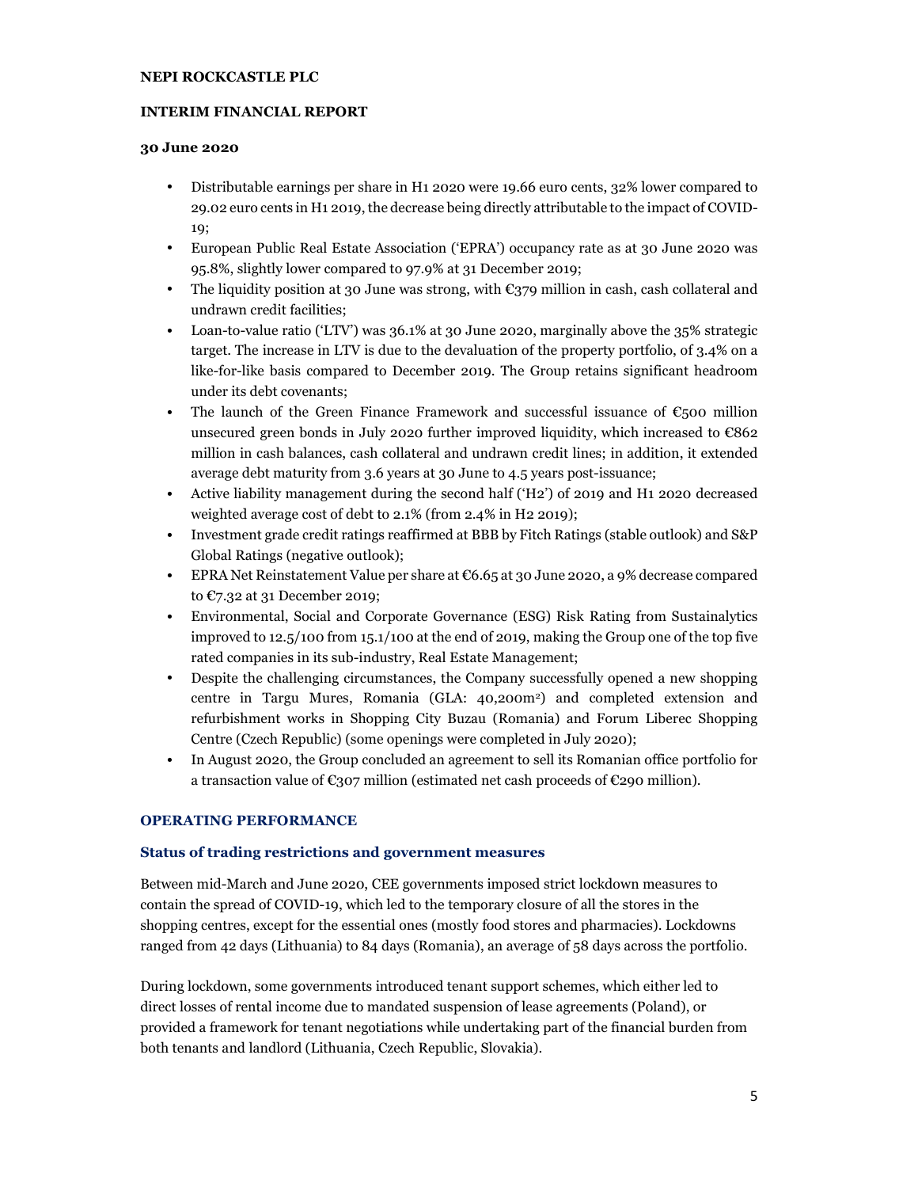**NEPI ROCKCASTLE PLC**

**INTERIM FINANCIAL REPORT**

**30 June 2020**

- Distributable earnings per share in H1 2020 were 19.66 euro cents, 32% lower compared to 29.02 euro cents in H1 2019, the decrease being directly attributable to the impact of COVID-19;
- European Public Real Estate Association ('EPRA') occupancy rate as at 30 June 2020 was 95.8%, slightly lower compared to 97.9% at 31 December 2019;
- The liquidity position at 30 June was strong, with €379 million in cash, cash collateral and undrawn credit facilities;
- Loan-to-value ratio ('LTV') was 36.1% at 30 June 2020, marginally above the 35% strategic target. The increase in LTV is due to the devaluation of the property portfolio, of 3.4% on a like-for-like basis compared to December 2019. The Group retains significant headroom under its debt covenants;
- The launch of the Green Finance Framework and successful issuance of €500 million unsecured green bonds in July 2020 further improved liquidity, which increased to €862 million in cash balances, cash collateral and undrawn credit lines; in addition, it extended average debt maturity from 3.6 years at 30 June to 4.5 years post-issuance;
- Active liability management during the second half ('H2') of 2019 and H1 2020 decreased weighted average cost of debt to 2.1% (from 2.4% in H2 2019);
- Investment grade credit ratings reaffirmed at BBB by Fitch Ratings (stable outlook) and S&P Global Ratings (negative outlook);
- EPRA Net Reinstatement Value per share at €6.65 at 30 June 2020, a 9% decrease compared to €7.32 at 31 December 2019;
- Environmental, Social and Corporate Governance (ESG) Risk Rating from Sustainalytics improved to 12.5/100 from 15.1/100 at the end of 2019, making the Group one of the top five rated companies in its sub-industry, Real Estate Management;
- Despite the challenging circumstances, the Company successfully opened a new shopping centre in Targu Mures, Romania (GLA: 40,200m$^2$) and completed extension and refurbishment works in Shopping City Buzau (Romania) and Forum Liberec Shopping Centre (Czech Republic) (some openings were completed in July 2020);
- In August 2020, the Group concluded an agreement to sell its Romanian office portfolio for a transaction value of €307 million (estimated net cash proceeds of €290 million).

## OPERATING PERFORMANCE

### Status of trading restrictions and government measures

Between mid-March and June 2020, CEE governments imposed strict lockdown measures to contain the spread of COVID-19, which led to the temporary closure of all the stores in the shopping centres, except for the essential ones (mostly food stores and pharmacies). Lockdowns ranged from 42 days (Lithuania) to 84 days (Romania), an average of 58 days across the portfolio.

During lockdown, some governments introduced tenant support schemes, which either led to direct losses of rental income due to mandated suspension of lease agreements (Poland), or provided a framework for tenant negotiations while undertaking part of the financial burden from both tenants and landlord (Lithuania, Czech Republic, Slovakia).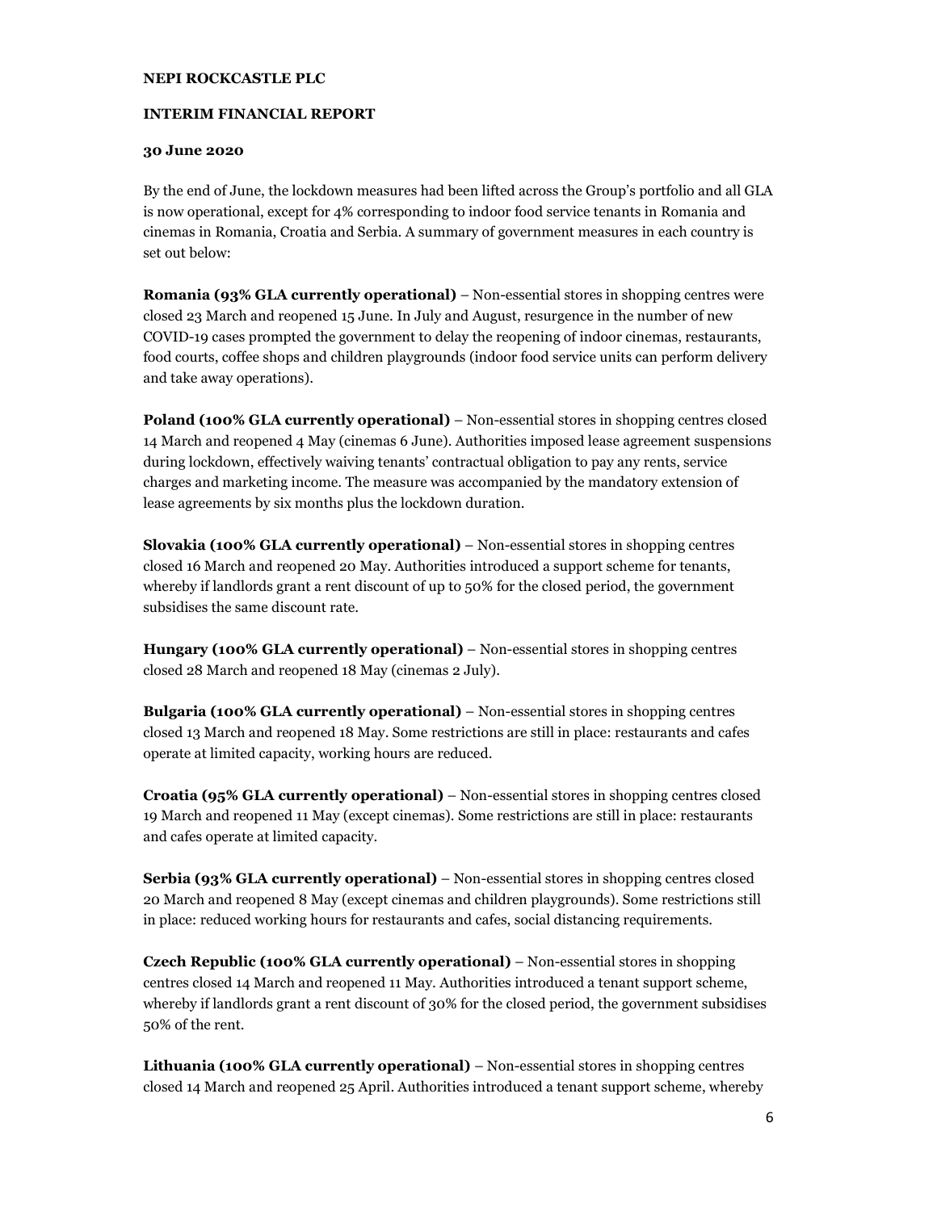**NEPI ROCKCASTLE PLC**

**INTERIM FINANCIAL REPORT**

**30 June 2020**

By the end of June, the lockdown measures had been lifted across the Group's portfolio and all GLA is now operational, except for 4% corresponding to indoor food service tenants in Romania and cinemas in Romania, Croatia and Serbia. A summary of government measures in each country is set out below:

**Romania (93% GLA currently operational)** – Non-essential stores in shopping centres were closed 23 March and reopened 15 June. In July and August, resurgence in the number of new COVID-19 cases prompted the government to delay the reopening of indoor cinemas, restaurants, food courts, coffee shops and children playgrounds (indoor food service units can perform delivery and take away operations).

**Poland (100% GLA currently operational)** – Non-essential stores in shopping centres closed 14 March and reopened 4 May (cinemas 6 June). Authorities imposed lease agreement suspensions during lockdown, effectively waiving tenants' contractual obligation to pay any rents, service charges and marketing income. The measure was accompanied by the mandatory extension of lease agreements by six months plus the lockdown duration.

**Slovakia (100% GLA currently operational)** – Non-essential stores in shopping centres closed 16 March and reopened 20 May. Authorities introduced a support scheme for tenants, whereby if landlords grant a rent discount of up to 50% for the closed period, the government subsidises the same discount rate.

**Hungary (100% GLA currently operational)** – Non-essential stores in shopping centres closed 28 March and reopened 18 May (cinemas 2 July).

**Bulgaria (100% GLA currently operational)** – Non-essential stores in shopping centres closed 13 March and reopened 18 May. Some restrictions are still in place: restaurants and cafes operate at limited capacity, working hours are reduced.

**Croatia (95% GLA currently operational)** – Non-essential stores in shopping centres closed 19 March and reopened 11 May (except cinemas). Some restrictions are still in place: restaurants and cafes operate at limited capacity.

**Serbia (93% GLA currently operational)** – Non-essential stores in shopping centres closed 20 March and reopened 8 May (except cinemas and children playgrounds). Some restrictions still in place: reduced working hours for restaurants and cafes, social distancing requirements.

**Czech Republic (100% GLA currently operational)** – Non-essential stores in shopping centres closed 14 March and reopened 11 May. Authorities introduced a tenant support scheme, whereby if landlords grant a rent discount of 30% for the closed period, the government subsidises 50% of the rent.

**Lithuania (100% GLA currently operational)** – Non-essential stores in shopping centres closed 14 March and reopened 25 April. Authorities introduced a tenant support scheme, whereby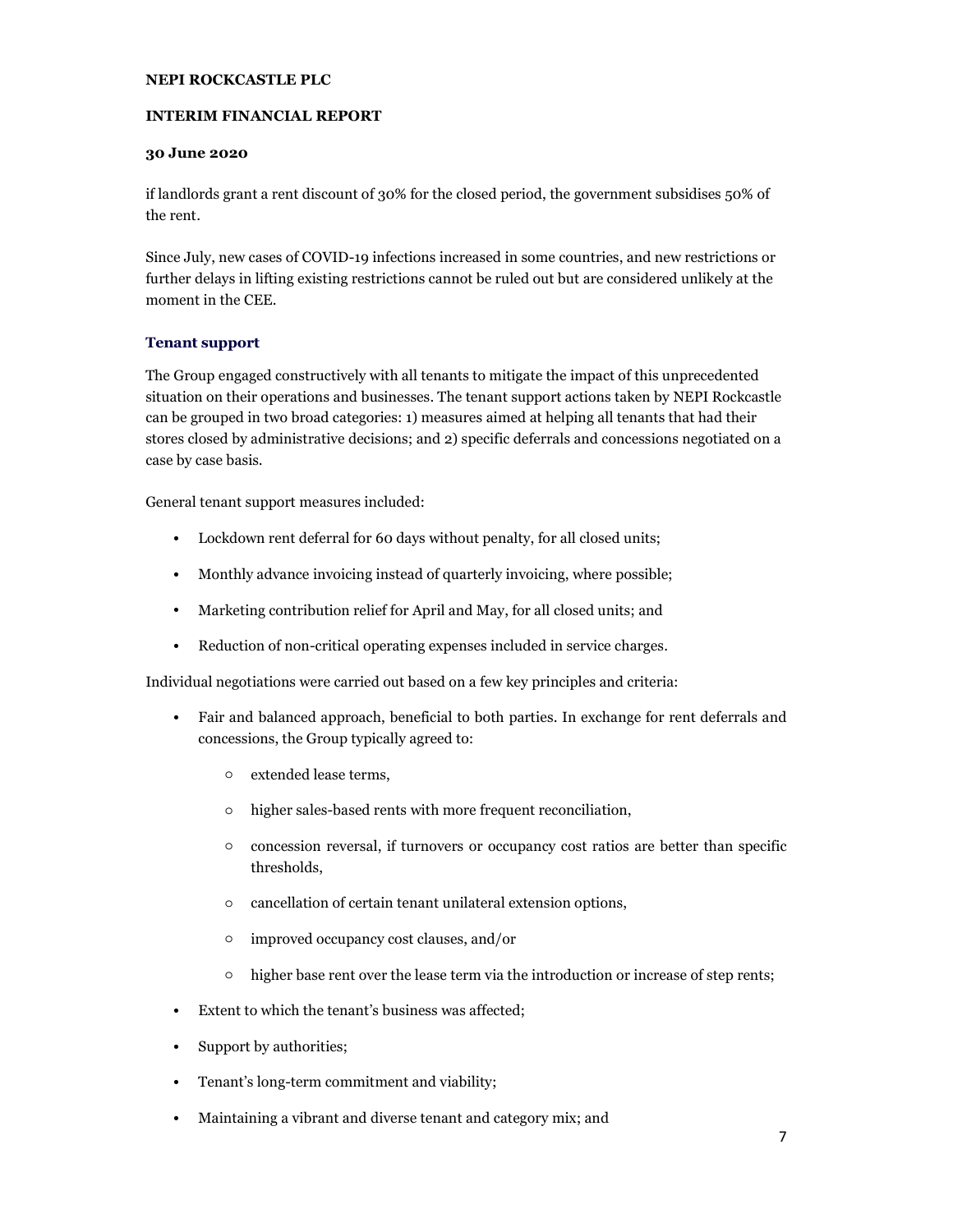if landlords grant a rent discount of 30% for the closed period, the government subsidises 50% of the rent.

Since July, new cases of COVID-19 infections increased in some countries, and new restrictions or further delays in lifting existing restrictions cannot be ruled out but are considered unlikely at the moment in the CEE.

### Tenant support

The Group engaged constructively with all tenants to mitigate the impact of this unprecedented situation on their operations and businesses. The tenant support actions taken by NEPI Rockcastle can be grouped in two broad categories: 1) measures aimed at helping all tenants that had their stores closed by administrative decisions; and 2) specific deferrals and concessions negotiated on a case by case basis.

General tenant support measures included:

- Lockdown rent deferral for 60 days without penalty, for all closed units;
- Monthly advance invoicing instead of quarterly invoicing, where possible;
- Marketing contribution relief for April and May, for all closed units; and
- Reduction of non-critical operating expenses included in service charges.

Individual negotiations were carried out based on a few key principles and criteria:

- Fair and balanced approach, beneficial to both parties. In exchange for rent deferrals and concessions, the Group typically agreed to:
    - extended lease terms,
    - higher sales-based rents with more frequent reconciliation,
    - concession reversal, if turnovers or occupancy cost ratios are better than specific thresholds,
    - cancellation of certain tenant unilateral extension options,
    - improved occupancy cost clauses, and/or
    - higher base rent over the lease term via the introduction or increase of step rents;
- Extent to which the tenant's business was affected;
- Support by authorities;
- Tenant's long-term commitment and viability;
- Maintaining a vibrant and diverse tenant and category mix; and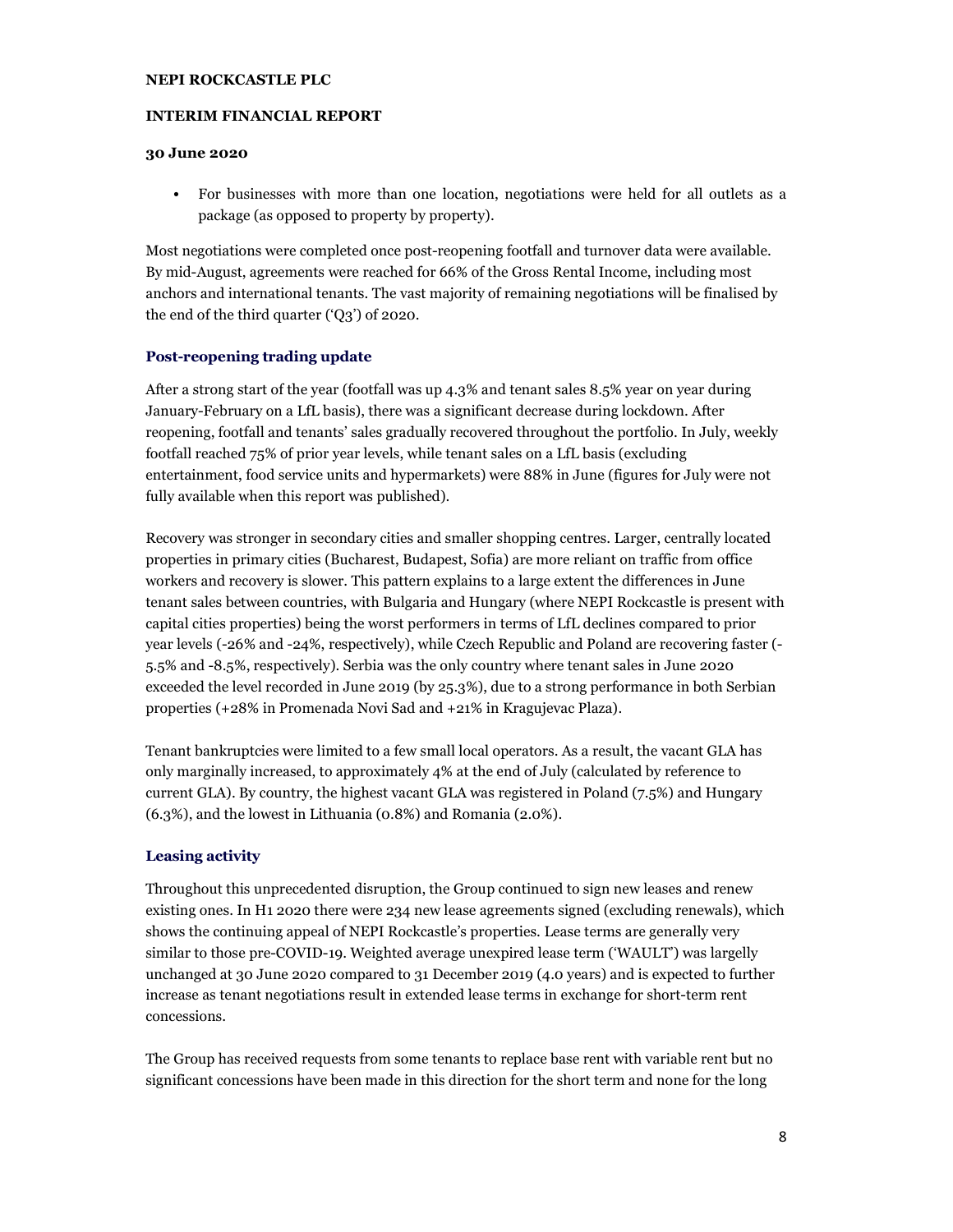- For businesses with more than one location, negotiations were held for all outlets as a package (as opposed to property by property).

Most negotiations were completed once post-reopening footfall and turnover data were available. By mid-August, agreements were reached for 66% of the Gross Rental Income, including most anchors and international tenants. The vast majority of remaining negotiations will be finalised by the end of the third quarter ('Q3') of 2020.

### Post-reopening trading update

After a strong start of the year (footfall was up 4.3% and tenant sales 8.5% year on year during January-February on a LfL basis), there was a significant decrease during lockdown. After reopening, footfall and tenants' sales gradually recovered throughout the portfolio. In July, weekly footfall reached 75% of prior year levels, while tenant sales on a LfL basis (excluding entertainment, food service units and hypermarkets) were 88% in June (figures for July were not fully available when this report was published).

Recovery was stronger in secondary cities and smaller shopping centres. Larger, centrally located properties in primary cities (Bucharest, Budapest, Sofia) are more reliant on traffic from office workers and recovery is slower. This pattern explains to a large extent the differences in June tenant sales between countries, with Bulgaria and Hungary (where NEPI Rockcastle is present with capital cities properties) being the worst performers in terms of LfL declines compared to prior year levels (-26% and -24%, respectively), while Czech Republic and Poland are recovering faster (-5.5% and -8.5%, respectively). Serbia was the only country where tenant sales in June 2020 exceeded the level recorded in June 2019 (by 25.3%), due to a strong performance in both Serbian properties (+28% in Promenada Novi Sad and +21% in Kragujevac Plaza).

Tenant bankruptcies were limited to a few small local operators. As a result, the vacant GLA has only marginally increased, to approximately 4% at the end of July (calculated by reference to current GLA). By country, the highest vacant GLA was registered in Poland (7.5%) and Hungary (6.3%), and the lowest in Lithuania (0.8%) and Romania (2.0%).

### Leasing activity

Throughout this unprecedented disruption, the Group continued to sign new leases and renew existing ones. In H1 2020 there were 234 new lease agreements signed (excluding renewals), which shows the continuing appeal of NEPI Rockcastle's properties. Lease terms are generally very similar to those pre-COVID-19. Weighted average unexpired lease term ('WAULT') was largelly unchanged at 30 June 2020 compared to 31 December 2019 (4.0 years) and is expected to further increase as tenant negotiations result in extended lease terms in exchange for short-term rent concessions.

The Group has received requests from some tenants to replace base rent with variable rent but no significant concessions have been made in this direction for the short term and none for the long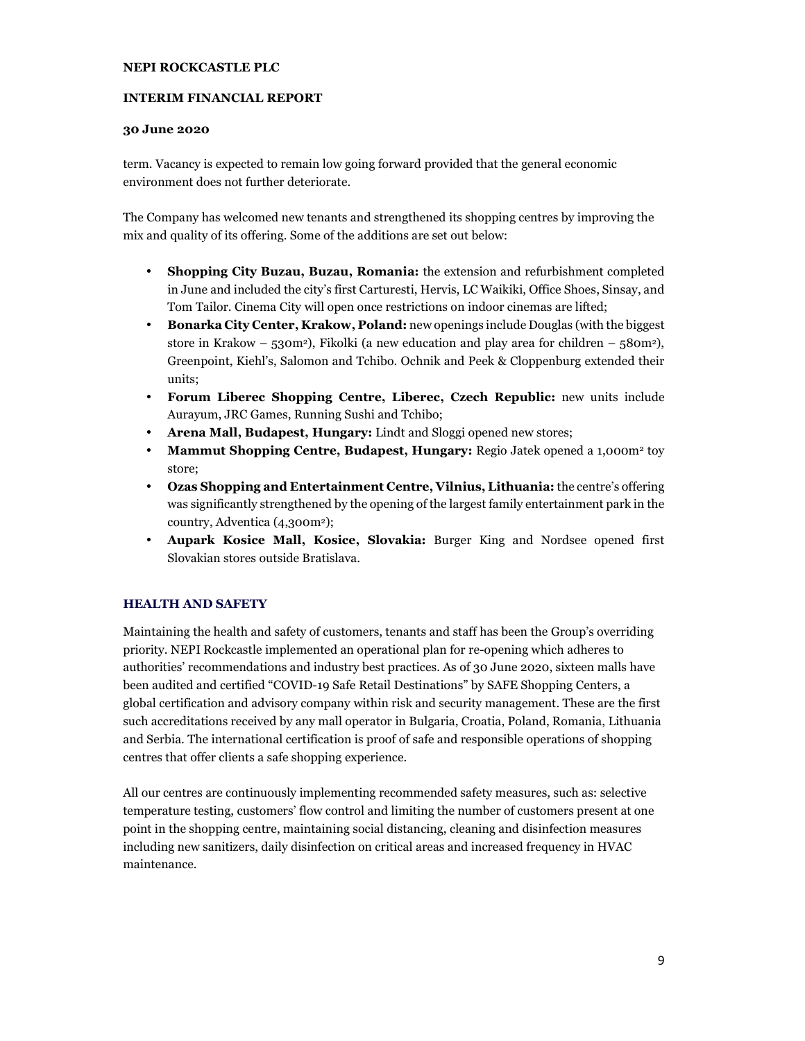term. Vacancy is expected to remain low going forward provided that the general economic environment does not further deteriorate.

The Company has welcomed new tenants and strengthened its shopping centres by improving the mix and quality of its offering. Some of the additions are set out below:

- **Shopping City Buzau, Buzau, Romania:** the extension and refurbishment completed in June and included the city's first Carturesti, Hervis, LC Waikiki, Office Shoes, Sinsay, and Tom Tailor. Cinema City will open once restrictions on indoor cinemas are lifted;
- **Bonarka City Center, Krakow, Poland:** new openings include Douglas (with the biggest store in Krakow – 530m²), Fikolki (a new education and play area for children – 580m²), Greenpoint, Kiehl's, Salomon and Tchibo. Ochnik and Peek & Cloppenburg extended their units;
- **Forum Liberec Shopping Centre, Liberec, Czech Republic:** new units include Aurayum, JRC Games, Running Sushi and Tchibo;
- **Arena Mall, Budapest, Hungary:** Lindt and Sloggi opened new stores;
- **Mammut Shopping Centre, Budapest, Hungary:** Regio Jatek opened a 1,000m² toy store;
- **Ozas Shopping and Entertainment Centre, Vilnius, Lithuania:** the centre's offering was significantly strengthened by the opening of the largest family entertainment park in the country, Adventica (4,300m²);
- **Aupark Kosice Mall, Kosice, Slovakia:** Burger King and Nordsee opened first Slovakian stores outside Bratislava.

## HEALTH AND SAFETY

Maintaining the health and safety of customers, tenants and staff has been the Group's overriding priority. NEPI Rockcastle implemented an operational plan for re-opening which adheres to authorities' recommendations and industry best practices. As of 30 June 2020, sixteen malls have been audited and certified "COVID-19 Safe Retail Destinations" by SAFE Shopping Centers, a global certification and advisory company within risk and security management. These are the first such accreditations received by any mall operator in Bulgaria, Croatia, Poland, Romania, Lithuania and Serbia. The international certification is proof of safe and responsible operations of shopping centres that offer clients a safe shopping experience.

All our centres are continuously implementing recommended safety measures, such as: selective temperature testing, customers' flow control and limiting the number of customers present at one point in the shopping centre, maintaining social distancing, cleaning and disinfection measures including new sanitizers, daily disinfection on critical areas and increased frequency in HVAC maintenance.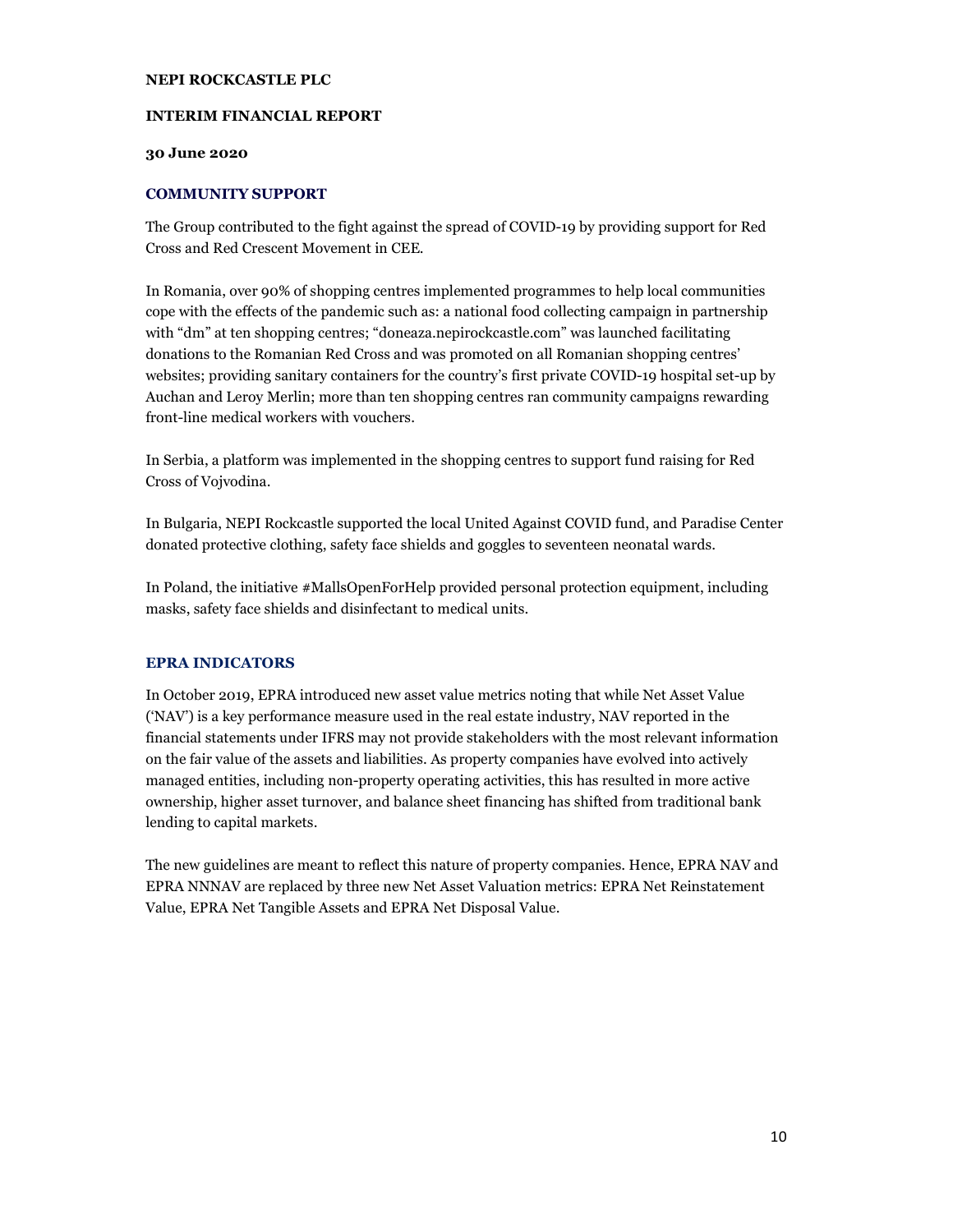## COMMUNITY SUPPORT

The Group contributed to the fight against the spread of COVID-19 by providing support for Red Cross and Red Crescent Movement in CEE.

In Romania, over 90% of shopping centres implemented programmes to help local communities cope with the effects of the pandemic such as: a national food collecting campaign in partnership with "dm" at ten shopping centres; "doneaza.nepirockcastle.com" was launched facilitating donations to the Romanian Red Cross and was promoted on all Romanian shopping centres' websites; providing sanitary containers for the country's first private COVID-19 hospital set-up by Auchan and Leroy Merlin; more than ten shopping centres ran community campaigns rewarding front-line medical workers with vouchers.

In Serbia, a platform was implemented in the shopping centres to support fund raising for Red Cross of Vojvodina.

In Bulgaria, NEPI Rockcastle supported the local United Against COVID fund, and Paradise Center donated protective clothing, safety face shields and goggles to seventeen neonatal wards.

In Poland, the initiative #MallsOpenForHelp provided personal protection equipment, including masks, safety face shields and disinfectant to medical units.

## EPRA INDICATORS

In October 2019, EPRA introduced new asset value metrics noting that while Net Asset Value ('NAV') is a key performance measure used in the real estate industry, NAV reported in the financial statements under IFRS may not provide stakeholders with the most relevant information on the fair value of the assets and liabilities. As property companies have evolved into actively managed entities, including non-property operating activities, this has resulted in more active ownership, higher asset turnover, and balance sheet financing has shifted from traditional bank lending to capital markets.

The new guidelines are meant to reflect this nature of property companies. Hence, EPRA NAV and EPRA NNNAV are replaced by three new Net Asset Valuation metrics: EPRA Net Reinstatement Value, EPRA Net Tangible Assets and EPRA Net Disposal Value.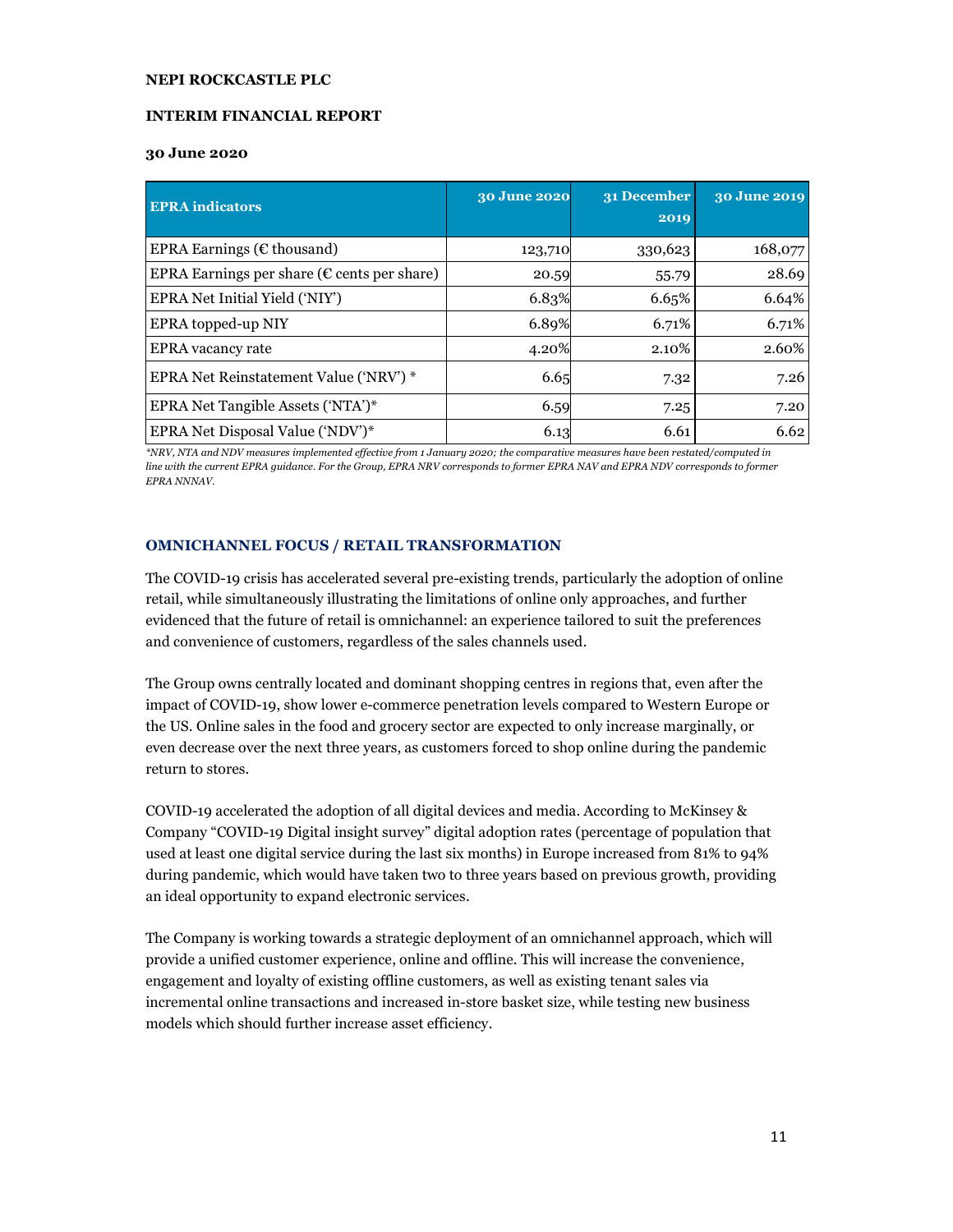**NEPI ROCKCASTLE PLC**

**INTERIM FINANCIAL REPORT**

**30 June 2020**

| EPRA indicators | 30 June 2020 | 31 December 2019 | 30 June 2019 |
|---|---|---|---|
| EPRA Earnings (€ thousand) | 123,710 | 330,623 | 168,077 |
| EPRA Earnings per share (€ cents per share) | 20.59 | 55.79 | 28.69 |
| EPRA Net Initial Yield ('NIY') | 6.83% | 6.65% | 6.64% |
| EPRA topped-up NIY | 6.89% | 6.71% | 6.71% |
| EPRA vacancy rate | 4.20% | 2.10% | 2.60% |
| EPRA Net Reinstatement Value ('NRV') * | 6.65 | 7.32 | 7.26 |
| EPRA Net Tangible Assets ('NTA')* | 6.59 | 7.25 | 7.20 |
| EPRA Net Disposal Value ('NDV')* | 6.13 | 6.61 | 6.62 |

*\*NRV, NTA and NDV measures implemented effective from 1 January 2020; the comparative measures have been restated/computed in line with the current EPRA guidance. For the Group, EPRA NRV corresponds to former EPRA NAV and EPRA NDV corresponds to former EPRA NNNAV.*

## OMNICHANNEL FOCUS / RETAIL TRANSFORMATION

The COVID-19 crisis has accelerated several pre-existing trends, particularly the adoption of online retail, while simultaneously illustrating the limitations of online only approaches, and further evidenced that the future of retail is omnichannel: an experience tailored to suit the preferences and convenience of customers, regardless of the sales channels used.

The Group owns centrally located and dominant shopping centres in regions that, even after the impact of COVID-19, show lower e-commerce penetration levels compared to Western Europe or the US. Online sales in the food and grocery sector are expected to only increase marginally, or even decrease over the next three years, as customers forced to shop online during the pandemic return to stores.

COVID-19 accelerated the adoption of all digital devices and media. According to McKinsey & Company "COVID-19 Digital insight survey" digital adoption rates (percentage of population that used at least one digital service during the last six months) in Europe increased from 81% to 94% during pandemic, which would have taken two to three years based on previous growth, providing an ideal opportunity to expand electronic services.

The Company is working towards a strategic deployment of an omnichannel approach, which will provide a unified customer experience, online and offline. This will increase the convenience, engagement and loyalty of existing offline customers, as well as existing tenant sales via incremental online transactions and increased in-store basket size, while testing new business models which should further increase asset efficiency.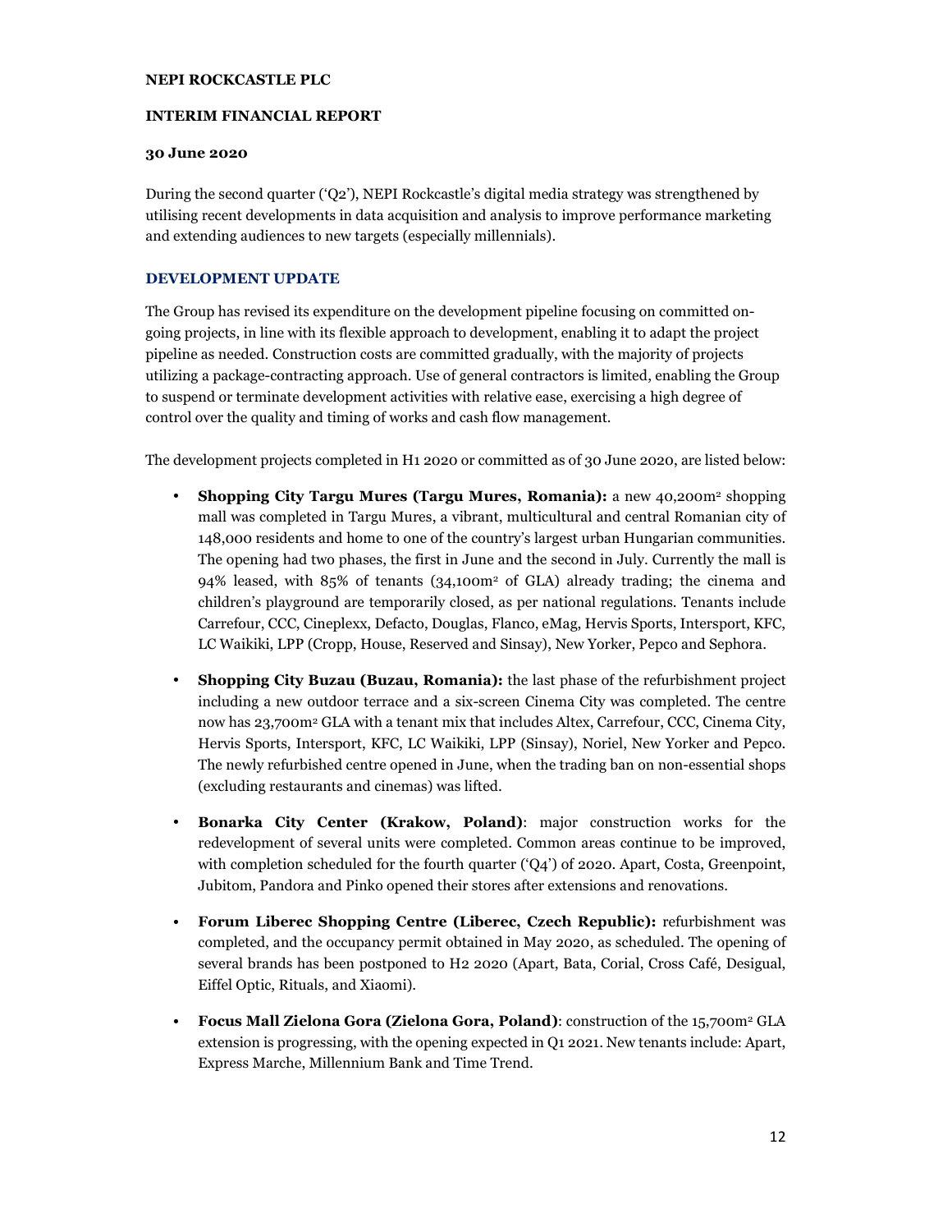**NEPI ROCKCASTLE PLC**

**INTERIM FINANCIAL REPORT**

**30 June 2020**

During the second quarter ('Q2'), NEPI Rockcastle's digital media strategy was strengthened by utilising recent developments in data acquisition and analysis to improve performance marketing and extending audiences to new targets (especially millennials).

## DEVELOPMENT UPDATE

The Group has revised its expenditure on the development pipeline focusing on committed on-going projects, in line with its flexible approach to development, enabling it to adapt the project pipeline as needed. Construction costs are committed gradually, with the majority of projects utilizing a package-contracting approach. Use of general contractors is limited, enabling the Group to suspend or terminate development activities with relative ease, exercising a high degree of control over the quality and timing of works and cash flow management.

The development projects completed in H1 2020 or committed as of 30 June 2020, are listed below:

- **Shopping City Targu Mures (Targu Mures, Romania):** a new 40,200m$^2$ shopping mall was completed in Targu Mures, a vibrant, multicultural and central Romanian city of 148,000 residents and home to one of the country's largest urban Hungarian communities. The opening had two phases, the first in June and the second in July. Currently the mall is 94% leased, with 85% of tenants (34,100m$^2$ of GLA) already trading; the cinema and children's playground are temporarily closed, as per national regulations. Tenants include Carrefour, CCC, Cineplexx, Defacto, Douglas, Flanco, eMag, Hervis Sports, Intersport, KFC, LC Waikiki, LPP (Cropp, House, Reserved and Sinsay), New Yorker, Pepco and Sephora.
- **Shopping City Buzau (Buzau, Romania):** the last phase of the refurbishment project including a new outdoor terrace and a six-screen Cinema City was completed. The centre now has 23,700m$^2$ GLA with a tenant mix that includes Altex, Carrefour, CCC, Cinema City, Hervis Sports, Intersport, KFC, LC Waikiki, LPP (Sinsay), Noriel, New Yorker and Pepco. The newly refurbished centre opened in June, when the trading ban on non-essential shops (excluding restaurants and cinemas) was lifted.
- **Bonarka City Center (Krakow, Poland)**: major construction works for the redevelopment of several units were completed. Common areas continue to be improved, with completion scheduled for the fourth quarter ('Q4') of 2020. Apart, Costa, Greenpoint, Jubitom, Pandora and Pinko opened their stores after extensions and renovations.
- **Forum Liberec Shopping Centre (Liberec, Czech Republic):** refurbishment was completed, and the occupancy permit obtained in May 2020, as scheduled. The opening of several brands has been postponed to H2 2020 (Apart, Bata, Corial, Cross Café, Desigual, Eiffel Optic, Rituals, and Xiaomi).
- **Focus Mall Zielona Gora (Zielona Gora, Poland)**: construction of the 15,700m$^2$ GLA extension is progressing, with the opening expected in Q1 2021. New tenants include: Apart, Express Marche, Millennium Bank and Time Trend.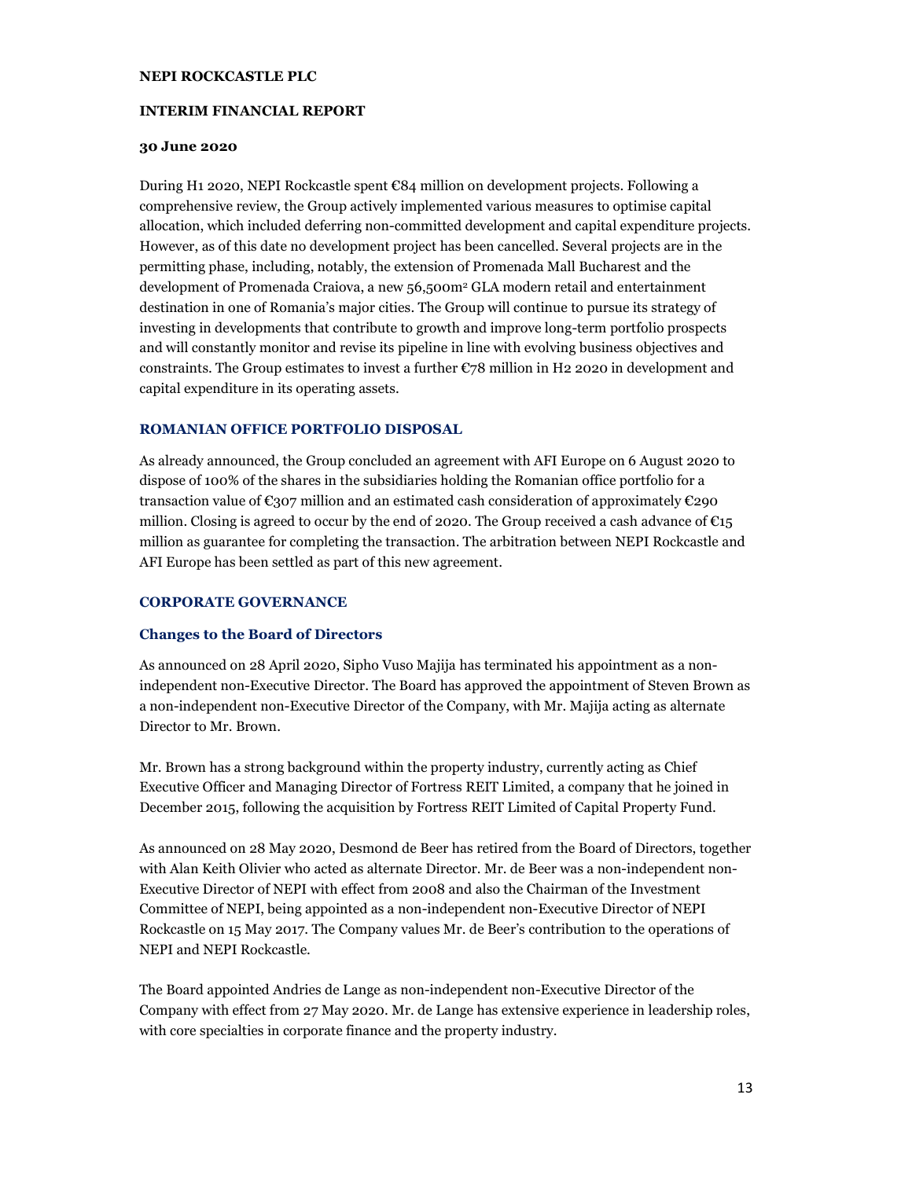During H1 2020, NEPI Rockcastle spent €84 million on development projects. Following a comprehensive review, the Group actively implemented various measures to optimise capital allocation, which included deferring non-committed development and capital expenditure projects. However, as of this date no development project has been cancelled. Several projects are in the permitting phase, including, notably, the extension of Promenada Mall Bucharest and the development of Promenada Craiova, a new 56,500m² GLA modern retail and entertainment destination in one of Romania's major cities. The Group will continue to pursue its strategy of investing in developments that contribute to growth and improve long-term portfolio prospects and will constantly monitor and revise its pipeline in line with evolving business objectives and constraints. The Group estimates to invest a further €78 million in H2 2020 in development and capital expenditure in its operating assets.

## ROMANIAN OFFICE PORTFOLIO DISPOSAL

As already announced, the Group concluded an agreement with AFI Europe on 6 August 2020 to dispose of 100% of the shares in the subsidiaries holding the Romanian office portfolio for a transaction value of €307 million and an estimated cash consideration of approximately €290 million. Closing is agreed to occur by the end of 2020. The Group received a cash advance of €15 million as guarantee for completing the transaction. The arbitration between NEPI Rockcastle and AFI Europe has been settled as part of this new agreement.

## CORPORATE GOVERNANCE

### Changes to the Board of Directors

As announced on 28 April 2020, Sipho Vuso Majija has terminated his appointment as a non-independent non-Executive Director. The Board has approved the appointment of Steven Brown as a non-independent non-Executive Director of the Company, with Mr. Majija acting as alternate Director to Mr. Brown.

Mr. Brown has a strong background within the property industry, currently acting as Chief Executive Officer and Managing Director of Fortress REIT Limited, a company that he joined in December 2015, following the acquisition by Fortress REIT Limited of Capital Property Fund.

As announced on 28 May 2020, Desmond de Beer has retired from the Board of Directors, together with Alan Keith Olivier who acted as alternate Director. Mr. de Beer was a non-independent non-Executive Director of NEPI with effect from 2008 and also the Chairman of the Investment Committee of NEPI, being appointed as a non-independent non-Executive Director of NEPI Rockcastle on 15 May 2017. The Company values Mr. de Beer's contribution to the operations of NEPI and NEPI Rockcastle.

The Board appointed Andries de Lange as non-independent non-Executive Director of the Company with effect from 27 May 2020. Mr. de Lange has extensive experience in leadership roles, with core specialties in corporate finance and the property industry.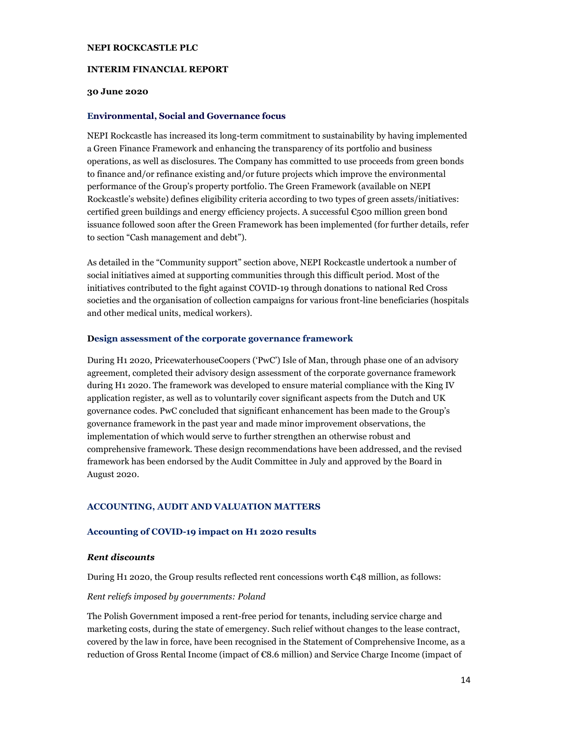**NEPI ROCKCASTLE PLC**

**INTERIM FINANCIAL REPORT**

**30 June 2020**

### Environmental, Social and Governance focus

NEPI Rockcastle has increased its long-term commitment to sustainability by having implemented a Green Finance Framework and enhancing the transparency of its portfolio and business operations, as well as disclosures. The Company has committed to use proceeds from green bonds to finance and/or refinance existing and/or future projects which improve the environmental performance of the Group's property portfolio. The Green Framework (available on NEPI Rockcastle's website) defines eligibility criteria according to two types of green assets/initiatives: certified green buildings and energy efficiency projects. A successful €500 million green bond issuance followed soon after the Green Framework has been implemented (for further details, refer to section "Cash management and debt").

As detailed in the "Community support" section above, NEPI Rockcastle undertook a number of social initiatives aimed at supporting communities through this difficult period. Most of the initiatives contributed to the fight against COVID-19 through donations to national Red Cross societies and the organisation of collection campaigns for various front-line beneficiaries (hospitals and other medical units, medical workers).

### Design assessment of the corporate governance framework

During H1 2020, PricewaterhouseCoopers ('PwC') Isle of Man, through phase one of an advisory agreement, completed their advisory design assessment of the corporate governance framework during H1 2020. The framework was developed to ensure material compliance with the King IV application register, as well as to voluntarily cover significant aspects from the Dutch and UK governance codes. PwC concluded that significant enhancement has been made to the Group's governance framework in the past year and made minor improvement observations, the implementation of which would serve to further strengthen an otherwise robust and comprehensive framework. These design recommendations have been addressed, and the revised framework has been endorsed by the Audit Committee in July and approved by the Board in August 2020.

## ACCOUNTING, AUDIT AND VALUATION MATTERS

### Accounting of COVID-19 impact on H1 2020 results

#### *Rent discounts*

During H1 2020, the Group results reflected rent concessions worth €48 million, as follows:

*Rent reliefs imposed by governments: Poland*

The Polish Government imposed a rent-free period for tenants, including service charge and marketing costs, during the state of emergency. Such relief without changes to the lease contract, covered by the law in force, have been recognised in the Statement of Comprehensive Income, as a reduction of Gross Rental Income (impact of €8.6 million) and Service Charge Income (impact of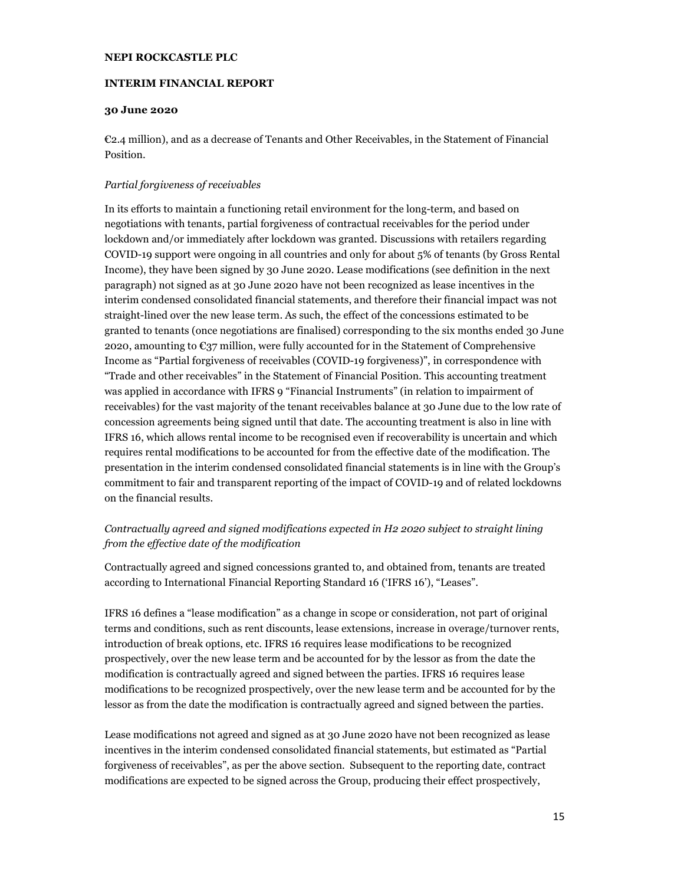€2.4 million), and as a decrease of Tenants and Other Receivables, in the Statement of Financial Position.

*Partial forgiveness of receivables*

In its efforts to maintain a functioning retail environment for the long-term, and based on negotiations with tenants, partial forgiveness of contractual receivables for the period under lockdown and/or immediately after lockdown was granted. Discussions with retailers regarding COVID-19 support were ongoing in all countries and only for about 5% of tenants (by Gross Rental Income), they have been signed by 30 June 2020. Lease modifications (see definition in the next paragraph) not signed as at 30 June 2020 have not been recognized as lease incentives in the interim condensed consolidated financial statements, and therefore their financial impact was not straight-lined over the new lease term. As such, the effect of the concessions estimated to be granted to tenants (once negotiations are finalised) corresponding to the six months ended 30 June 2020, amounting to €37 million, were fully accounted for in the Statement of Comprehensive Income as "Partial forgiveness of receivables (COVID-19 forgiveness)", in correspondence with "Trade and other receivables" in the Statement of Financial Position. This accounting treatment was applied in accordance with IFRS 9 "Financial Instruments" (in relation to impairment of receivables) for the vast majority of the tenant receivables balance at 30 June due to the low rate of concession agreements being signed until that date. The accounting treatment is also in line with IFRS 16, which allows rental income to be recognised even if recoverability is uncertain and which requires rental modifications to be accounted for from the effective date of the modification. The presentation in the interim condensed consolidated financial statements is in line with the Group's commitment to fair and transparent reporting of the impact of COVID-19 and of related lockdowns on the financial results.

*Contractually agreed and signed modifications expected in H2 2020 subject to straight lining from the effective date of the modification*

Contractually agreed and signed concessions granted to, and obtained from, tenants are treated according to International Financial Reporting Standard 16 ('IFRS 16'), "Leases".

IFRS 16 defines a "lease modification" as a change in scope or consideration, not part of original terms and conditions, such as rent discounts, lease extensions, increase in overage/turnover rents, introduction of break options, etc. IFRS 16 requires lease modifications to be recognized prospectively, over the new lease term and be accounted for by the lessor as from the date the modification is contractually agreed and signed between the parties. IFRS 16 requires lease modifications to be recognized prospectively, over the new lease term and be accounted for by the lessor as from the date the modification is contractually agreed and signed between the parties.

Lease modifications not agreed and signed as at 30 June 2020 have not been recognized as lease incentives in the interim condensed consolidated financial statements, but estimated as "Partial forgiveness of receivables", as per the above section. Subsequent to the reporting date, contract modifications are expected to be signed across the Group, producing their effect prospectively,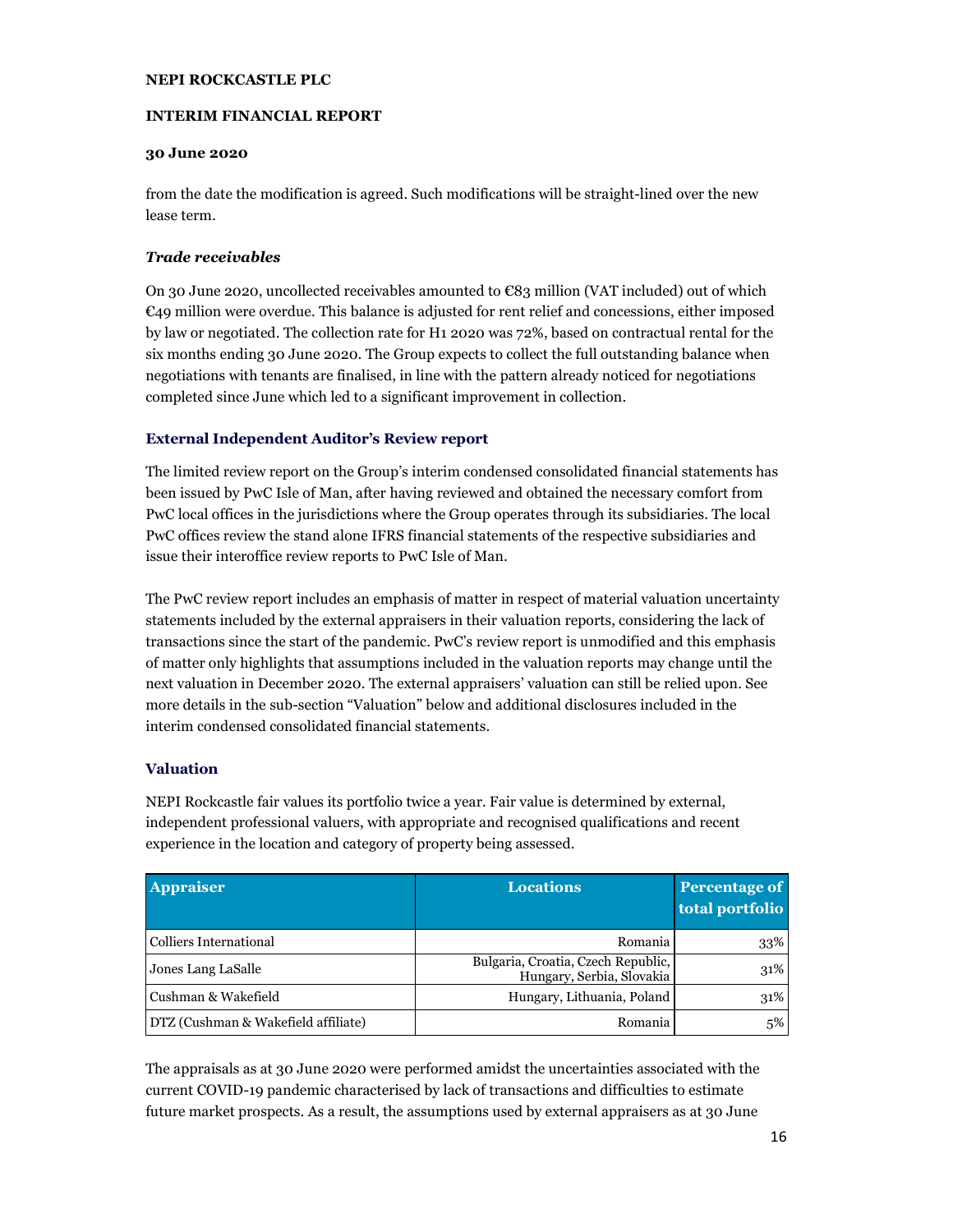from the date the modification is agreed. Such modifications will be straight-lined over the new lease term.

***Trade receivables***

On 30 June 2020, uncollected receivables amounted to €83 million (VAT included) out of which €49 million were overdue. This balance is adjusted for rent relief and concessions, either imposed by law or negotiated. The collection rate for H1 2020 was 72%, based on contractual rental for the six months ending 30 June 2020. The Group expects to collect the full outstanding balance when negotiations with tenants are finalised, in line with the pattern already noticed for negotiations completed since June which led to a significant improvement in collection.

### External Independent Auditor's Review report

The limited review report on the Group's interim condensed consolidated financial statements has been issued by PwC Isle of Man, after having reviewed and obtained the necessary comfort from PwC local offices in the jurisdictions where the Group operates through its subsidiaries. The local PwC offices review the stand alone IFRS financial statements of the respective subsidiaries and issue their interoffice review reports to PwC Isle of Man.

The PwC review report includes an emphasis of matter in respect of material valuation uncertainty statements included by the external appraisers in their valuation reports, considering the lack of transactions since the start of the pandemic. PwC's review report is unmodified and this emphasis of matter only highlights that assumptions included in the valuation reports may change until the next valuation in December 2020. The external appraisers' valuation can still be relied upon. See more details in the sub-section "Valuation" below and additional disclosures included in the interim condensed consolidated financial statements.

### Valuation

NEPI Rockcastle fair values its portfolio twice a year. Fair value is determined by external, independent professional valuers, with appropriate and recognised qualifications and recent experience in the location and category of property being assessed.

| Appraiser | Locations | Percentage of total portfolio |
|---|---|---|
| Colliers International | Romania | 33% |
| Jones Lang LaSalle | Bulgaria, Croatia, Czech Republic, Hungary, Serbia, Slovakia | 31% |
| Cushman & Wakefield | Hungary, Lithuania, Poland | 31% |
| DTZ (Cushman & Wakefield affiliate) | Romania | 5% |

The appraisals as at 30 June 2020 were performed amidst the uncertainties associated with the current COVID-19 pandemic characterised by lack of transactions and difficulties to estimate future market prospects. As a result, the assumptions used by external appraisers as at 30 June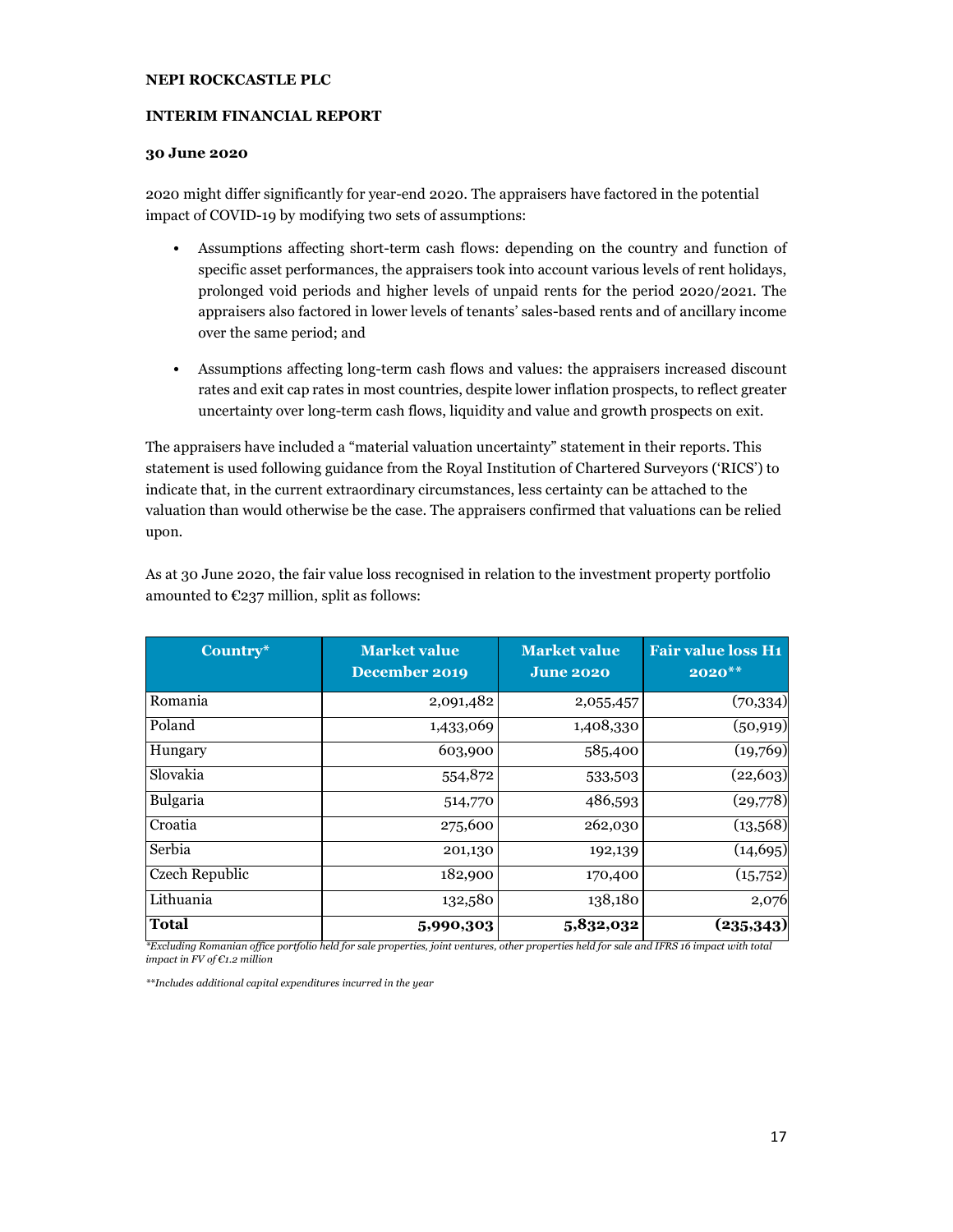2020 might differ significantly for year-end 2020. The appraisers have factored in the potential impact of COVID-19 by modifying two sets of assumptions:

- Assumptions affecting short-term cash flows: depending on the country and function of specific asset performances, the appraisers took into account various levels of rent holidays, prolonged void periods and higher levels of unpaid rents for the period 2020/2021. The appraisers also factored in lower levels of tenants' sales-based rents and of ancillary income over the same period; and

- Assumptions affecting long-term cash flows and values: the appraisers increased discount rates and exit cap rates in most countries, despite lower inflation prospects, to reflect greater uncertainty over long-term cash flows, liquidity and value and growth prospects on exit.

The appraisers have included a "material valuation uncertainty" statement in their reports. This statement is used following guidance from the Royal Institution of Chartered Surveyors ('RICS') to indicate that, in the current extraordinary circumstances, less certainty can be attached to the valuation than would otherwise be the case. The appraisers confirmed that valuations can be relied upon.

As at 30 June 2020, the fair value loss recognised in relation to the investment property portfolio amounted to €237 million, split as follows:

| Country* | Market value December 2019 | Market value June 2020 | Fair value loss H1 2020** |
|---|---|---|---|
| Romania | 2,091,482 | 2,055,457 | (70,334) |
| Poland | 1,433,069 | 1,408,330 | (50,919) |
| Hungary | 603,900 | 585,400 | (19,769) |
| Slovakia | 554,872 | 533,503 | (22,603) |
| Bulgaria | 514,770 | 486,593 | (29,778) |
| Croatia | 275,600 | 262,030 | (13,568) |
| Serbia | 201,130 | 192,139 | (14,695) |
| Czech Republic | 182,900 | 170,400 | (15,752) |
| Lithuania | 132,580 | 138,180 | 2,076 |
| **Total** | **5,990,303** | **5,832,032** | **(235,343)** |

*\*Excluding Romanian office portfolio held for sale properties, joint ventures, other properties held for sale and IFRS 16 impact with total impact in FV of €1.2 million*

*\*\*Includes additional capital expenditures incurred in the year*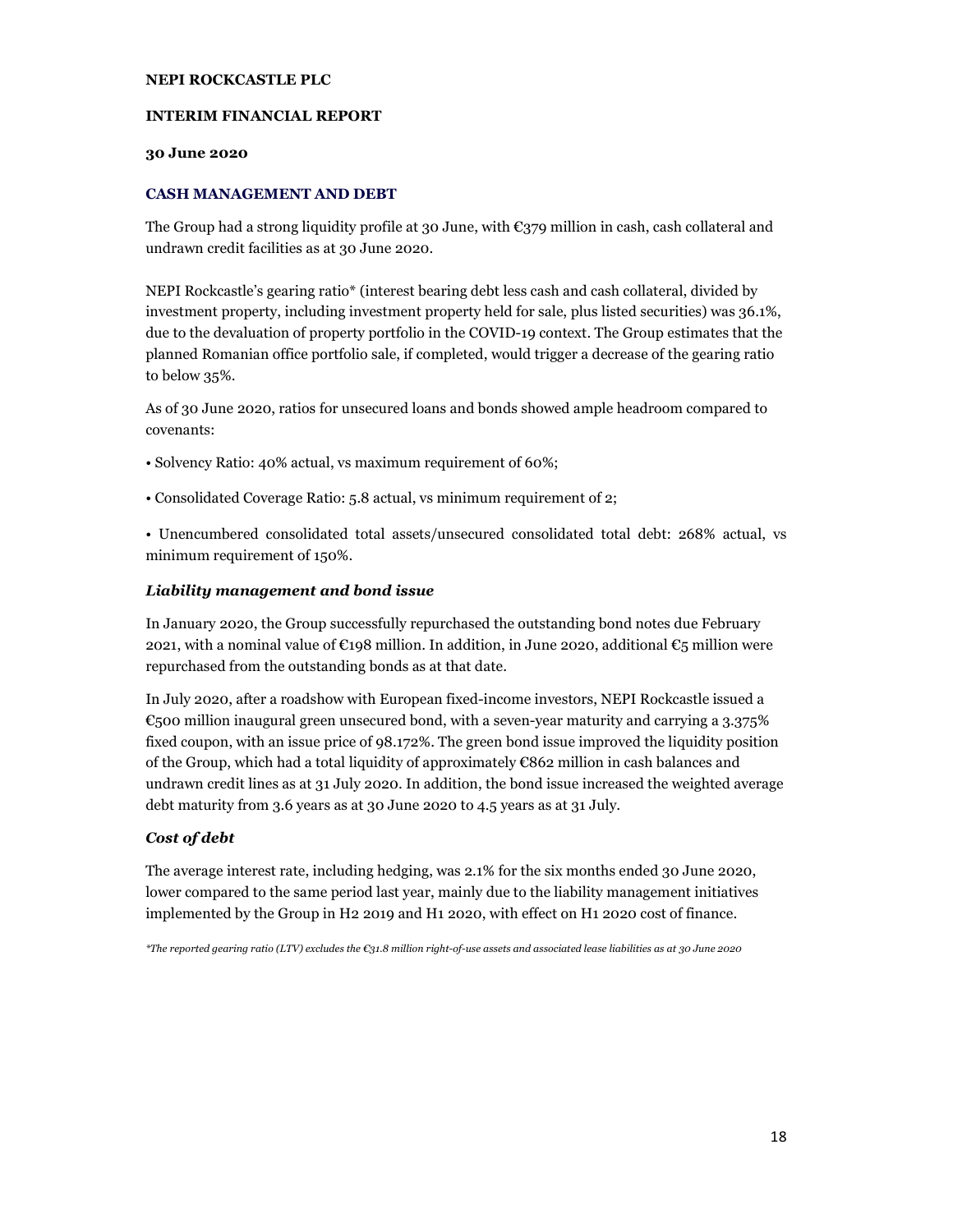**NEPI ROCKCASTLE PLC**

**INTERIM FINANCIAL REPORT**

**30 June 2020**

## CASH MANAGEMENT AND DEBT

The Group had a strong liquidity profile at 30 June, with €379 million in cash, cash collateral and undrawn credit facilities as at 30 June 2020.

NEPI Rockcastle's gearing ratio* (interest bearing debt less cash and cash collateral, divided by investment property, including investment property held for sale, plus listed securities) was 36.1%, due to the devaluation of property portfolio in the COVID-19 context. The Group estimates that the planned Romanian office portfolio sale, if completed, would trigger a decrease of the gearing ratio to below 35%.

As of 30 June 2020, ratios for unsecured loans and bonds showed ample headroom compared to covenants:

- Solvency Ratio: 40% actual, vs maximum requirement of 60%;
- Consolidated Coverage Ratio: 5.8 actual, vs minimum requirement of 2;
- Unencumbered consolidated total assets/unsecured consolidated total debt: 268% actual, vs minimum requirement of 150%.

### *Liability management and bond issue*

In January 2020, the Group successfully repurchased the outstanding bond notes due February 2021, with a nominal value of €198 million. In addition, in June 2020, additional €5 million were repurchased from the outstanding bonds as at that date.

In July 2020, after a roadshow with European fixed-income investors, NEPI Rockcastle issued a €500 million inaugural green unsecured bond, with a seven-year maturity and carrying a 3.375% fixed coupon, with an issue price of 98.172%. The green bond issue improved the liquidity position of the Group, which had a total liquidity of approximately €862 million in cash balances and undrawn credit lines as at 31 July 2020. In addition, the bond issue increased the weighted average debt maturity from 3.6 years as at 30 June 2020 to 4.5 years as at 31 July.

### *Cost of debt*

The average interest rate, including hedging, was 2.1% for the six months ended 30 June 2020, lower compared to the same period last year, mainly due to the liability management initiatives implemented by the Group in H2 2019 and H1 2020, with effect on H1 2020 cost of finance.

*\*The reported gearing ratio (LTV) excludes the €31.8 million right-of-use assets and associated lease liabilities as at 30 June 2020*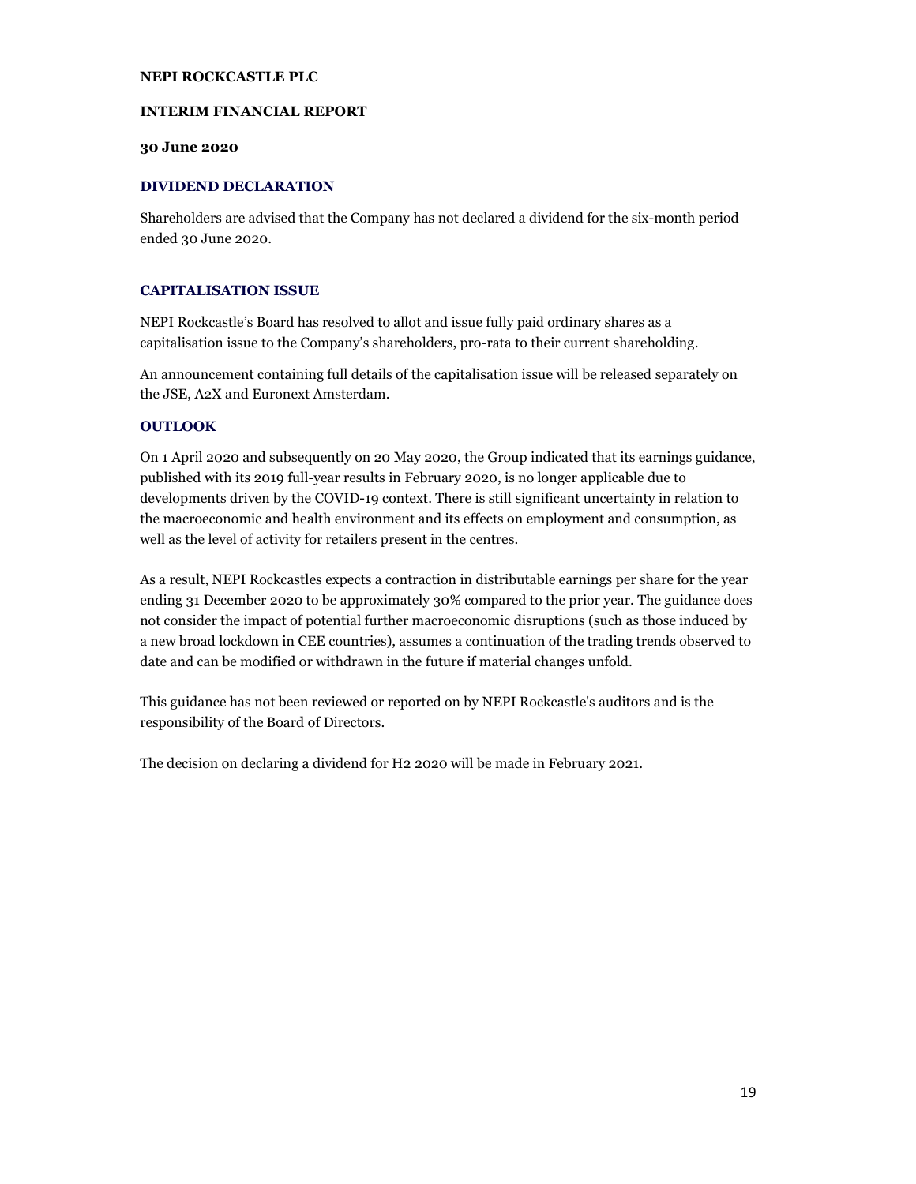## DIVIDEND DECLARATION

Shareholders are advised that the Company has not declared a dividend for the six-month period ended 30 June 2020.

## CAPITALISATION ISSUE

NEPI Rockcastle's Board has resolved to allot and issue fully paid ordinary shares as a capitalisation issue to the Company's shareholders, pro-rata to their current shareholding.

An announcement containing full details of the capitalisation issue will be released separately on the JSE, A2X and Euronext Amsterdam.

## OUTLOOK

On 1 April 2020 and subsequently on 20 May 2020, the Group indicated that its earnings guidance, published with its 2019 full-year results in February 2020, is no longer applicable due to developments driven by the COVID-19 context. There is still significant uncertainty in relation to the macroeconomic and health environment and its effects on employment and consumption, as well as the level of activity for retailers present in the centres.

As a result, NEPI Rockcastles expects a contraction in distributable earnings per share for the year ending 31 December 2020 to be approximately 30% compared to the prior year. The guidance does not consider the impact of potential further macroeconomic disruptions (such as those induced by a new broad lockdown in CEE countries), assumes a continuation of the trading trends observed to date and can be modified or withdrawn in the future if material changes unfold.

This guidance has not been reviewed or reported on by NEPI Rockcastle's auditors and is the responsibility of the Board of Directors.

The decision on declaring a dividend for H2 2020 will be made in February 2021.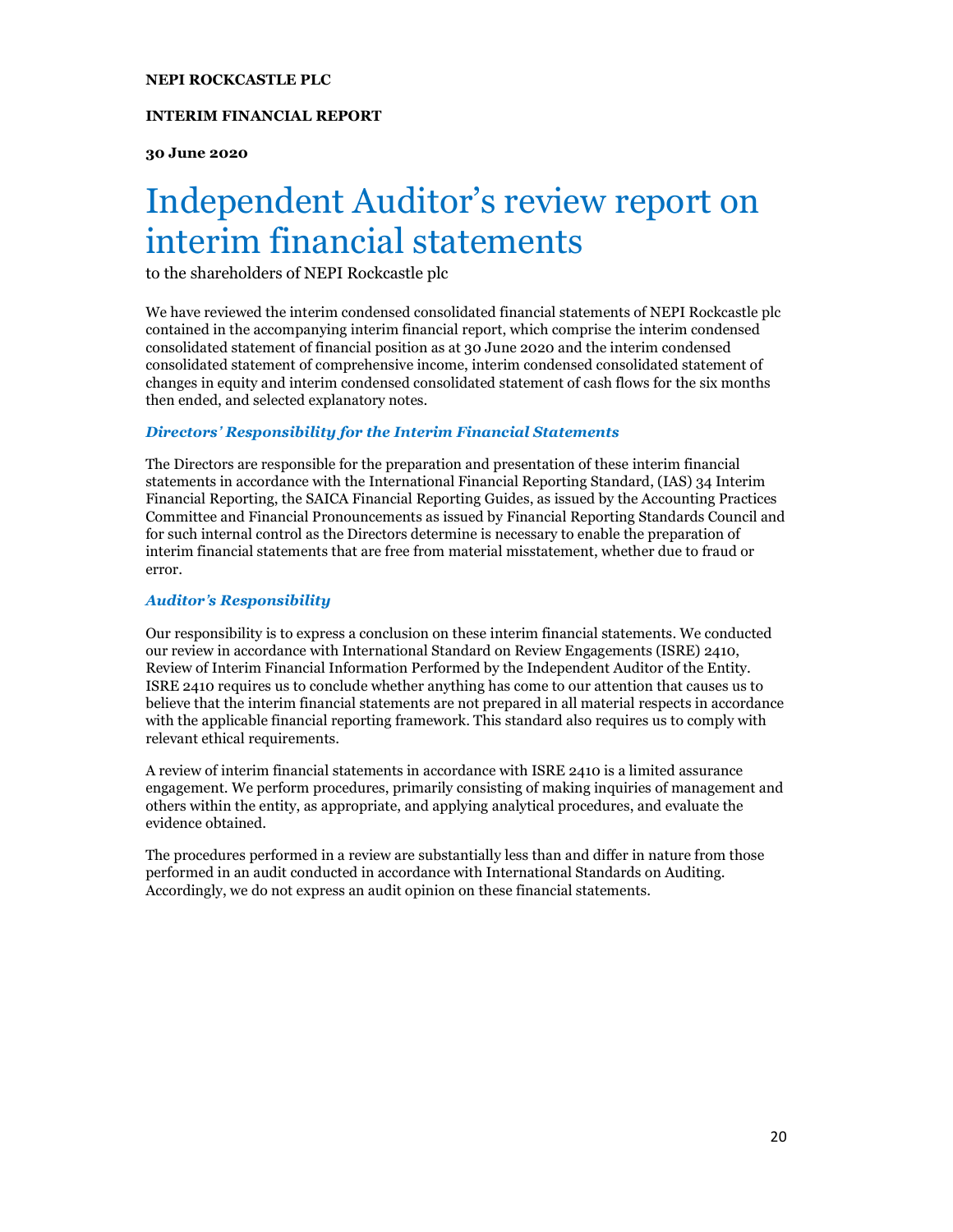**NEPI ROCKCASTLE PLC**

**INTERIM FINANCIAL REPORT**

**30 June 2020**

# Independent Auditor's review report on interim financial statements

to the shareholders of NEPI Rockcastle plc

We have reviewed the interim condensed consolidated financial statements of NEPI Rockcastle plc contained in the accompanying interim financial report, which comprise the interim condensed consolidated statement of financial position as at 30 June 2020 and the interim condensed consolidated statement of comprehensive income, interim condensed consolidated statement of changes in equity and interim condensed consolidated statement of cash flows for the six months then ended, and selected explanatory notes.

### *Directors' Responsibility for the Interim Financial Statements*

The Directors are responsible for the preparation and presentation of these interim financial statements in accordance with the International Financial Reporting Standard, (IAS) 34 Interim Financial Reporting, the SAICA Financial Reporting Guides, as issued by the Accounting Practices Committee and Financial Pronouncements as issued by Financial Reporting Standards Council and for such internal control as the Directors determine is necessary to enable the preparation of interim financial statements that are free from material misstatement, whether due to fraud or error.

### *Auditor's Responsibility*

Our responsibility is to express a conclusion on these interim financial statements. We conducted our review in accordance with International Standard on Review Engagements (ISRE) 2410, Review of Interim Financial Information Performed by the Independent Auditor of the Entity. ISRE 2410 requires us to conclude whether anything has come to our attention that causes us to believe that the interim financial statements are not prepared in all material respects in accordance with the applicable financial reporting framework. This standard also requires us to comply with relevant ethical requirements.

A review of interim financial statements in accordance with ISRE 2410 is a limited assurance engagement. We perform procedures, primarily consisting of making inquiries of management and others within the entity, as appropriate, and applying analytical procedures, and evaluate the evidence obtained.

The procedures performed in a review are substantially less than and differ in nature from those performed in an audit conducted in accordance with International Standards on Auditing. Accordingly, we do not express an audit opinion on these financial statements.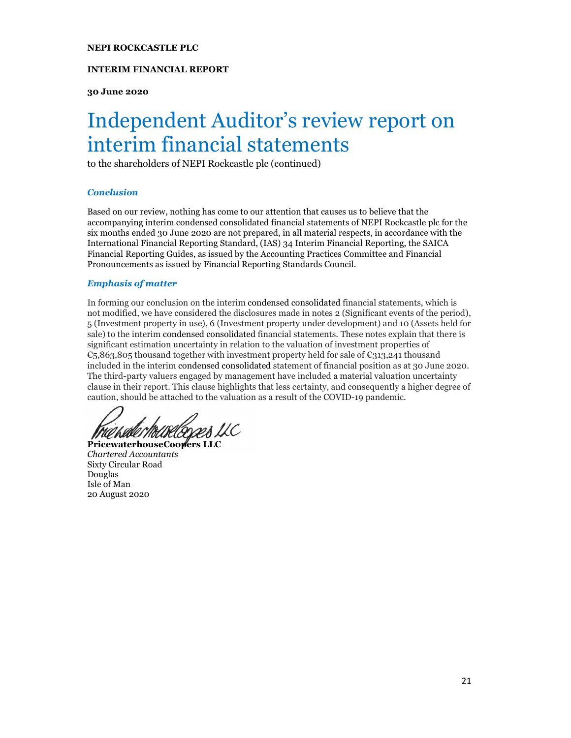**NEPI ROCKCASTLE PLC**

**INTERIM FINANCIAL REPORT**

**30 June 2020**

# Independent Auditor's review report on interim financial statements

to the shareholders of NEPI Rockcastle plc (continued)

### *Conclusion*

Based on our review, nothing has come to our attention that causes us to believe that the accompanying interim condensed consolidated financial statements of NEPI Rockcastle plc for the six months ended 30 June 2020 are not prepared, in all material respects, in accordance with the International Financial Reporting Standard, (IAS) 34 Interim Financial Reporting, the SAICA Financial Reporting Guides, as issued by the Accounting Practices Committee and Financial Pronouncements as issued by Financial Reporting Standards Council.

### *Emphasis of matter*

In forming our conclusion on the interim condensed consolidated financial statements, which is not modified, we have considered the disclosures made in notes 2 (Significant events of the period), 5 (Investment property in use), 6 (Investment property under development) and 10 (Assets held for sale) to the interim condensed consolidated financial statements. These notes explain that there is significant estimation uncertainty in relation to the valuation of investment properties of €5,863,805 thousand together with investment property held for sale of €313,241 thousand included in the interim condensed consolidated statement of financial position as at 30 June 2020. The third-party valuers engaged by management have included a material valuation uncertainty clause in their report. This clause highlights that less certainty, and consequently a higher degree of caution, should be attached to the valuation as a result of the COVID-19 pandemic.

PricewaterhouseCoopers LLC

**PricewaterhouseCoopers LLC**
*Chartered Accountants*
Sixty Circular Road
Douglas
Isle of Man
20 August 2020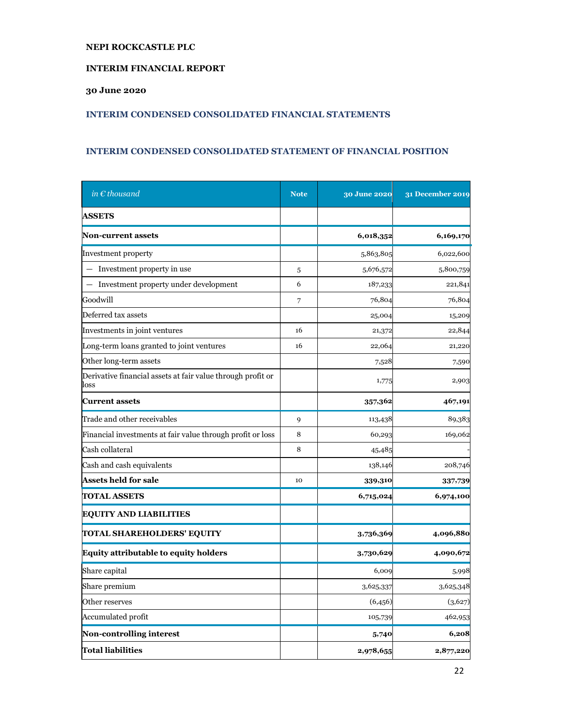**NEPI ROCKCASTLE PLC**

**INTERIM FINANCIAL REPORT**

**30 June 2020**

## INTERIM CONDENSED CONSOLIDATED FINANCIAL STATEMENTS

## INTERIM CONDENSED CONSOLIDATED STATEMENT OF FINANCIAL POSITION

| *in € thousand* | Note | 30 June 2020 | 31 December 2019 |
|---|---|---|---|
| **ASSETS** | | | |
| **Non-current assets** | | **6,018,352** | **6,169,170** |
| Investment property | | 5,863,805 | 6,022,600 |
| — Investment property in use | 5 | 5,676,572 | 5,800,759 |
| — Investment property under development | 6 | 187,233 | 221,841 |
| Goodwill | 7 | 76,804 | 76,804 |
| Deferred tax assets | | 25,004 | 15,209 |
| Investments in joint ventures | 16 | 21,372 | 22,844 |
| Long-term loans granted to joint ventures | 16 | 22,064 | 21,220 |
| Other long-term assets | | 7,528 | 7,590 |
| Derivative financial assets at fair value through profit or loss | | 1,775 | 2,903 |
| **Current assets** | | **357,362** | **467,191** |
| Trade and other receivables | 9 | 113,438 | 89,383 |
| Financial investments at fair value through profit or loss | 8 | 60,293 | 169,062 |
| Cash collateral | 8 | 45,485 | - |
| Cash and cash equivalents | | 138,146 | 208,746 |
| **Assets held for sale** | 10 | **339,310** | **337,739** |
| **TOTAL ASSETS** | | **6,715,024** | **6,974,100** |
| **EQUITY AND LIABILITIES** | | | |
| **TOTAL SHAREHOLDERS' EQUITY** | | **3,736,369** | **4,096,880** |
| **Equity attributable to equity holders** | | **3,730,629** | **4,090,672** |
| Share capital | | 6,009 | 5,998 |
| Share premium | | 3,625,337 | 3,625,348 |
| Other reserves | | (6,456) | (3,627) |
| Accumulated profit | | 105,739 | 462,953 |
| **Non-controlling interest** | | **5,740** | **6,208** |
| **Total liabilities** | | **2,978,655** | **2,877,220** |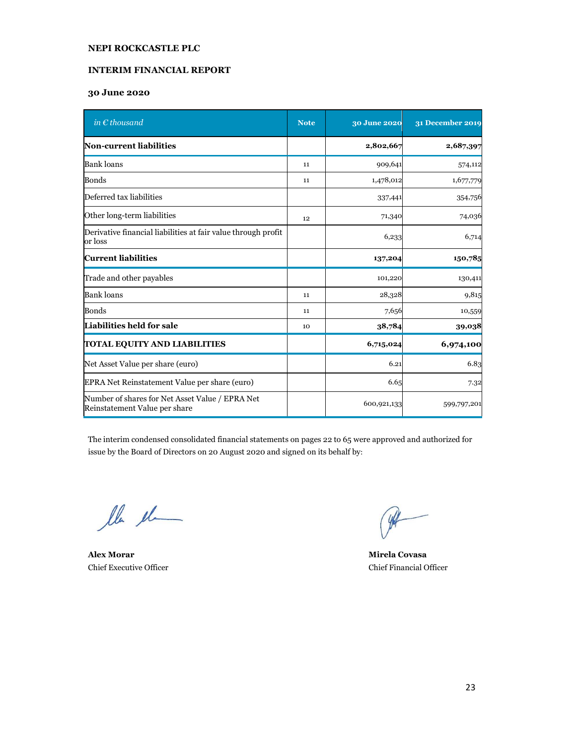**NEPI ROCKCASTLE PLC**

**INTERIM FINANCIAL REPORT**

**30 June 2020**

| *in € thousand* | Note | 30 June 2020 | 31 December 2019 |
|---|---|---|---|
| **Non-current liabilities** | | **2,802,667** | **2,687,397** |
| Bank loans | 11 | 909,641 | 574,112 |
| Bonds | 11 | 1,478,012 | 1,677,779 |
| Deferred tax liabilities | | 337,441 | 354,756 |
| Other long-term liabilities | 12 | 71,340 | 74,036 |
| Derivative financial liabilities at fair value through profit or loss | | 6,233 | 6,714 |
| **Current liabilities** | | **137,204** | **150,785** |
| Trade and other payables | | 101,220 | 130,411 |
| Bank loans | 11 | 28,328 | 9,815 |
| Bonds | 11 | 7,656 | 10,559 |
| **Liabilities held for sale** | 10 | **38,784** | **39,038** |
| **TOTAL EQUITY AND LIABILITIES** | | **6,715,024** | **6,974,100** |
| Net Asset Value per share (euro) | | 6.21 | 6.83 |
| EPRA Net Reinstatement Value per share (euro) | | 6.65 | 7.32 |
| Number of shares for Net Asset Value / EPRA Net Reinstatement Value per share | | 600,921,133 | 599,797,201 |

The interim condensed consolidated financial statements on pages 22 to 65 were approved and authorized for issue by the Board of Directors on 20 August 2020 and signed on its behalf by:

**Alex Morar**
Chief Executive Officer

**Mirela Covasa**
Chief Financial Officer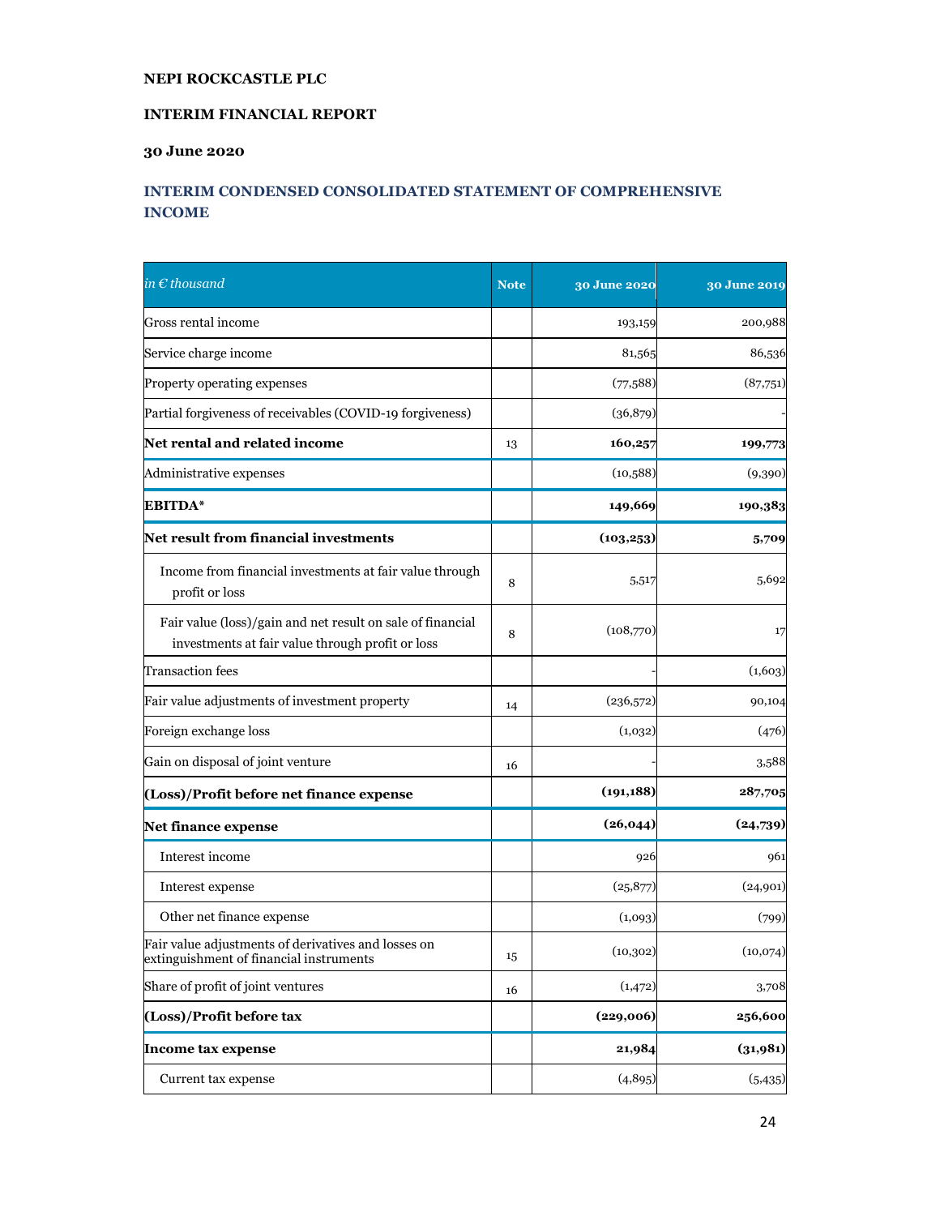**NEPI ROCKCASTLE PLC**

**INTERIM FINANCIAL REPORT**

**30 June 2020**

## INTERIM CONDENSED CONSOLIDATED STATEMENT OF COMPREHENSIVE INCOME

| *in € thousand* | Note | 30 June 2020 | 30 June 2019 |
|---|---|---|---|
| Gross rental income | | 193,159 | 200,988 |
| Service charge income | | 81,565 | 86,536 |
| Property operating expenses | | (77,588) | (87,751) |
| Partial forgiveness of receivables (COVID-19 forgiveness) | | (36,879) | - |
| **Net rental and related income** | 13 | **160,257** | **199,773** |
| Administrative expenses | | (10,588) | (9,390) |
| **EBITDA*** | | **149,669** | **190,383** |
| **Net result from financial investments** | | **(103,253)** | **5,709** |
| Income from financial investments at fair value through profit or loss | 8 | 5,517 | 5,692 |
| Fair value (loss)/gain and net result on sale of financial investments at fair value through profit or loss | 8 | (108,770) | 17 |
| Transaction fees | | - | (1,603) |
| Fair value adjustments of investment property | 14 | (236,572) | 90,104 |
| Foreign exchange loss | | (1,032) | (476) |
| Gain on disposal of joint venture | 16 | - | 3,588 |
| **(Loss)/Profit before net finance expense** | | **(191,188)** | **287,705** |
| **Net finance expense** | | **(26,044)** | **(24,739)** |
| Interest income | | 926 | 961 |
| Interest expense | | (25,877) | (24,901) |
| Other net finance expense | | (1,093) | (799) |
| Fair value adjustments of derivatives and losses on extinguishment of financial instruments | 15 | (10,302) | (10,074) |
| Share of profit of joint ventures | 16 | (1,472) | 3,708 |
| **(Loss)/Profit before tax** | | **(229,006)** | **256,600** |
| **Income tax expense** | | **21,984** | **(31,981)** |
| Current tax expense | | (4,895) | (5,435) |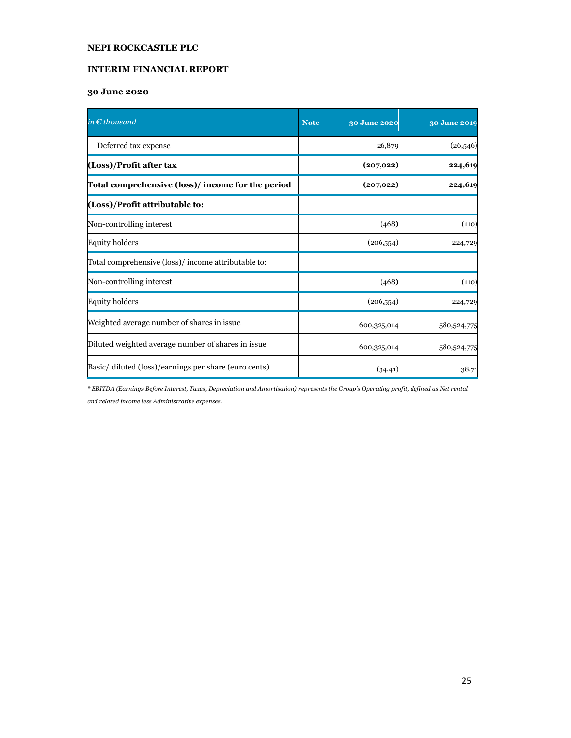**NEPI ROCKCASTLE PLC**

**INTERIM FINANCIAL REPORT**

**30 June 2020**

| *in € thousand* | Note | 30 June 2020 | 30 June 2019 |
|---|---|---|---|
| Deferred tax expense | | 26,879 | (26,546) |
| **(Loss)/Profit after tax** | | **(207,022)** | **224,619** |
| **Total comprehensive (loss)/ income for the period** | | **(207,022)** | **224,619** |
| **(Loss)/Profit attributable to:** | | | |
| Non-controlling interest | | (468) | (110) |
| Equity holders | | (206,554) | 224,729 |
| Total comprehensive (loss)/ income attributable to: | | | |
| Non-controlling interest | | (468) | (110) |
| Equity holders | | (206,554) | 224,729 |
| Weighted average number of shares in issue | | 600,325,014 | 580,524,775 |
| Diluted weighted average number of shares in issue | | 600,325,014 | 580,524,775 |
| Basic/ diluted (loss)/earnings per share (euro cents) | | (34.41) | 38.71 |

*\* EBITDA (Earnings Before Interest, Taxes, Depreciation and Amortisation) represents the Group's Operating profit, defined as Net rental and related income less Administrative expenses.*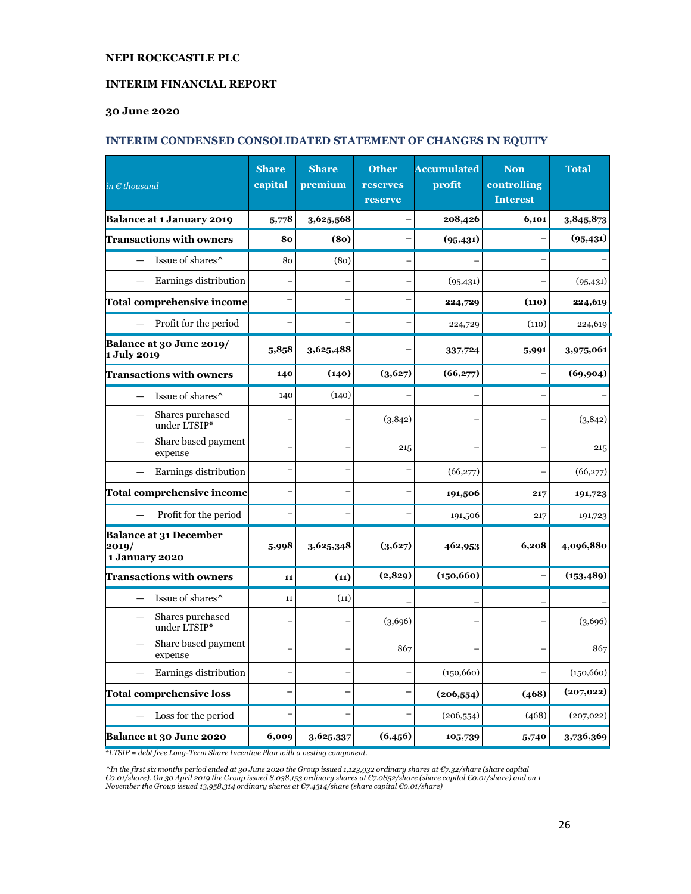**NEPI ROCKCASTLE PLC**

**INTERIM FINANCIAL REPORT**

**30 June 2020**

## INTERIM CONDENSED CONSOLIDATED STATEMENT OF CHANGES IN EQUITY

| *in € thousand* | Share capital | Share premium | Other reserves reserve | Accumulated profit | Non controlling Interest | Total |
|---|---|---|---|---|---|---|
| **Balance at 1 January 2019** | **5,778** | **3,625,568** | **–** | **208,426** | **6,101** | **3,845,873** |
| **Transactions with owners** | **80** | **(80)** | **–** | **(95,431)** | **–** | **(95,431)** |
| — Issue of shares^ | 80 | (80) | – | – | – | – |
| — Earnings distribution | – | – | – | (95,431) | – | (95,431) |
| **Total comprehensive income** | **–** | **–** | **–** | **224,729** | **(110)** | **224,619** |
| — Profit for the period | – | – | – | 224,729 | (110) | 224,619 |
| **Balance at 30 June 2019/ 1 July 2019** | **5,858** | **3,625,488** | **–** | **337,724** | **5,991** | **3,975,061** |
| **Transactions with owners** | **140** | **(140)** | **(3,627)** | **(66,277)** | **–** | **(69,904)** |
| — Issue of shares^ | 140 | (140) | – | – | – | – |
| — Shares purchased under LTSIP* | – | – | (3,842) | – | – | (3,842) |
| — Share based payment expense | – | – | 215 | – | – | 215 |
| — Earnings distribution | – | – | – | (66,277) | – | (66,277) |
| **Total comprehensive income** | **–** | **–** | **–** | **191,506** | **217** | **191,723** |
| — Profit for the period | – | – | – | 191,506 | 217 | 191,723 |
| **Balance at 31 December 2019/ 1 January 2020** | **5,998** | **3,625,348** | **(3,627)** | **462,953** | **6,208** | **4,096,880** |
| **Transactions with owners** | **11** | **(11)** | **(2,829)** | **(150,660)** | **–** | **(153,489)** |
| — Issue of shares^ | 11 | (11) | – | – | – | – |
| — Shares purchased under LTSIP* | – | – | (3,696) | – | – | (3,696) |
| — Share based payment expense | – | – | 867 | – | – | 867 |
| — Earnings distribution | – | – | – | (150,660) | – | (150,660) |
| **Total comprehensive loss** | **–** | **–** | **–** | **(206,554)** | **(468)** | **(207,022)** |
| — Loss for the period | – | – | – | (206,554) | (468) | (207,022) |
| **Balance at 30 June 2020** | **6,009** | **3,625,337** | **(6,456)** | **105,739** | **5,740** | **3,736,369** |

*\*LTSIP = debt free Long-Term Share Incentive Plan with a vesting component.*

*^In the first six months period ended at 30 June 2020 the Group issued 1,123,932 ordinary shares at €7.32/share (share capital €0.01/share). On 30 April 2019 the Group issued 8,038,153 ordinary shares at €7.0852/share (share capital €0.01/share) and on 1 November the Group issued 13,958,314 ordinary shares at €7.4314/share (share capital €0.01/share)*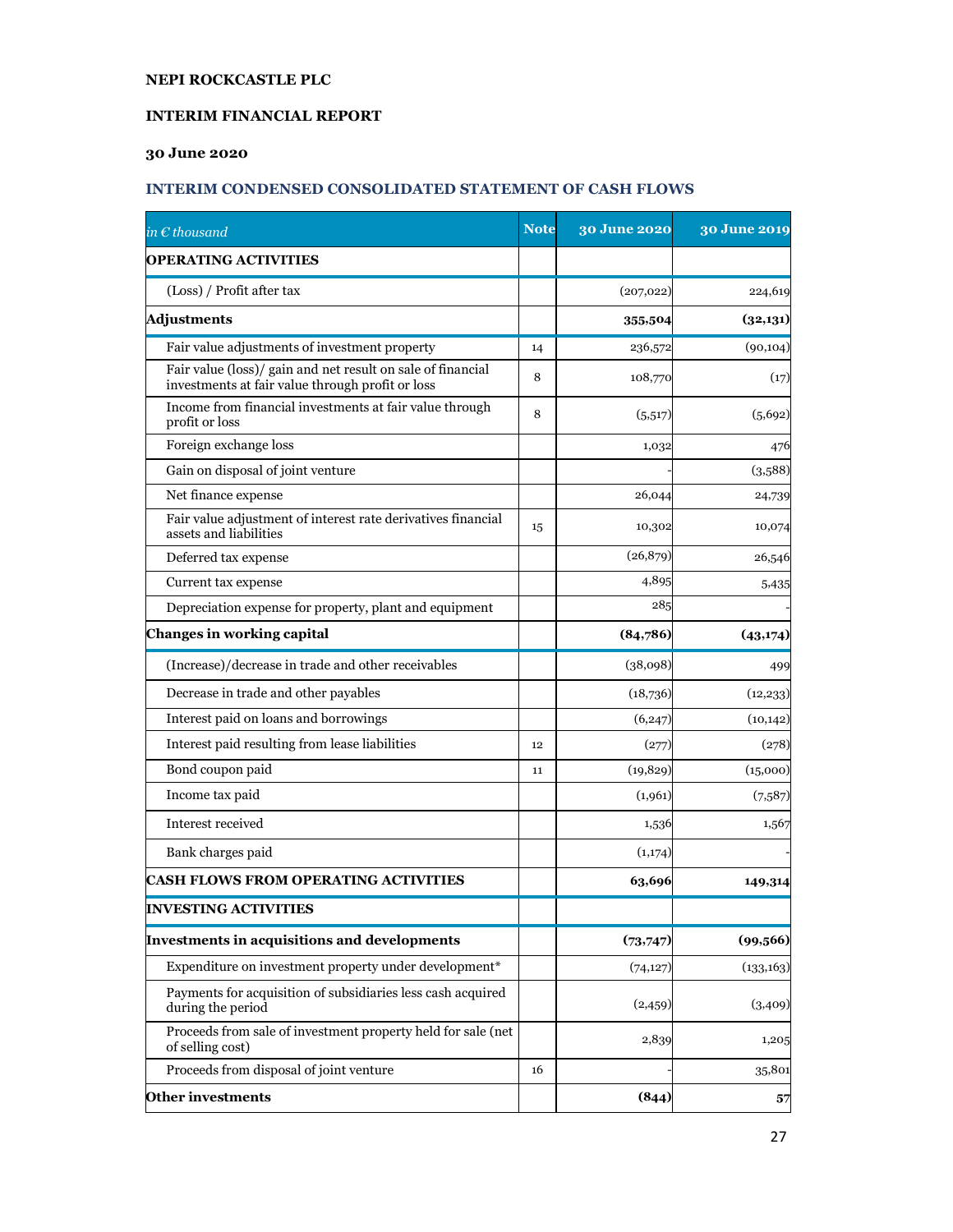**NEPI ROCKCASTLE PLC**

**INTERIM FINANCIAL REPORT**

**30 June 2020**

## INTERIM CONDENSED CONSOLIDATED STATEMENT OF CASH FLOWS

| *in € thousand* | Note | 30 June 2020 | 30 June 2019 |
|---|---|---|---|
| **OPERATING ACTIVITIES** | | | |
| (Loss) / Profit after tax | | (207,022) | 224,619 |
| **Adjustments** | | **355,504** | **(32,131)** |
| Fair value adjustments of investment property | 14 | 236,572 | (90,104) |
| Fair value (loss)/ gain and net result on sale of financial investments at fair value through profit or loss | 8 | 108,770 | (17) |
| Income from financial investments at fair value through profit or loss | 8 | (5,517) | (5,692) |
| Foreign exchange loss | | 1,032 | 476 |
| Gain on disposal of joint venture | | - | (3,588) |
| Net finance expense | | 26,044 | 24,739 |
| Fair value adjustment of interest rate derivatives financial assets and liabilities | 15 | 10,302 | 10,074 |
| Deferred tax expense | | (26,879) | 26,546 |
| Current tax expense | | 4,895 | 5,435 |
| Depreciation expense for property, plant and equipment | | 285 | - |
| **Changes in working capital** | | **(84,786)** | **(43,174)** |
| (Increase)/decrease in trade and other receivables | | (38,098) | 499 |
| Decrease in trade and other payables | | (18,736) | (12,233) |
| Interest paid on loans and borrowings | | (6,247) | (10,142) |
| Interest paid resulting from lease liabilities | 12 | (277) | (278) |
| Bond coupon paid | 11 | (19,829) | (15,000) |
| Income tax paid | | (1,961) | (7,587) |
| Interest received | | 1,536 | 1,567 |
| Bank charges paid | | (1,174) | - |
| **CASH FLOWS FROM OPERATING ACTIVITIES** | | **63,696** | **149,314** |
| **INVESTING ACTIVITIES** | | | |
| **Investments in acquisitions and developments** | | **(73,747)** | **(99,566)** |
| Expenditure on investment property under development* | | (74,127) | (133,163) |
| Payments for acquisition of subsidiaries less cash acquired during the period | | (2,459) | (3,409) |
| Proceeds from sale of investment property held for sale (net of selling cost) | | 2,839 | 1,205 |
| Proceeds from disposal of joint venture | 16 | - | 35,801 |
| **Other investments** | | **(844)** | **57** |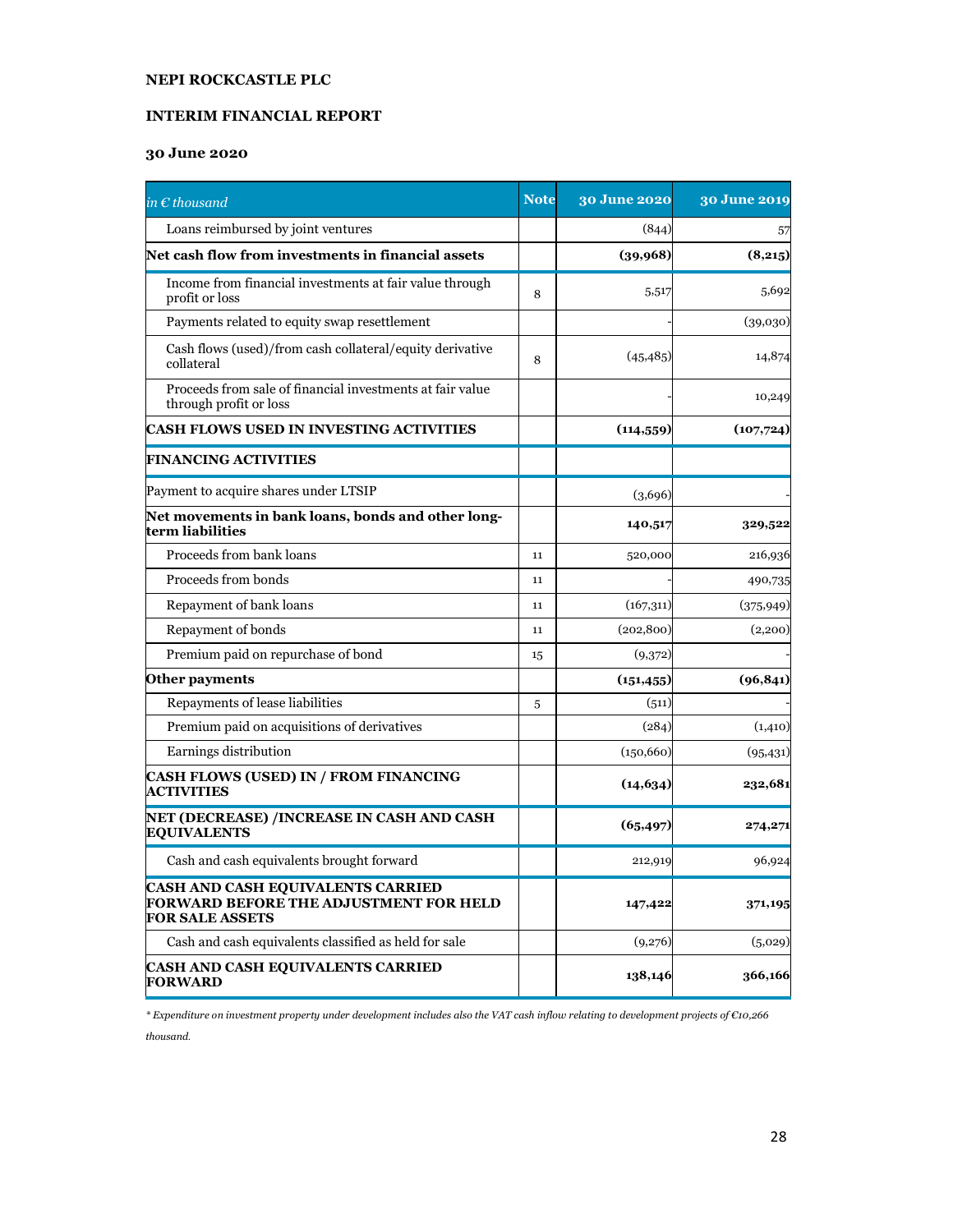**NEPI ROCKCASTLE PLC**

**INTERIM FINANCIAL REPORT**

**30 June 2020**

| *in € thousand* | Note | 30 June 2020 | 30 June 2019 |
|---|---|---|---|
| Loans reimbursed by joint ventures | | (844) | 57 |
| **Net cash flow from investments in financial assets** | | **(39,968)** | **(8,215)** |
| Income from financial investments at fair value through profit or loss | 8 | 5,517 | 5,692 |
| Payments related to equity swap resettlement | | - | (39,030) |
| Cash flows (used)/from cash collateral/equity derivative collateral | 8 | (45,485) | 14,874 |
| Proceeds from sale of financial investments at fair value through profit or loss | | - | 10,249 |
| **CASH FLOWS USED IN INVESTING ACTIVITIES** | | **(114,559)** | **(107,724)** |
| **FINANCING ACTIVITIES** | | | |
| Payment to acquire shares under LTSIP | | (3,696) | - |
| **Net movements in bank loans, bonds and other long-term liabilities** | | **140,517** | **329,522** |
| Proceeds from bank loans | 11 | 520,000 | 216,936 |
| Proceeds from bonds | 11 | - | 490,735 |
| Repayment of bank loans | 11 | (167,311) | (375,949) |
| Repayment of bonds | 11 | (202,800) | (2,200) |
| Premium paid on repurchase of bond | 15 | (9,372) | - |
| **Other payments** | | **(151,455)** | **(96,841)** |
| Repayments of lease liabilities | 5 | (511) | - |
| Premium paid on acquisitions of derivatives | | (284) | (1,410) |
| Earnings distribution | | (150,660) | (95,431) |
| **CASH FLOWS (USED) IN / FROM FINANCING ACTIVITIES** | | **(14,634)** | **232,681** |
| **NET (DECREASE) /INCREASE IN CASH AND CASH EQUIVALENTS** | | **(65,497)** | **274,271** |
| Cash and cash equivalents brought forward | | 212,919 | 96,924 |
| **CASH AND CASH EQUIVALENTS CARRIED FORWARD BEFORE THE ADJUSTMENT FOR HELD FOR SALE ASSETS** | | **147,422** | **371,195** |
| Cash and cash equivalents classified as held for sale | | (9,276) | (5,029) |
| **CASH AND CASH EQUIVALENTS CARRIED FORWARD** | | **138,146** | **366,166** |

*\* Expenditure on investment property under development includes also the VAT cash inflow relating to development projects of €10,266 thousand.*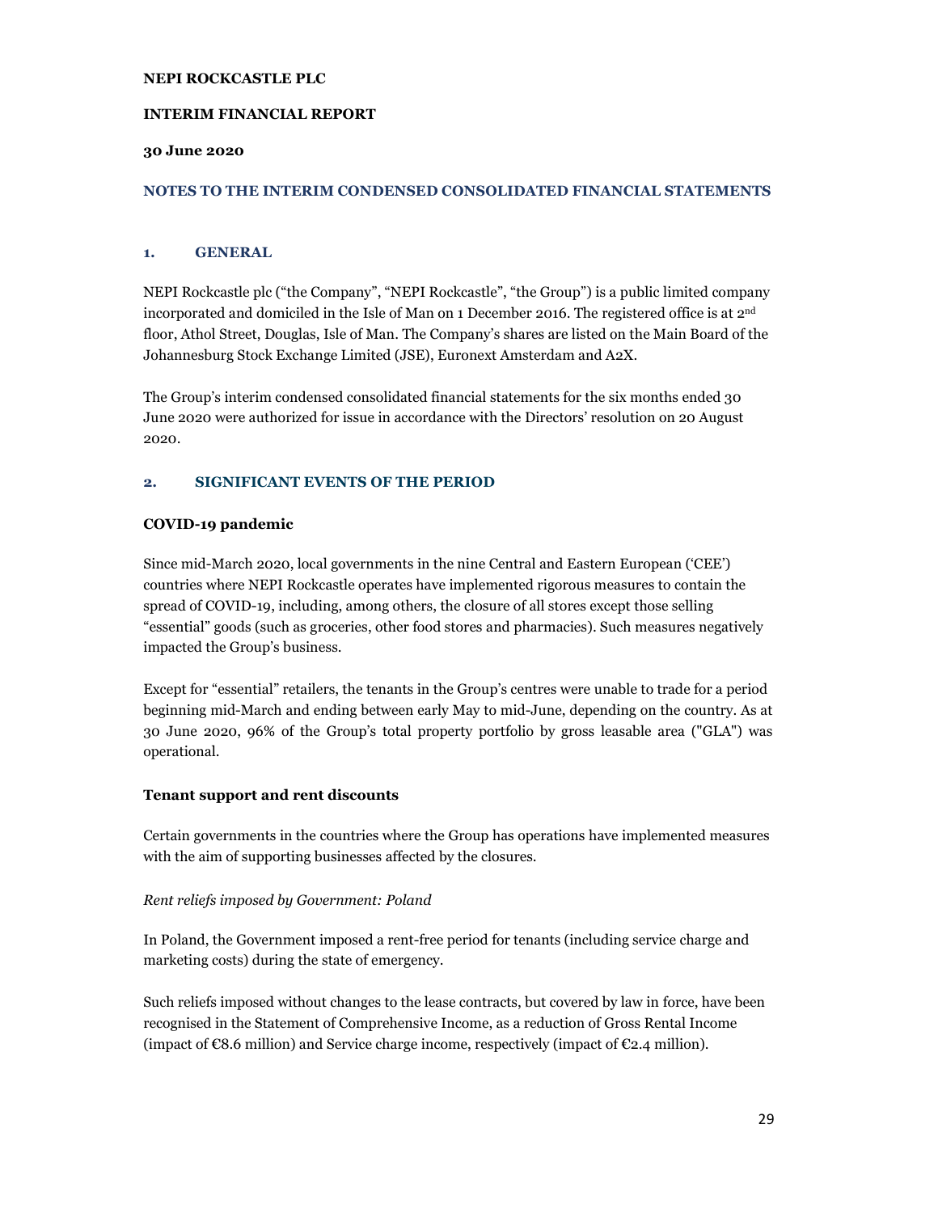**NEPI ROCKCASTLE PLC**

**INTERIM FINANCIAL REPORT**

**30 June 2020**

## NOTES TO THE INTERIM CONDENSED CONSOLIDATED FINANCIAL STATEMENTS

### 1. GENERAL

NEPI Rockcastle plc ("the Company", "NEPI Rockcastle", "the Group") is a public limited company incorporated and domiciled in the Isle of Man on 1 December 2016. The registered office is at 2nd floor, Athol Street, Douglas, Isle of Man. The Company's shares are listed on the Main Board of the Johannesburg Stock Exchange Limited (JSE), Euronext Amsterdam and A2X.

The Group's interim condensed consolidated financial statements for the six months ended 30 June 2020 were authorized for issue in accordance with the Directors' resolution on 20 August 2020.

### 2. SIGNIFICANT EVENTS OF THE PERIOD

**COVID-19 pandemic**

Since mid-March 2020, local governments in the nine Central and Eastern European ('CEE') countries where NEPI Rockcastle operates have implemented rigorous measures to contain the spread of COVID-19, including, among others, the closure of all stores except those selling "essential" goods (such as groceries, other food stores and pharmacies). Such measures negatively impacted the Group's business.

Except for "essential" retailers, the tenants in the Group's centres were unable to trade for a period beginning mid-March and ending between early May to mid-June, depending on the country. As at 30 June 2020, 96% of the Group's total property portfolio by gross leasable area ("GLA") was operational.

**Tenant support and rent discounts**

Certain governments in the countries where the Group has operations have implemented measures with the aim of supporting businesses affected by the closures.

*Rent reliefs imposed by Government: Poland*

In Poland, the Government imposed a rent-free period for tenants (including service charge and marketing costs) during the state of emergency.

Such reliefs imposed without changes to the lease contracts, but covered by law in force, have been recognised in the Statement of Comprehensive Income, as a reduction of Gross Rental Income (impact of €8.6 million) and Service charge income, respectively (impact of €2.4 million).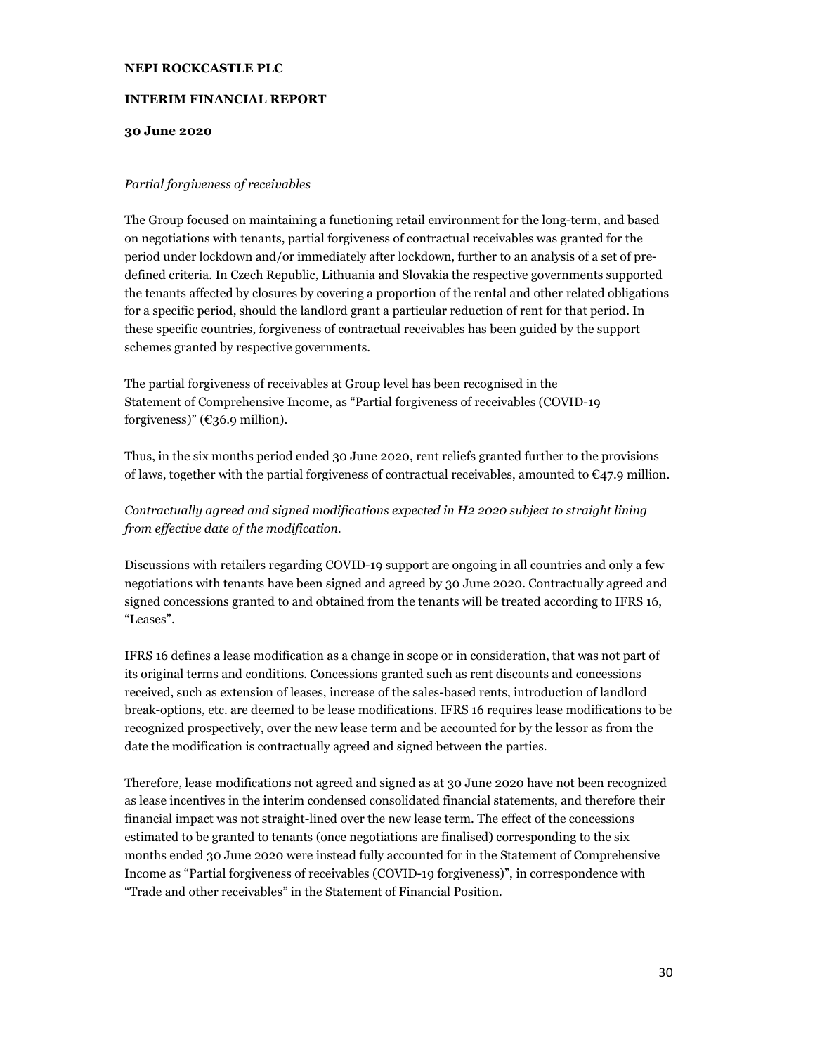*Partial forgiveness of receivables*

The Group focused on maintaining a functioning retail environment for the long-term, and based on negotiations with tenants, partial forgiveness of contractual receivables was granted for the period under lockdown and/or immediately after lockdown, further to an analysis of a set of pre-defined criteria. In Czech Republic, Lithuania and Slovakia the respective governments supported the tenants affected by closures by covering a proportion of the rental and other related obligations for a specific period, should the landlord grant a particular reduction of rent for that period. In these specific countries, forgiveness of contractual receivables has been guided by the support schemes granted by respective governments.

The partial forgiveness of receivables at Group level has been recognised in the Statement of Comprehensive Income, as "Partial forgiveness of receivables (COVID-19 forgiveness)" (€36.9 million).

Thus, in the six months period ended 30 June 2020, rent reliefs granted further to the provisions of laws, together with the partial forgiveness of contractual receivables, amounted to €47.9 million.

*Contractually agreed and signed modifications expected in H2 2020 subject to straight lining from effective date of the modification.*

Discussions with retailers regarding COVID-19 support are ongoing in all countries and only a few negotiations with tenants have been signed and agreed by 30 June 2020. Contractually agreed and signed concessions granted to and obtained from the tenants will be treated according to IFRS 16, "Leases".

IFRS 16 defines a lease modification as a change in scope or in consideration, that was not part of its original terms and conditions. Concessions granted such as rent discounts and concessions received, such as extension of leases, increase of the sales-based rents, introduction of landlord break-options, etc. are deemed to be lease modifications. IFRS 16 requires lease modifications to be recognized prospectively, over the new lease term and be accounted for by the lessor as from the date the modification is contractually agreed and signed between the parties.

Therefore, lease modifications not agreed and signed as at 30 June 2020 have not been recognized as lease incentives in the interim condensed consolidated financial statements, and therefore their financial impact was not straight-lined over the new lease term. The effect of the concessions estimated to be granted to tenants (once negotiations are finalised) corresponding to the six months ended 30 June 2020 were instead fully accounted for in the Statement of Comprehensive Income as "Partial forgiveness of receivables (COVID-19 forgiveness)", in correspondence with "Trade and other receivables" in the Statement of Financial Position.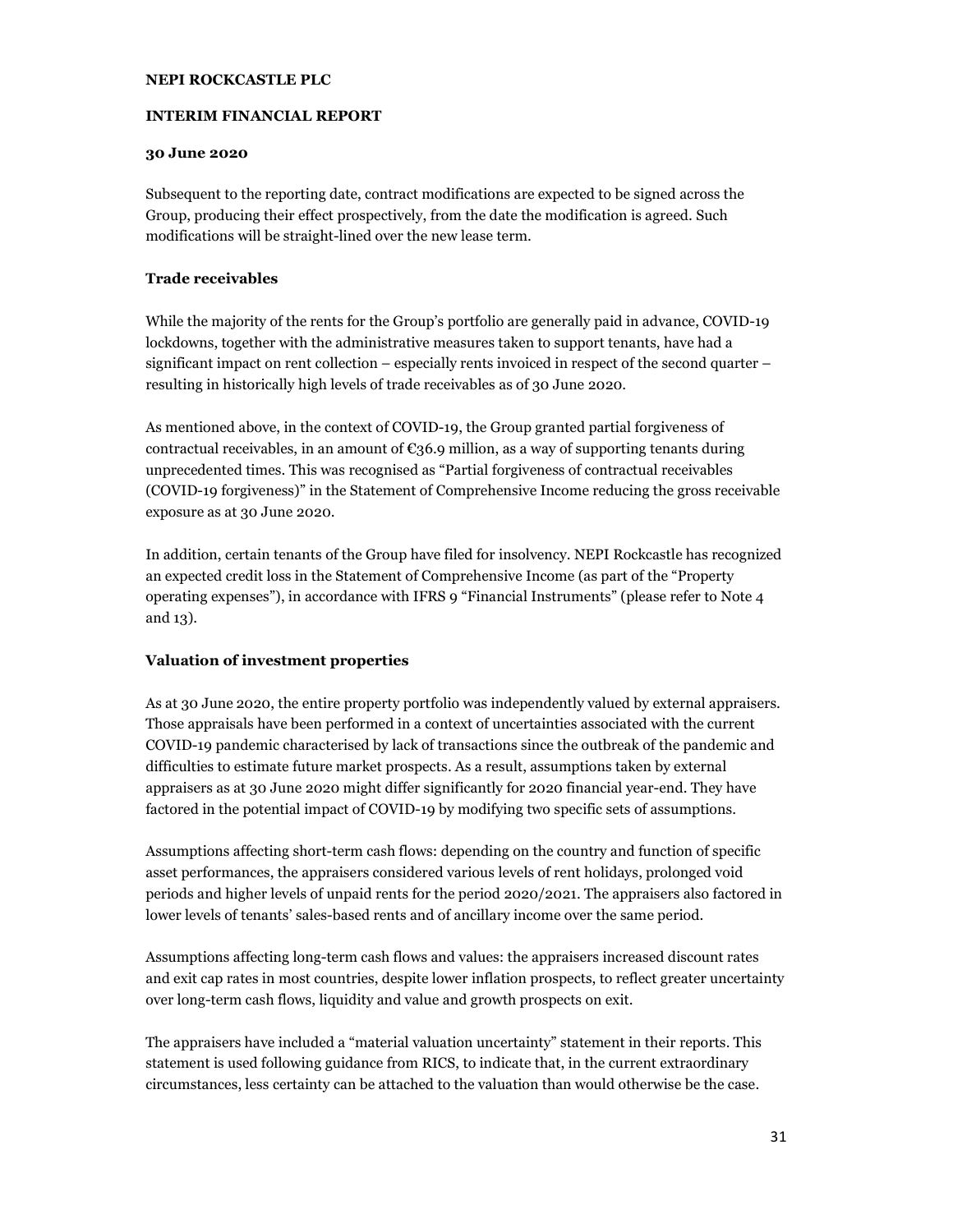Subsequent to the reporting date, contract modifications are expected to be signed across the Group, producing their effect prospectively, from the date the modification is agreed. Such modifications will be straight-lined over the new lease term.

**Trade receivables**

While the majority of the rents for the Group's portfolio are generally paid in advance, COVID-19 lockdowns, together with the administrative measures taken to support tenants, have had a significant impact on rent collection – especially rents invoiced in respect of the second quarter – resulting in historically high levels of trade receivables as of 30 June 2020.

As mentioned above, in the context of COVID-19, the Group granted partial forgiveness of contractual receivables, in an amount of €36.9 million, as a way of supporting tenants during unprecedented times. This was recognised as "Partial forgiveness of contractual receivables (COVID-19 forgiveness)" in the Statement of Comprehensive Income reducing the gross receivable exposure as at 30 June 2020.

In addition, certain tenants of the Group have filed for insolvency. NEPI Rockcastle has recognized an expected credit loss in the Statement of Comprehensive Income (as part of the "Property operating expenses"), in accordance with IFRS 9 "Financial Instruments" (please refer to Note 4 and 13).

**Valuation of investment properties**

As at 30 June 2020, the entire property portfolio was independently valued by external appraisers. Those appraisals have been performed in a context of uncertainties associated with the current COVID-19 pandemic characterised by lack of transactions since the outbreak of the pandemic and difficulties to estimate future market prospects. As a result, assumptions taken by external appraisers as at 30 June 2020 might differ significantly for 2020 financial year-end. They have factored in the potential impact of COVID-19 by modifying two specific sets of assumptions.

Assumptions affecting short-term cash flows: depending on the country and function of specific asset performances, the appraisers considered various levels of rent holidays, prolonged void periods and higher levels of unpaid rents for the period 2020/2021. The appraisers also factored in lower levels of tenants' sales-based rents and of ancillary income over the same period.

Assumptions affecting long-term cash flows and values: the appraisers increased discount rates and exit cap rates in most countries, despite lower inflation prospects, to reflect greater uncertainty over long-term cash flows, liquidity and value and growth prospects on exit.

The appraisers have included a "material valuation uncertainty" statement in their reports. This statement is used following guidance from RICS, to indicate that, in the current extraordinary circumstances, less certainty can be attached to the valuation than would otherwise be the case.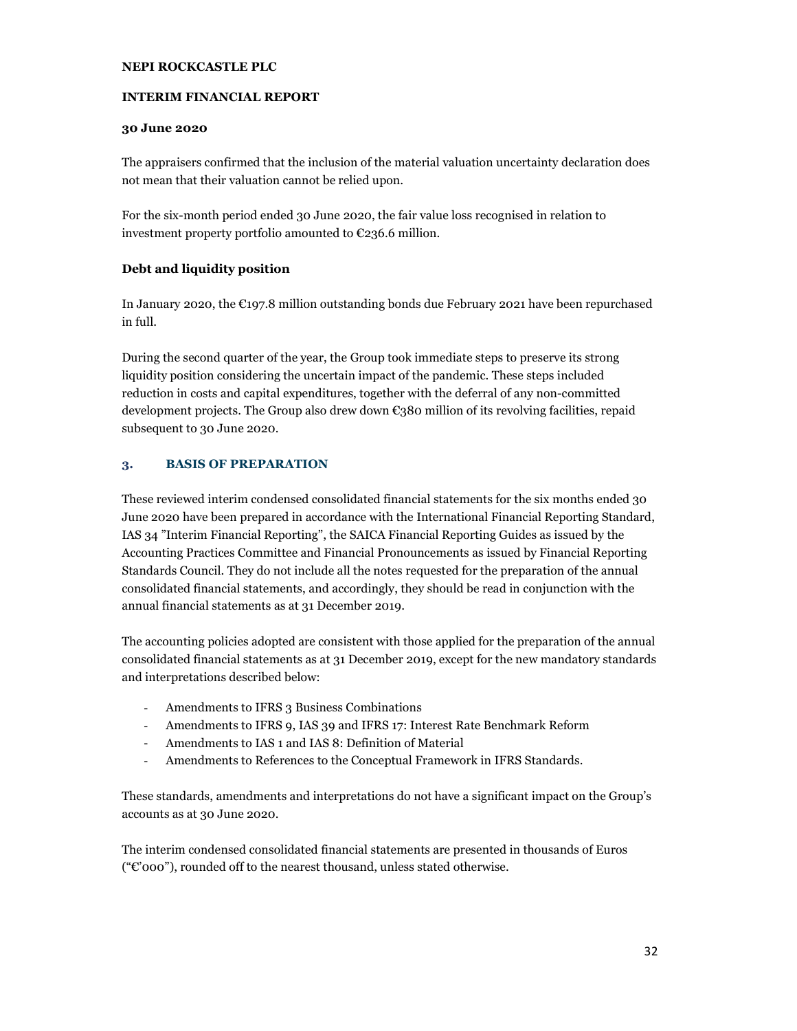The appraisers confirmed that the inclusion of the material valuation uncertainty declaration does not mean that their valuation cannot be relied upon.

For the six-month period ended 30 June 2020, the fair value loss recognised in relation to investment property portfolio amounted to €236.6 million.

**Debt and liquidity position**

In January 2020, the €197.8 million outstanding bonds due February 2021 have been repurchased in full.

During the second quarter of the year, the Group took immediate steps to preserve its strong liquidity position considering the uncertain impact of the pandemic. These steps included reduction in costs and capital expenditures, together with the deferral of any non-committed development projects. The Group also drew down €380 million of its revolving facilities, repaid subsequent to 30 June 2020.

## 3. BASIS OF PREPARATION

These reviewed interim condensed consolidated financial statements for the six months ended 30 June 2020 have been prepared in accordance with the International Financial Reporting Standard, IAS 34 "Interim Financial Reporting", the SAICA Financial Reporting Guides as issued by the Accounting Practices Committee and Financial Pronouncements as issued by Financial Reporting Standards Council. They do not include all the notes requested for the preparation of the annual consolidated financial statements, and accordingly, they should be read in conjunction with the annual financial statements as at 31 December 2019.

The accounting policies adopted are consistent with those applied for the preparation of the annual consolidated financial statements as at 31 December 2019, except for the new mandatory standards and interpretations described below:

- Amendments to IFRS 3 Business Combinations
- Amendments to IFRS 9, IAS 39 and IFRS 17: Interest Rate Benchmark Reform
- Amendments to IAS 1 and IAS 8: Definition of Material
- Amendments to References to the Conceptual Framework in IFRS Standards.

These standards, amendments and interpretations do not have a significant impact on the Group's accounts as at 30 June 2020.

The interim condensed consolidated financial statements are presented in thousands of Euros ("€'000"), rounded off to the nearest thousand, unless stated otherwise.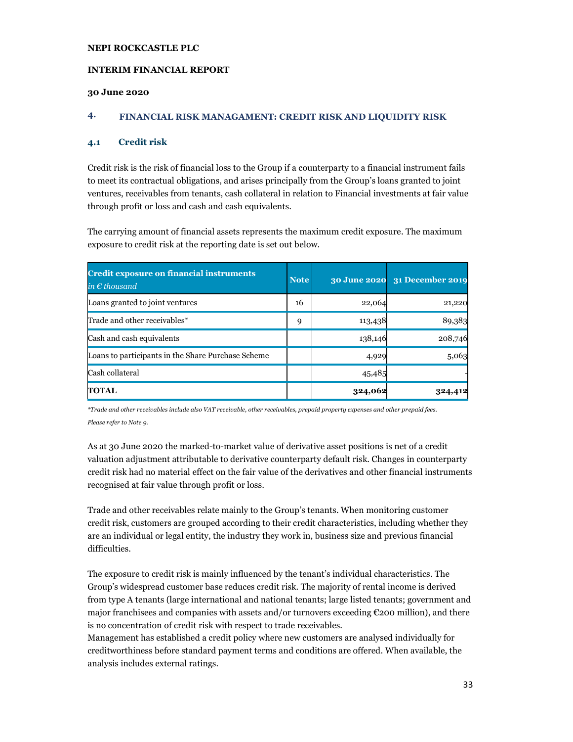NEPI ROCKCASTLE PLC

INTERIM FINANCIAL REPORT

30 June 2020

## 4. FINANCIAL RISK MANAGAMENT: CREDIT RISK AND LIQUIDITY RISK

### 4.1 Credit risk

Credit risk is the risk of financial loss to the Group if a counterparty to a financial instrument fails to meet its contractual obligations, and arises principally from the Group's loans granted to joint ventures, receivables from tenants, cash collateral in relation to Financial investments at fair value through profit or loss and cash and cash equivalents.

The carrying amount of financial assets represents the maximum credit exposure. The maximum exposure to credit risk at the reporting date is set out below.

| **Credit exposure on financial instruments** *in € thousand* | Note | 30 June 2020 | 31 December 2019 |
|---|---|---|---|
| Loans granted to joint ventures | 16 | 22,064 | 21,220 |
| Trade and other receivables* | 9 | 113,438 | 89,383 |
| Cash and cash equivalents | | 138,146 | 208,746 |
| Loans to participants in the Share Purchase Scheme | | 4,929 | 5,063 |
| Cash collateral | | 45,485 | - |
| **TOTAL** | | **324,062** | **324,412** |

*\*Trade and other receivables include also VAT receivable, other receivables, prepaid property expenses and other prepaid fees. Please refer to Note 9.*

As at 30 June 2020 the marked-to-market value of derivative asset positions is net of a credit valuation adjustment attributable to derivative counterparty default risk. Changes in counterparty credit risk had no material effect on the fair value of the derivatives and other financial instruments recognised at fair value through profit or loss.

Trade and other receivables relate mainly to the Group's tenants. When monitoring customer credit risk, customers are grouped according to their credit characteristics, including whether they are an individual or legal entity, the industry they work in, business size and previous financial difficulties.

The exposure to credit risk is mainly influenced by the tenant's individual characteristics. The Group's widespread customer base reduces credit risk. The majority of rental income is derived from type A tenants (large international and national tenants; large listed tenants; government and major franchisees and companies with assets and/or turnovers exceeding €200 million), and there is no concentration of credit risk with respect to trade receivables.
Management has established a credit policy where new customers are analysed individually for creditworthiness before standard payment terms and conditions are offered. When available, the analysis includes external ratings.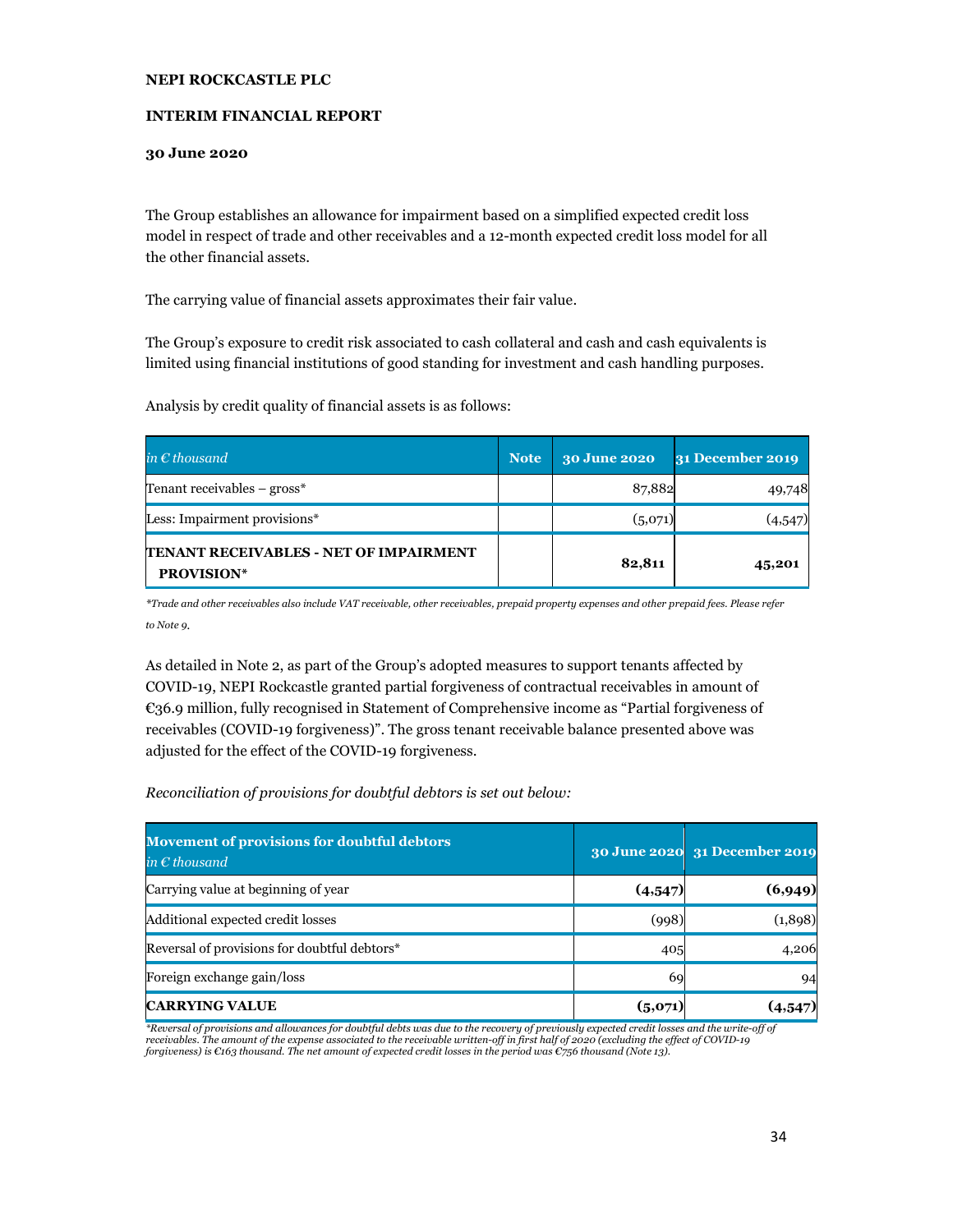**NEPI ROCKCASTLE PLC**

**INTERIM FINANCIAL REPORT**

**30 June 2020**

The Group establishes an allowance for impairment based on a simplified expected credit loss model in respect of trade and other receivables and a 12-month expected credit loss model for all the other financial assets.

The carrying value of financial assets approximates their fair value.

The Group's exposure to credit risk associated to cash collateral and cash and cash equivalents is limited using financial institutions of good standing for investment and cash handling purposes.

Analysis by credit quality of financial assets is as follows:

| *in € thousand* | Note | 30 June 2020 | 31 December 2019 |
|---|---|---|---|
| Tenant receivables – gross* | | 87,882 | 49,748 |
| Less: Impairment provisions* | | (5,071) | (4,547) |
| **TENANT RECEIVABLES - NET OF IMPAIRMENT PROVISION*** | | **82,811** | **45,201** |

*\*Trade and other receivables also include VAT receivable, other receivables, prepaid property expenses and other prepaid fees. Please refer to Note 9.*

As detailed in Note 2, as part of the Group's adopted measures to support tenants affected by COVID-19, NEPI Rockcastle granted partial forgiveness of contractual receivables in amount of €36.9 million, fully recognised in Statement of Comprehensive income as "Partial forgiveness of receivables (COVID-19 forgiveness)". The gross tenant receivable balance presented above was adjusted for the effect of the COVID-19 forgiveness.

*Reconciliation of provisions for doubtful debtors is set out below:*

| **Movement of provisions for doubtful debtors** *in € thousand* | 30 June 2020 | 31 December 2019 |
|---|---|---|
| Carrying value at beginning of year | **(4,547)** | **(6,949)** |
| Additional expected credit losses | (998) | (1,898) |
| Reversal of provisions for doubtful debtors* | 405 | 4,206 |
| Foreign exchange gain/loss | 69 | 94 |
| **CARRYING VALUE** | **(5,071)** | **(4,547)** |

*\*Reversal of provisions and allowances for doubtful debts was due to the recovery of previously expected credit losses and the write-off of receivables. The amount of the expense associated to the receivable written-off in first half of 2020 (excluding the effect of COVID-19 forgiveness) is €163 thousand. The net amount of expected credit losses in the period was €756 thousand (Note 13).*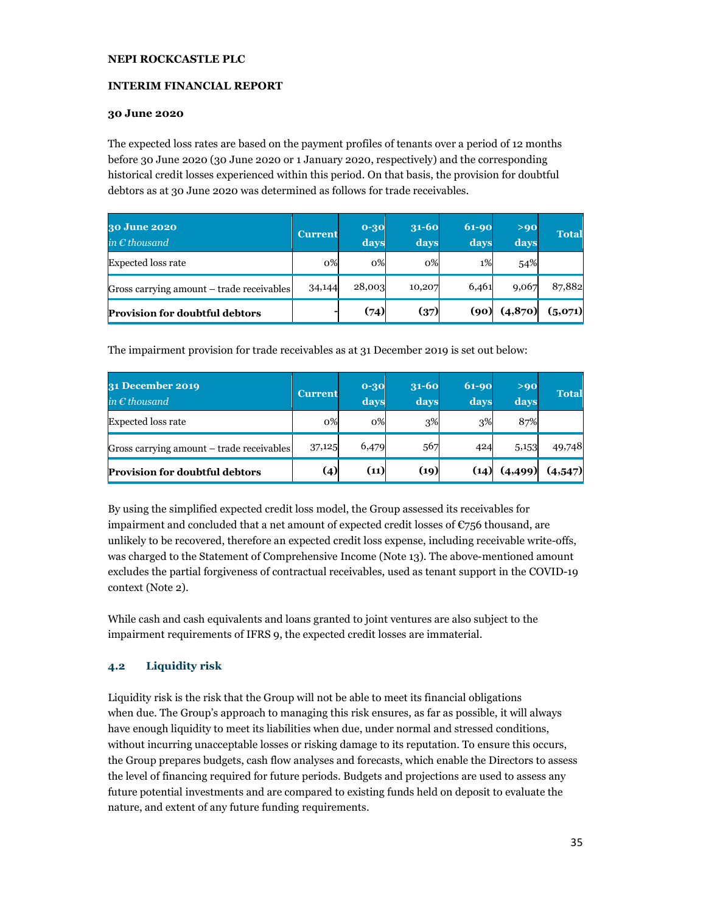**NEPI ROCKCASTLE PLC**

**INTERIM FINANCIAL REPORT**

**30 June 2020**

The expected loss rates are based on the payment profiles of tenants over a period of 12 months before 30 June 2020 (30 June 2020 or 1 January 2020, respectively) and the corresponding historical credit losses experienced within this period. On that basis, the provision for doubtful debtors as at 30 June 2020 was determined as follows for trade receivables.

| **30 June 2020** *in € thousand* | **Current** | **0-30 days** | **31-60 days** | **61-90 days** | **>90 days** | **Total** |
|---|---|---|---|---|---|---|
| Expected loss rate | 0% | 0% | 0% | 1% | 54% | |
| Gross carrying amount – trade receivables | 34,144 | 28,003 | 10,207 | 6,461 | 9,067 | 87,882 |
| **Provision for doubtful debtors** | **-** | **(74)** | **(37)** | **(90)** | **(4,870)** | **(5,071)** |

The impairment provision for trade receivables as at 31 December 2019 is set out below:

| **31 December 2019** *in € thousand* | **Current** | **0-30 days** | **31-60 days** | **61-90 days** | **>90 days** | **Total** |
|---|---|---|---|---|---|---|
| Expected loss rate | 0% | 0% | 3% | 3% | 87% | |
| Gross carrying amount – trade receivables | 37,125 | 6,479 | 567 | 424 | 5,153 | 49,748 |
| **Provision for doubtful debtors** | **(4)** | **(11)** | **(19)** | **(14)** | **(4,499)** | **(4,547)** |

By using the simplified expected credit loss model, the Group assessed its receivables for impairment and concluded that a net amount of expected credit losses of €756 thousand, are unlikely to be recovered, therefore an expected credit loss expense, including receivable write-offs, was charged to the Statement of Comprehensive Income (Note 13). The above-mentioned amount excludes the partial forgiveness of contractual receivables, used as tenant support in the COVID-19 context (Note 2).

While cash and cash equivalents and loans granted to joint ventures are also subject to the impairment requirements of IFRS 9, the expected credit losses are immaterial.

### 4.2 Liquidity risk

Liquidity risk is the risk that the Group will not be able to meet its financial obligations when due. The Group's approach to managing this risk ensures, as far as possible, it will always have enough liquidity to meet its liabilities when due, under normal and stressed conditions, without incurring unacceptable losses or risking damage to its reputation. To ensure this occurs, the Group prepares budgets, cash flow analyses and forecasts, which enable the Directors to assess the level of financing required for future periods. Budgets and projections are used to assess any future potential investments and are compared to existing funds held on deposit to evaluate the nature, and extent of any future funding requirements.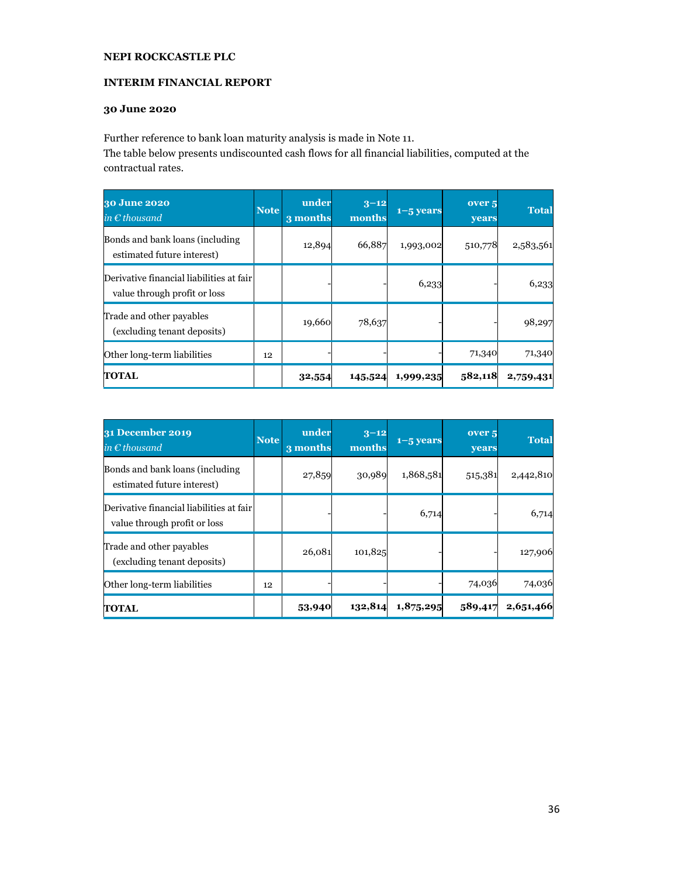**NEPI ROCKCASTLE PLC**

**INTERIM FINANCIAL REPORT**

**30 June 2020**

Further reference to bank loan maturity analysis is made in Note 11.
The table below presents undiscounted cash flows for all financial liabilities, computed at the contractual rates.

| **30 June 2020** *in € thousand* | **Note** | **under 3 months** | **3–12 months** | **1–5 years** | **over 5 years** | **Total** |
|---|---|---|---|---|---|---|
| Bonds and bank loans (including estimated future interest) | | 12,894 | 66,887 | 1,993,002 | 510,778 | 2,583,561 |
| Derivative financial liabilities at fair value through profit or loss | | - | - | 6,233 | - | 6,233 |
| Trade and other payables (excluding tenant deposits) | | 19,660 | 78,637 | - | - | 98,297 |
| Other long-term liabilities | 12 | - | - | - | 71,340 | 71,340 |
| **TOTAL** | | **32,554** | **145,524** | **1,999,235** | **582,118** | **2,759,431** |

| **31 December 2019** *in € thousand* | **Note** | **under 3 months** | **3–12 months** | **1–5 years** | **over 5 years** | **Total** |
|---|---|---|---|---|---|---|
| Bonds and bank loans (including estimated future interest) | | 27,859 | 30,989 | 1,868,581 | 515,381 | 2,442,810 |
| Derivative financial liabilities at fair value through profit or loss | | - | - | 6,714 | - | 6,714 |
| Trade and other payables (excluding tenant deposits) | | 26,081 | 101,825 | - | - | 127,906 |
| Other long-term liabilities | 12 | - | - | - | 74,036 | 74,036 |
| **TOTAL** | | **53,940** | **132,814** | **1,875,295** | **589,417** | **2,651,466** |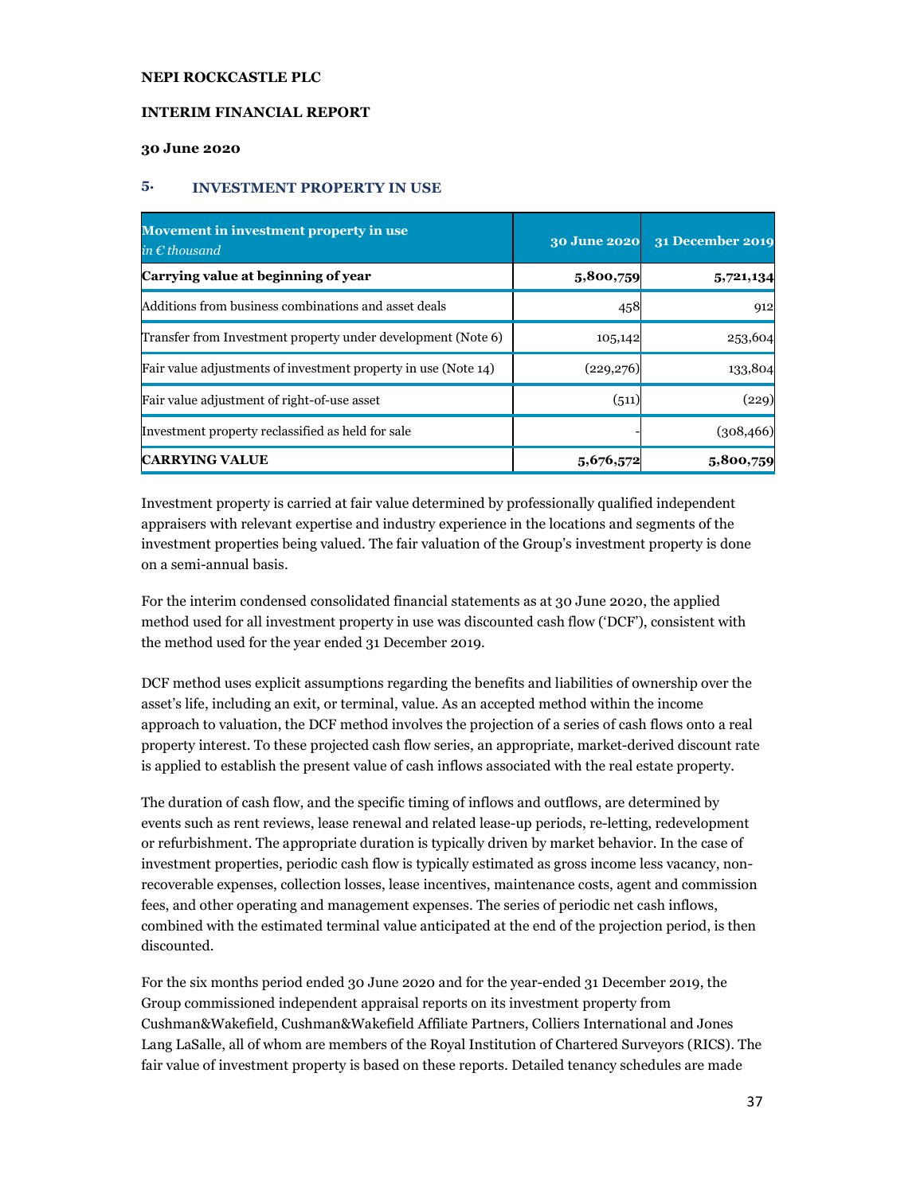NEPI ROCKCASTLE PLC

INTERIM FINANCIAL REPORT

30 June 2020

## 5. INVESTMENT PROPERTY IN USE

| Movement in investment property in use *in € thousand* | 30 June 2020 | 31 December 2019 |
|---|---|---|
| **Carrying value at beginning of year** | **5,800,759** | **5,721,134** |
| Additions from business combinations and asset deals | 458 | 912 |
| Transfer from Investment property under development (Note 6) | 105,142 | 253,604 |
| Fair value adjustments of investment property in use (Note 14) | (229,276) | 133,804 |
| Fair value adjustment of right-of-use asset | (511) | (229) |
| Investment property reclassified as held for sale | - | (308,466) |
| **CARRYING VALUE** | **5,676,572** | **5,800,759** |

Investment property is carried at fair value determined by professionally qualified independent appraisers with relevant expertise and industry experience in the locations and segments of the investment properties being valued. The fair valuation of the Group's investment property is done on a semi-annual basis.

For the interim condensed consolidated financial statements as at 30 June 2020, the applied method used for all investment property in use was discounted cash flow ('DCF'), consistent with the method used for the year ended 31 December 2019.

DCF method uses explicit assumptions regarding the benefits and liabilities of ownership over the asset's life, including an exit, or terminal, value. As an accepted method within the income approach to valuation, the DCF method involves the projection of a series of cash flows onto a real property interest. To these projected cash flow series, an appropriate, market-derived discount rate is applied to establish the present value of cash inflows associated with the real estate property.

The duration of cash flow, and the specific timing of inflows and outflows, are determined by events such as rent reviews, lease renewal and related lease-up periods, re-letting, redevelopment or refurbishment. The appropriate duration is typically driven by market behavior. In the case of investment properties, periodic cash flow is typically estimated as gross income less vacancy, non-recoverable expenses, collection losses, lease incentives, maintenance costs, agent and commission fees, and other operating and management expenses. The series of periodic net cash inflows, combined with the estimated terminal value anticipated at the end of the projection period, is then discounted.

For the six months period ended 30 June 2020 and for the year-ended 31 December 2019, the Group commissioned independent appraisal reports on its investment property from Cushman&Wakefield, Cushman&Wakefield Affiliate Partners, Colliers International and Jones Lang LaSalle, all of whom are members of the Royal Institution of Chartered Surveyors (RICS). The fair value of investment property is based on these reports. Detailed tenancy schedules are made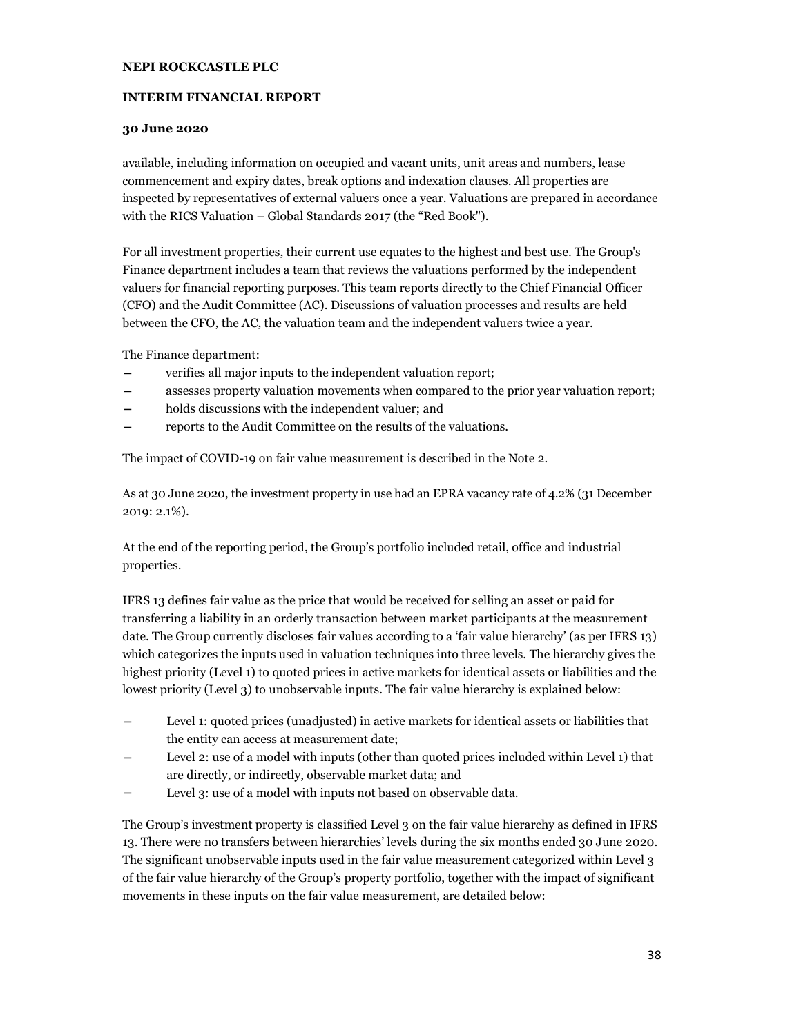available, including information on occupied and vacant units, unit areas and numbers, lease commencement and expiry dates, break options and indexation clauses. All properties are inspected by representatives of external valuers once a year. Valuations are prepared in accordance with the RICS Valuation – Global Standards 2017 (the "Red Book").

For all investment properties, their current use equates to the highest and best use. The Group's Finance department includes a team that reviews the valuations performed by the independent valuers for financial reporting purposes. This team reports directly to the Chief Financial Officer (CFO) and the Audit Committee (AC). Discussions of valuation processes and results are held between the CFO, the AC, the valuation team and the independent valuers twice a year.

The Finance department:

- verifies all major inputs to the independent valuation report;
- assesses property valuation movements when compared to the prior year valuation report;
- holds discussions with the independent valuer; and
- reports to the Audit Committee on the results of the valuations.

The impact of COVID-19 on fair value measurement is described in the Note 2.

As at 30 June 2020, the investment property in use had an EPRA vacancy rate of 4.2% (31 December 2019: 2.1%).

At the end of the reporting period, the Group's portfolio included retail, office and industrial properties.

IFRS 13 defines fair value as the price that would be received for selling an asset or paid for transferring a liability in an orderly transaction between market participants at the measurement date. The Group currently discloses fair values according to a 'fair value hierarchy' (as per IFRS 13) which categorizes the inputs used in valuation techniques into three levels. The hierarchy gives the highest priority (Level 1) to quoted prices in active markets for identical assets or liabilities and the lowest priority (Level 3) to unobservable inputs. The fair value hierarchy is explained below:

- Level 1: quoted prices (unadjusted) in active markets for identical assets or liabilities that the entity can access at measurement date;
- Level 2: use of a model with inputs (other than quoted prices included within Level 1) that are directly, or indirectly, observable market data; and
- Level 3: use of a model with inputs not based on observable data.

The Group's investment property is classified Level 3 on the fair value hierarchy as defined in IFRS 13. There were no transfers between hierarchies' levels during the six months ended 30 June 2020. The significant unobservable inputs used in the fair value measurement categorized within Level 3 of the fair value hierarchy of the Group's property portfolio, together with the impact of significant movements in these inputs on the fair value measurement, are detailed below: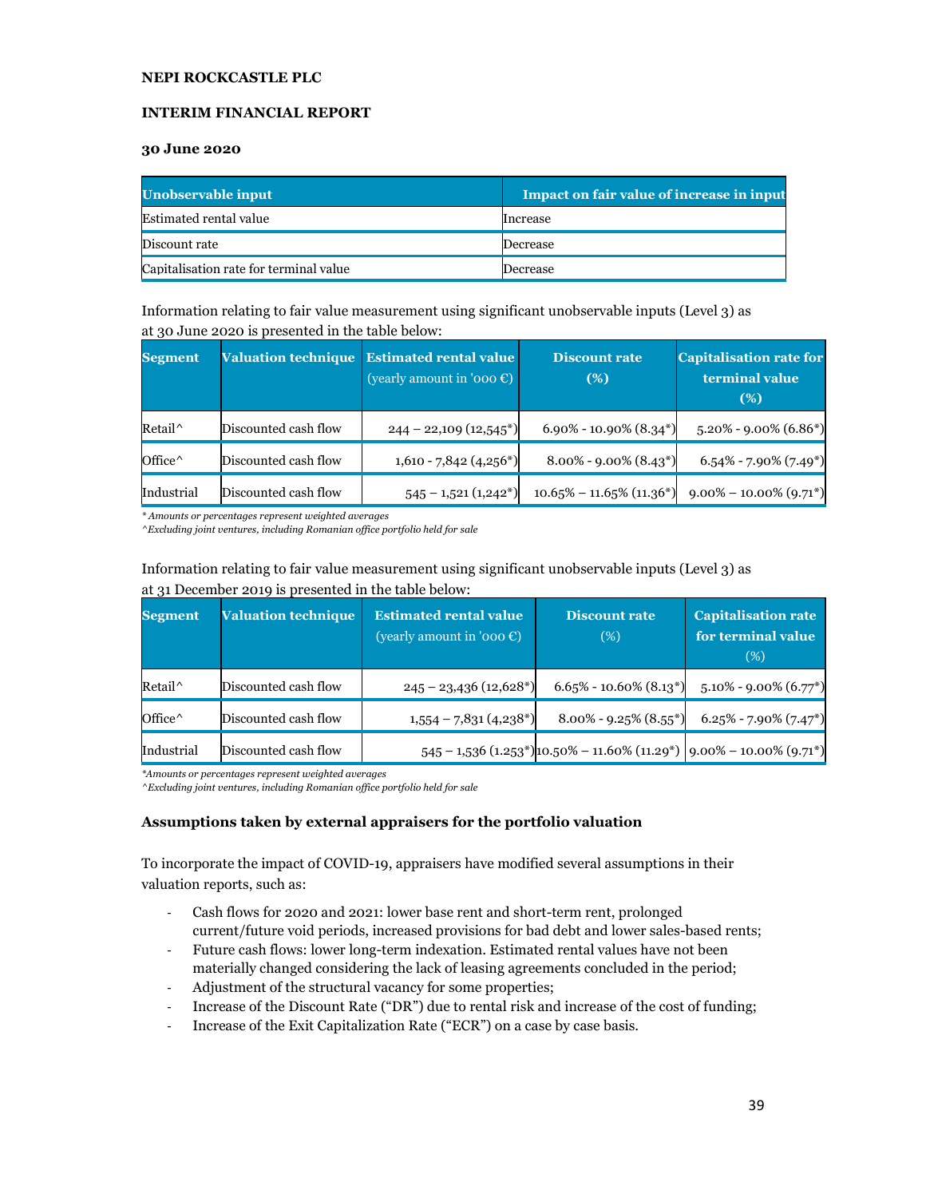**NEPI ROCKCASTLE PLC**

**INTERIM FINANCIAL REPORT**

**30 June 2020**

| Unobservable input | Impact on fair value of increase in input |
|---|---|
| Estimated rental value | Increase |
| Discount rate | Decrease |
| Capitalisation rate for terminal value | Decrease |

Information relating to fair value measurement using significant unobservable inputs (Level 3) as at 30 June 2020 is presented in the table below:

| Segment | Valuation technique | Estimated rental value (yearly amount in '000 €) | Discount rate (%) | Capitalisation rate for terminal value (%) |
|---|---|---|---|---|
| Retail^ | Discounted cash flow | 244 – 22,109 (12,545*) | 6.90% - 10.90% (8.34*) | 5.20% - 9.00% (6.86*) |
| Office^ | Discounted cash flow | 1,610 - 7,842 (4,256*) | 8.00% - 9.00% (8.43*) | 6.54% - 7.90% (7.49*) |
| Industrial | Discounted cash flow | 545 – 1,521 (1,242*) | 10.65% – 11.65% (11.36*) | 9.00% – 10.00% (9.71*) |

*\* Amounts or percentages represent weighted averages*
*^Excluding joint ventures, including Romanian office portfolio held for sale*

Information relating to fair value measurement using significant unobservable inputs (Level 3) as at 31 December 2019 is presented in the table below:

| Segment | Valuation technique | Estimated rental value (yearly amount in '000 €) | Discount rate (%) | Capitalisation rate for terminal value (%) |
|---|---|---|---|---|
| Retail^ | Discounted cash flow | 245 – 23,436 (12,628*) | 6.65% - 10.60% (8.13*) | 5.10% - 9.00% (6.77*) |
| Office^ | Discounted cash flow | 1,554 – 7,831 (4,238*) | 8.00% - 9.25% (8.55*) | 6.25% - 7.90% (7.47*) |
| Industrial | Discounted cash flow | 545 – 1,536 (1.253*) | 10.50% – 11.60% (11.29*) | 9.00% – 10.00% (9.71*) |

*\*Amounts or percentages represent weighted averages*
*^Excluding joint ventures, including Romanian office portfolio held for sale*

**Assumptions taken by external appraisers for the portfolio valuation**

To incorporate the impact of COVID-19, appraisers have modified several assumptions in their valuation reports, such as:

- Cash flows for 2020 and 2021: lower base rent and short-term rent, prolonged current/future void periods, increased provisions for bad debt and lower sales-based rents;
- Future cash flows: lower long-term indexation. Estimated rental values have not been materially changed considering the lack of leasing agreements concluded in the period;
- Adjustment of the structural vacancy for some properties;
- Increase of the Discount Rate ("DR") due to rental risk and increase of the cost of funding;
- Increase of the Exit Capitalization Rate ("ECR") on a case by case basis.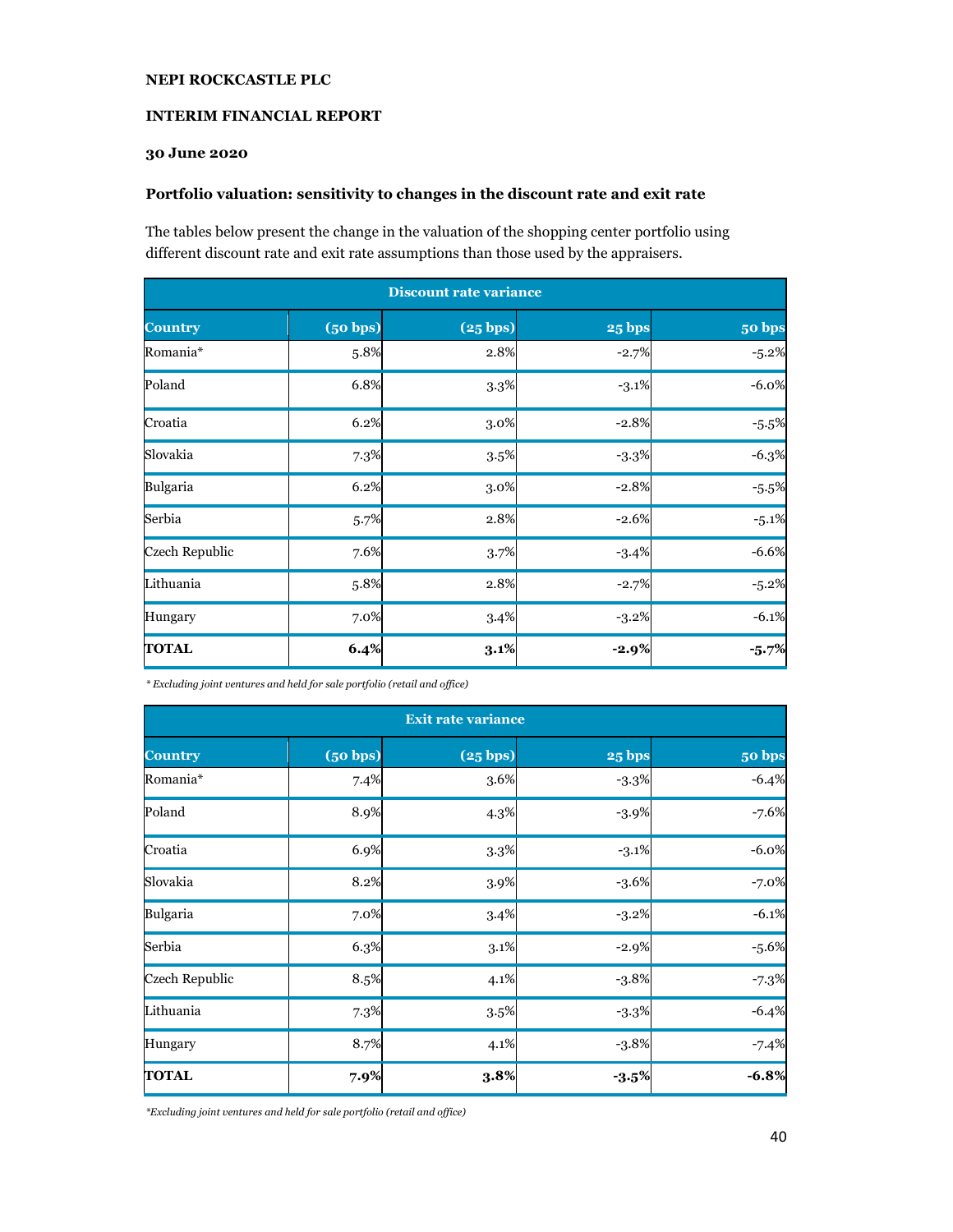**NEPI ROCKCASTLE PLC**

**INTERIM FINANCIAL REPORT**

**30 June 2020**

### Portfolio valuation: sensitivity to changes in the discount rate and exit rate

The tables below present the change in the valuation of the shopping center portfolio using different discount rate and exit rate assumptions than those used by the appraisers.

| Discount rate variance | | | | |
|---|---|---|---|---|
| **Country** | **(50 bps)** | **(25 bps)** | **25 bps** | **50 bps** |
| Romania* | 5.8% | 2.8% | -2.7% | -5.2% |
| Poland | 6.8% | 3.3% | -3.1% | -6.0% |
| Croatia | 6.2% | 3.0% | -2.8% | -5.5% |
| Slovakia | 7.3% | 3.5% | -3.3% | -6.3% |
| Bulgaria | 6.2% | 3.0% | -2.8% | -5.5% |
| Serbia | 5.7% | 2.8% | -2.6% | -5.1% |
| Czech Republic | 7.6% | 3.7% | -3.4% | -6.6% |
| Lithuania | 5.8% | 2.8% | -2.7% | -5.2% |
| Hungary | 7.0% | 3.4% | -3.2% | -6.1% |
| **TOTAL** | **6.4%** | **3.1%** | **-2.9%** | **-5.7%** |

*\* Excluding joint ventures and held for sale portfolio (retail and office)*

| Exit rate variance | | | | |
|---|---|---|---|---|
| **Country** | **(50 bps)** | **(25 bps)** | **25 bps** | **50 bps** |
| Romania* | 7.4% | 3.6% | -3.3% | -6.4% |
| Poland | 8.9% | 4.3% | -3.9% | -7.6% |
| Croatia | 6.9% | 3.3% | -3.1% | -6.0% |
| Slovakia | 8.2% | 3.9% | -3.6% | -7.0% |
| Bulgaria | 7.0% | 3.4% | -3.2% | -6.1% |
| Serbia | 6.3% | 3.1% | -2.9% | -5.6% |
| Czech Republic | 8.5% | 4.1% | -3.8% | -7.3% |
| Lithuania | 7.3% | 3.5% | -3.3% | -6.4% |
| Hungary | 8.7% | 4.1% | -3.8% | -7.4% |
| **TOTAL** | **7.9%** | **3.8%** | **-3.5%** | **-6.8%** |

*\*Excluding joint ventures and held for sale portfolio (retail and office)*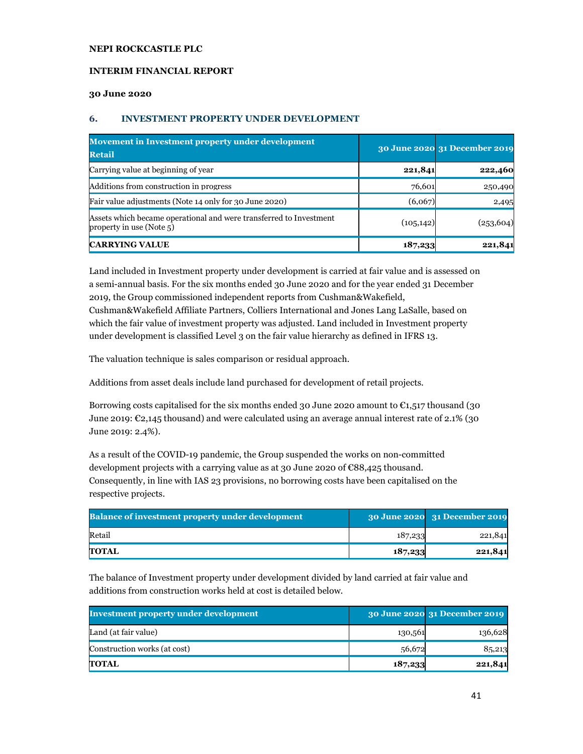**NEPI ROCKCASTLE PLC**

**INTERIM FINANCIAL REPORT**

**30 June 2020**

## 6. INVESTMENT PROPERTY UNDER DEVELOPMENT

| Movement in Investment property under development Retail | 30 June 2020 | 31 December 2019 |
|---|---|---|
| Carrying value at beginning of year | **221,841** | **222,460** |
| Additions from construction in progress | 76,601 | 250,490 |
| Fair value adjustments (Note 14 only for 30 June 2020) | (6,067) | 2,495 |
| Assets which became operational and were transferred to Investment property in use (Note 5) | (105,142) | (253,604) |
| **CARRYING VALUE** | **187,233** | **221,841** |

Land included in Investment property under development is carried at fair value and is assessed on a semi-annual basis. For the six months ended 30 June 2020 and for the year ended 31 December 2019, the Group commissioned independent reports from Cushman&Wakefield, Cushman&Wakefield Affiliate Partners, Colliers International and Jones Lang LaSalle, based on which the fair value of investment property was adjusted. Land included in Investment property under development is classified Level 3 on the fair value hierarchy as defined in IFRS 13.

The valuation technique is sales comparison or residual approach.

Additions from asset deals include land purchased for development of retail projects.

Borrowing costs capitalised for the six months ended 30 June 2020 amount to €1,517 thousand (30 June 2019: €2,145 thousand) and were calculated using an average annual interest rate of 2.1% (30 June 2019: 2.4%).

As a result of the COVID-19 pandemic, the Group suspended the works on non-committed development projects with a carrying value as at 30 June 2020 of €88,425 thousand. Consequently, in line with IAS 23 provisions, no borrowing costs have been capitalised on the respective projects.

| Balance of investment property under development | 30 June 2020 | 31 December 2019 |
|---|---|---|
| Retail | 187,233 | 221,841 |
| **TOTAL** | **187,233** | **221,841** |

The balance of Investment property under development divided by land carried at fair value and additions from construction works held at cost is detailed below.

| Investment property under development | 30 June 2020 | 31 December 2019 |
|---|---|---|
| Land (at fair value) | 130,561 | 136,628 |
| Construction works (at cost) | 56,672 | 85,213 |
| **TOTAL** | **187,233** | **221,841** |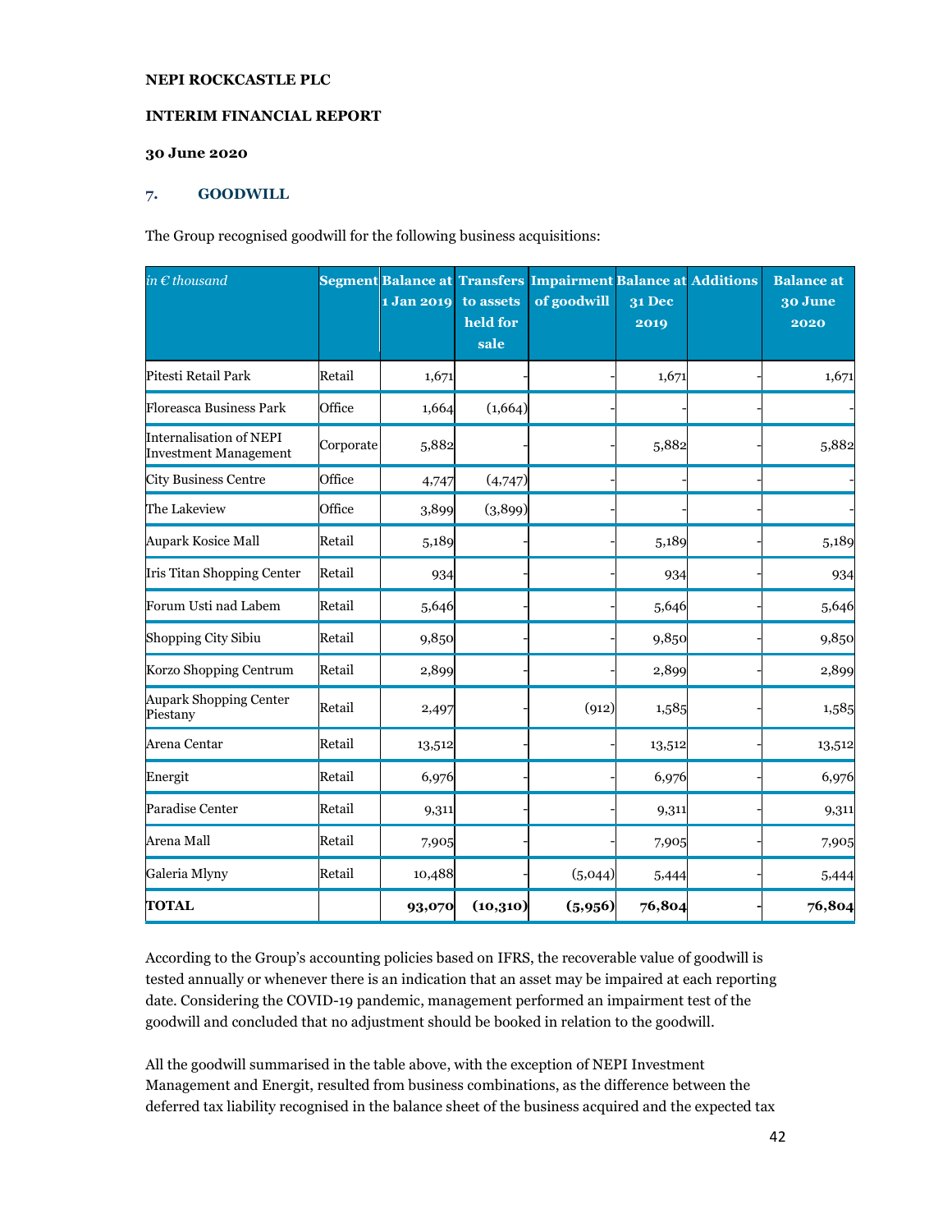NEPI ROCKCASTLE PLC

INTERIM FINANCIAL REPORT

30 June 2020

## 7. GOODWILL

The Group recognised goodwill for the following business acquisitions:

| *in € thousand* | Segment | Balance at 1 Jan 2019 | Transfers to assets held for sale | Impairment of goodwill | Balance at 31 Dec 2019 | Additions | Balance at 30 June 2020 |
|---|---|---|---|---|---|---|---|
| Pitesti Retail Park | Retail | 1,671 | - | - | 1,671 | - | 1,671 |
| Floreasca Business Park | Office | 1,664 | (1,664) | - | - | - | - |
| Internalisation of NEPI Investment Management | Corporate | 5,882 | - | - | 5,882 | - | 5,882 |
| City Business Centre | Office | 4,747 | (4,747) | - | - | - | - |
| The Lakeview | Office | 3,899 | (3,899) | - | - | - | - |
| Aupark Kosice Mall | Retail | 5,189 | - | - | 5,189 | - | 5,189 |
| Iris Titan Shopping Center | Retail | 934 | - | - | 934 | - | 934 |
| Forum Usti nad Labem | Retail | 5,646 | - | - | 5,646 | - | 5,646 |
| Shopping City Sibiu | Retail | 9,850 | - | - | 9,850 | - | 9,850 |
| Korzo Shopping Centrum | Retail | 2,899 | - | - | 2,899 | - | 2,899 |
| Aupark Shopping Center Piestany | Retail | 2,497 | - | (912) | 1,585 | - | 1,585 |
| Arena Centar | Retail | 13,512 | - | - | 13,512 | - | 13,512 |
| Energit | Retail | 6,976 | - | - | 6,976 | - | 6,976 |
| Paradise Center | Retail | 9,311 | - | - | 9,311 | - | 9,311 |
| Arena Mall | Retail | 7,905 | - | - | 7,905 | - | 7,905 |
| Galeria Mlyny | Retail | 10,488 | - | (5,044) | 5,444 | - | 5,444 |
| **TOTAL** | | **93,070** | **(10,310)** | **(5,956)** | **76,804** | - | **76,804** |

According to the Group's accounting policies based on IFRS, the recoverable value of goodwill is tested annually or whenever there is an indication that an asset may be impaired at each reporting date. Considering the COVID-19 pandemic, management performed an impairment test of the goodwill and concluded that no adjustment should be booked in relation to the goodwill.

All the goodwill summarised in the table above, with the exception of NEPI Investment Management and Energit, resulted from business combinations, as the difference between the deferred tax liability recognised in the balance sheet of the business acquired and the expected tax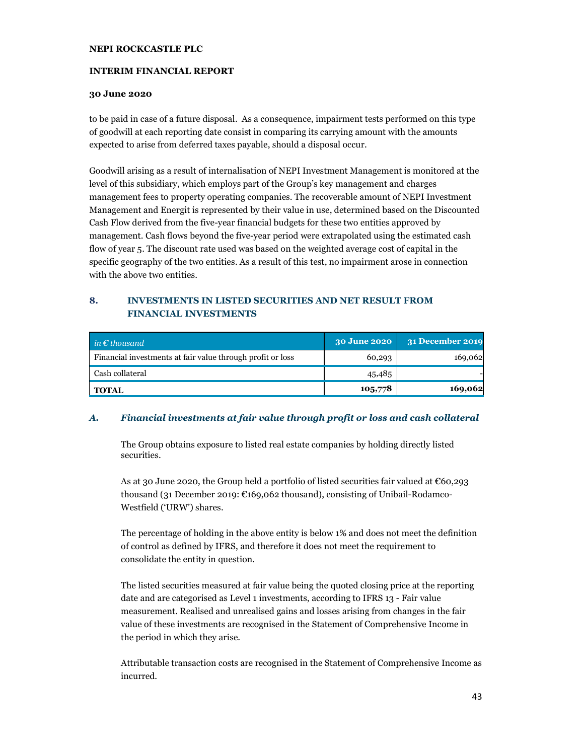to be paid in case of a future disposal. As a consequence, impairment tests performed on this type of goodwill at each reporting date consist in comparing its carrying amount with the amounts expected to arise from deferred taxes payable, should a disposal occur.

Goodwill arising as a result of internalisation of NEPI Investment Management is monitored at the level of this subsidiary, which employs part of the Group's key management and charges management fees to property operating companies. The recoverable amount of NEPI Investment Management and Energit is represented by their value in use, determined based on the Discounted Cash Flow derived from the five-year financial budgets for these two entities approved by management. Cash flows beyond the five-year period were extrapolated using the estimated cash flow of year 5. The discount rate used was based on the weighted average cost of capital in the specific geography of the two entities. As a result of this test, no impairment arose in connection with the above two entities.

## 8. INVESTMENTS IN LISTED SECURITIES AND NET RESULT FROM FINANCIAL INVESTMENTS

| *in € thousand* | 30 June 2020 | 31 December 2019 |
|---|---|---|
| Financial investments at fair value through profit or loss | 60,293 | 169,062 |
| Cash collateral | 45,485 | - |
| **TOTAL** | **105,778** | **169,062** |

### *A. Financial investments at fair value through profit or loss and cash collateral*

The Group obtains exposure to listed real estate companies by holding directly listed securities.

As at 30 June 2020, the Group held a portfolio of listed securities fair valued at €60,293 thousand (31 December 2019: €169,062 thousand), consisting of Unibail-Rodamco-Westfield ('URW') shares.

The percentage of holding in the above entity is below 1% and does not meet the definition of control as defined by IFRS, and therefore it does not meet the requirement to consolidate the entity in question.

The listed securities measured at fair value being the quoted closing price at the reporting date and are categorised as Level 1 investments, according to IFRS 13 - Fair value measurement. Realised and unrealised gains and losses arising from changes in the fair value of these investments are recognised in the Statement of Comprehensive Income in the period in which they arise.

Attributable transaction costs are recognised in the Statement of Comprehensive Income as incurred.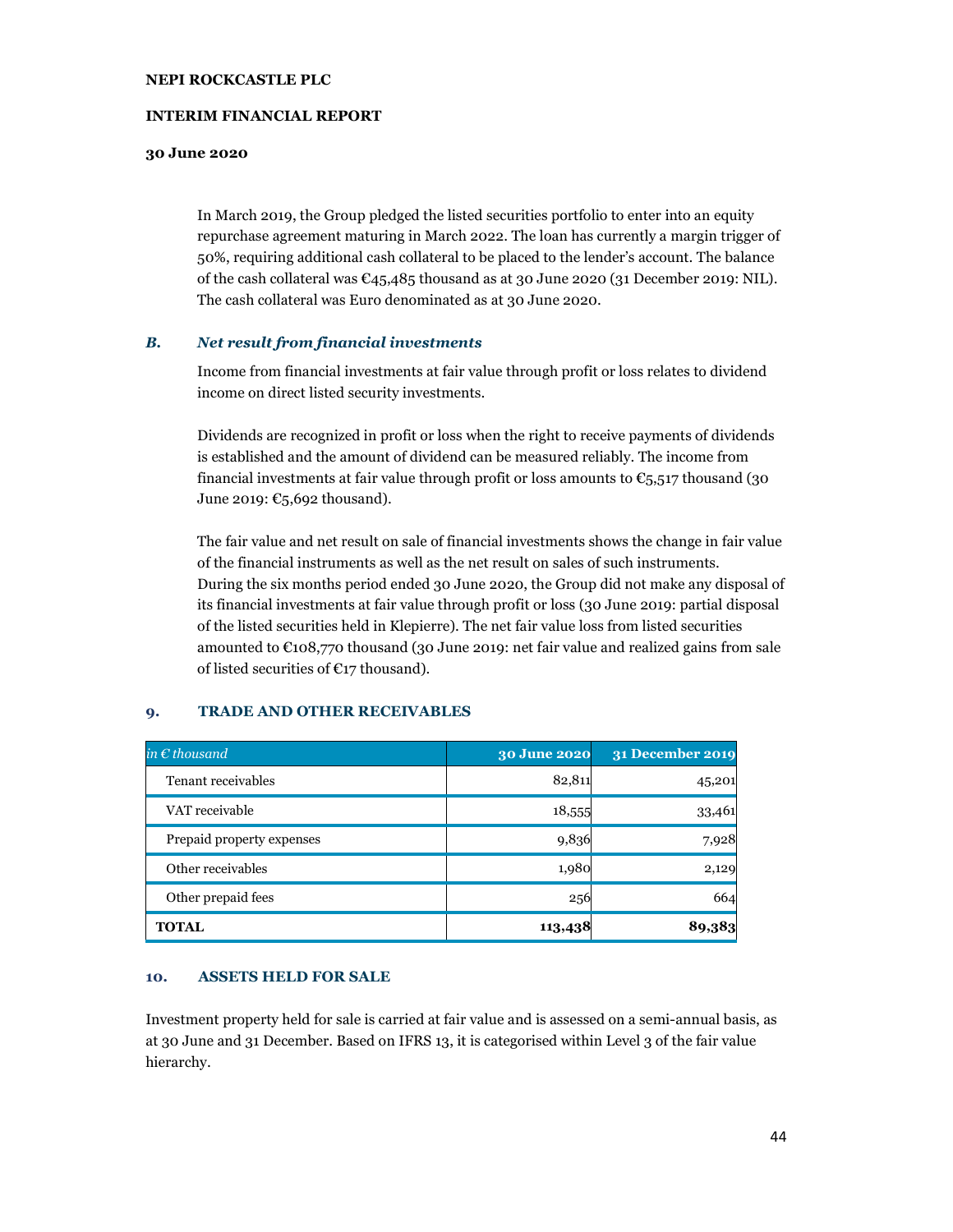In March 2019, the Group pledged the listed securities portfolio to enter into an equity repurchase agreement maturing in March 2022. The loan has currently a margin trigger of 50%, requiring additional cash collateral to be placed to the lender's account. The balance of the cash collateral was €45,485 thousand as at 30 June 2020 (31 December 2019: NIL). The cash collateral was Euro denominated as at 30 June 2020.

### *B. Net result from financial investments*

Income from financial investments at fair value through profit or loss relates to dividend income on direct listed security investments.

Dividends are recognized in profit or loss when the right to receive payments of dividends is established and the amount of dividend can be measured reliably. The income from financial investments at fair value through profit or loss amounts to €5,517 thousand (30 June 2019: €5,692 thousand).

The fair value and net result on sale of financial investments shows the change in fair value of the financial instruments as well as the net result on sales of such instruments. During the six months period ended 30 June 2020, the Group did not make any disposal of its financial investments at fair value through profit or loss (30 June 2019: partial disposal of the listed securities held in Klepierre). The net fair value loss from listed securities amounted to €108,770 thousand (30 June 2019: net fair value and realized gains from sale of listed securities of €17 thousand).

## 9. TRADE AND OTHER RECEIVABLES

| *in € thousand* | 30 June 2020 | 31 December 2019 |
|---|---|---|
| Tenant receivables | 82,811 | 45,201 |
| VAT receivable | 18,555 | 33,461 |
| Prepaid property expenses | 9,836 | 7,928 |
| Other receivables | 1,980 | 2,129 |
| Other prepaid fees | 256 | 664 |
| **TOTAL** | **113,438** | **89,383** |

## 10. ASSETS HELD FOR SALE

Investment property held for sale is carried at fair value and is assessed on a semi-annual basis, as at 30 June and 31 December. Based on IFRS 13, it is categorised within Level 3 of the fair value hierarchy.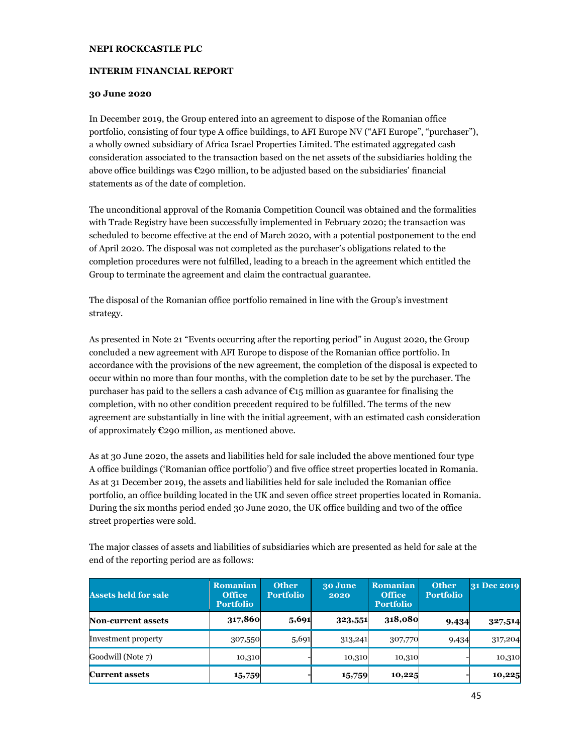**NEPI ROCKCASTLE PLC**

**INTERIM FINANCIAL REPORT**

**30 June 2020**

In December 2019, the Group entered into an agreement to dispose of the Romanian office portfolio, consisting of four type A office buildings, to AFI Europe NV ("AFI Europe", "purchaser"), a wholly owned subsidiary of Africa Israel Properties Limited. The estimated aggregated cash consideration associated to the transaction based on the net assets of the subsidiaries holding the above office buildings was €290 million, to be adjusted based on the subsidiaries' financial statements as of the date of completion.

The unconditional approval of the Romania Competition Council was obtained and the formalities with Trade Registry have been successfully implemented in February 2020; the transaction was scheduled to become effective at the end of March 2020, with a potential postponement to the end of April 2020. The disposal was not completed as the purchaser's obligations related to the completion procedures were not fulfilled, leading to a breach in the agreement which entitled the Group to terminate the agreement and claim the contractual guarantee.

The disposal of the Romanian office portfolio remained in line with the Group's investment strategy.

As presented in Note 21 "Events occurring after the reporting period" in August 2020, the Group concluded a new agreement with AFI Europe to dispose of the Romanian office portfolio. In accordance with the provisions of the new agreement, the completion of the disposal is expected to occur within no more than four months, with the completion date to be set by the purchaser. The purchaser has paid to the sellers a cash advance of €15 million as guarantee for finalising the completion, with no other condition precedent required to be fulfilled. The terms of the new agreement are substantially in line with the initial agreement, with an estimated cash consideration of approximately €290 million, as mentioned above.

As at 30 June 2020, the assets and liabilities held for sale included the above mentioned four type A office buildings ('Romanian office portfolio') and five office street properties located in Romania. As at 31 December 2019, the assets and liabilities held for sale included the Romanian office portfolio, an office building located in the UK and seven office street properties located in Romania. During the six months period ended 30 June 2020, the UK office building and two of the office street properties were sold.

The major classes of assets and liabilities of subsidiaries which are presented as held for sale at the end of the reporting period are as follows:

| Assets held for sale | Romanian Office Portfolio | Other Portfolio | 30 June 2020 | Romanian Office Portfolio | Other Portfolio | 31 Dec 2019 |
|---|---|---|---|---|---|---|
| **Non-current assets** | **317,860** | **5,691** | **323,551** | **318,080** | **9,434** | **327,514** |
| Investment property | 307,550 | 5,691 | 313,241 | 307,770 | 9,434 | 317,204 |
| Goodwill (Note 7) | 10,310 | - | 10,310 | 10,310 | - | 10,310 |
| **Current assets** | **15,759** | - | **15,759** | **10,225** | - | **10,225** |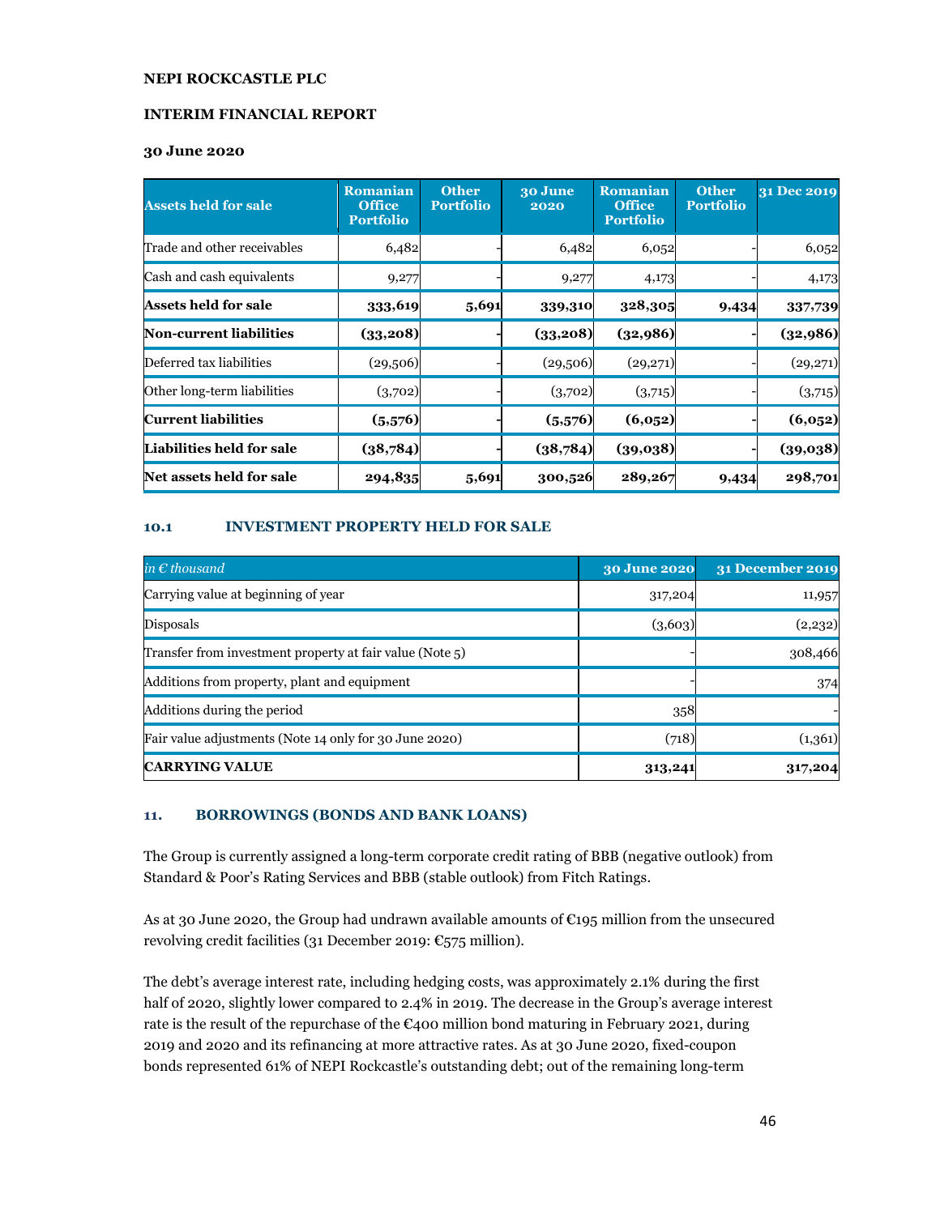NEPI ROCKCASTLE PLC

INTERIM FINANCIAL REPORT

30 June 2020

| Assets held for sale | Romanian Office Portfolio | Other Portfolio | 30 June 2020 | Romanian Office Portfolio | Other Portfolio | 31 Dec 2019 |
|---|---|---|---|---|---|---|
| Trade and other receivables | 6,482 | - | 6,482 | 6,052 | - | 6,052 |
| Cash and cash equivalents | 9,277 | - | 9,277 | 4,173 | - | 4,173 |
| **Assets held for sale** | **333,619** | **5,691** | **339,310** | **328,305** | **9,434** | **337,739** |
| **Non-current liabilities** | **(33,208)** | - | **(33,208)** | **(32,986)** | - | **(32,986)** |
| Deferred tax liabilities | (29,506) | - | (29,506) | (29,271) | - | (29,271) |
| Other long-term liabilities | (3,702) | - | (3,702) | (3,715) | - | (3,715) |
| **Current liabilities** | **(5,576)** | - | **(5,576)** | **(6,052)** | - | **(6,052)** |
| **Liabilities held for sale** | **(38,784)** | - | **(38,784)** | **(39,038)** | - | **(39,038)** |
| **Net assets held for sale** | **294,835** | **5,691** | **300,526** | **289,267** | **9,434** | **298,701** |

### 10.1 INVESTMENT PROPERTY HELD FOR SALE

| *in € thousand* | 30 June 2020 | 31 December 2019 |
|---|---|---|
| Carrying value at beginning of year | 317,204 | 11,957 |
| Disposals | (3,603) | (2,232) |
| Transfer from investment property at fair value (Note 5) | - | 308,466 |
| Additions from property, plant and equipment | - | 374 |
| Additions during the period | 358 | - |
| Fair value adjustments (Note 14 only for 30 June 2020) | (718) | (1,361) |
| **CARRYING VALUE** | **313,241** | **317,204** |

## 11. BORROWINGS (BONDS AND BANK LOANS)

The Group is currently assigned a long-term corporate credit rating of BBB (negative outlook) from Standard & Poor's Rating Services and BBB (stable outlook) from Fitch Ratings.

As at 30 June 2020, the Group had undrawn available amounts of €195 million from the unsecured revolving credit facilities (31 December 2019: €575 million).

The debt's average interest rate, including hedging costs, was approximately 2.1% during the first half of 2020, slightly lower compared to 2.4% in 2019. The decrease in the Group's average interest rate is the result of the repurchase of the €400 million bond maturing in February 2021, during 2019 and 2020 and its refinancing at more attractive rates. As at 30 June 2020, fixed-coupon bonds represented 61% of NEPI Rockcastle's outstanding debt; out of the remaining long-term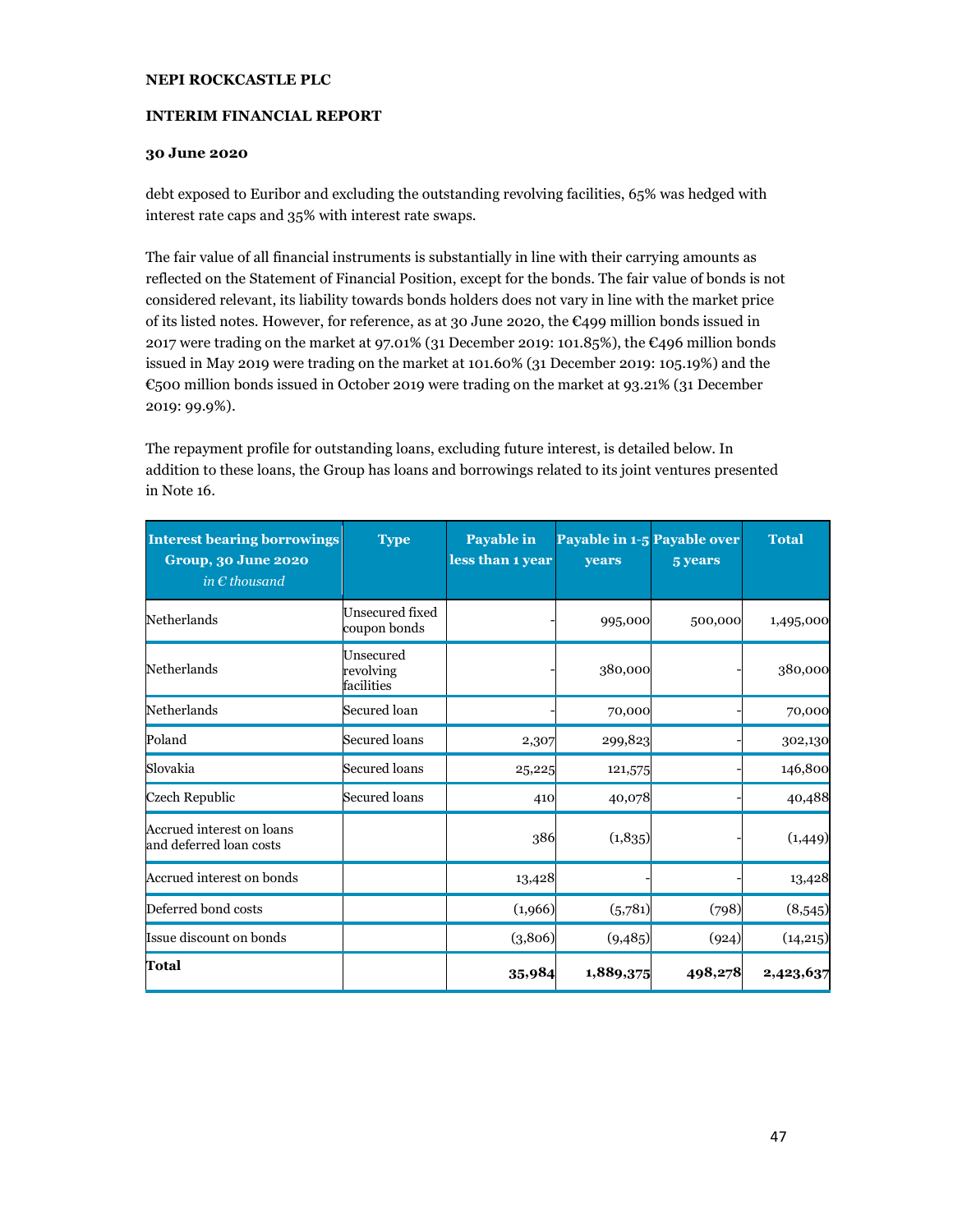**NEPI ROCKCASTLE PLC**

**INTERIM FINANCIAL REPORT**

**30 June 2020**

debt exposed to Euribor and excluding the outstanding revolving facilities, 65% was hedged with interest rate caps and 35% with interest rate swaps.

The fair value of all financial instruments is substantially in line with their carrying amounts as reflected on the Statement of Financial Position, except for the bonds. The fair value of bonds is not considered relevant, its liability towards bonds holders does not vary in line with the market price of its listed notes. However, for reference, as at 30 June 2020, the €499 million bonds issued in 2017 were trading on the market at 97.01% (31 December 2019: 101.85%), the €496 million bonds issued in May 2019 were trading on the market at 101.60% (31 December 2019: 105.19%) and the €500 million bonds issued in October 2019 were trading on the market at 93.21% (31 December 2019: 99.9%).

The repayment profile for outstanding loans, excluding future interest, is detailed below. In addition to these loans, the Group has loans and borrowings related to its joint ventures presented in Note 16.

| **Interest bearing borrowings Group, 30 June 2020** *in € thousand* | **Type** | **Payable in less than 1 year** | **Payable in 1-5 years** | **Payable over 5 years** | **Total** |
|---|---|---|---|---|---|
| Netherlands | Unsecured fixed coupon bonds | - | 995,000 | 500,000 | 1,495,000 |
| Netherlands | Unsecured revolving facilities | - | 380,000 | - | 380,000 |
| Netherlands | Secured loan | - | 70,000 | - | 70,000 |
| Poland | Secured loans | 2,307 | 299,823 | - | 302,130 |
| Slovakia | Secured loans | 25,225 | 121,575 | - | 146,800 |
| Czech Republic | Secured loans | 410 | 40,078 | - | 40,488 |
| Accrued interest on loans and deferred loan costs | | 386 | (1,835) | - | (1,449) |
| Accrued interest on bonds | | 13,428 | - | - | 13,428 |
| Deferred bond costs | | (1,966) | (5,781) | (798) | (8,545) |
| Issue discount on bonds | | (3,806) | (9,485) | (924) | (14,215) |
| **Total** | | **35,984** | **1,889,375** | **498,278** | **2,423,637** |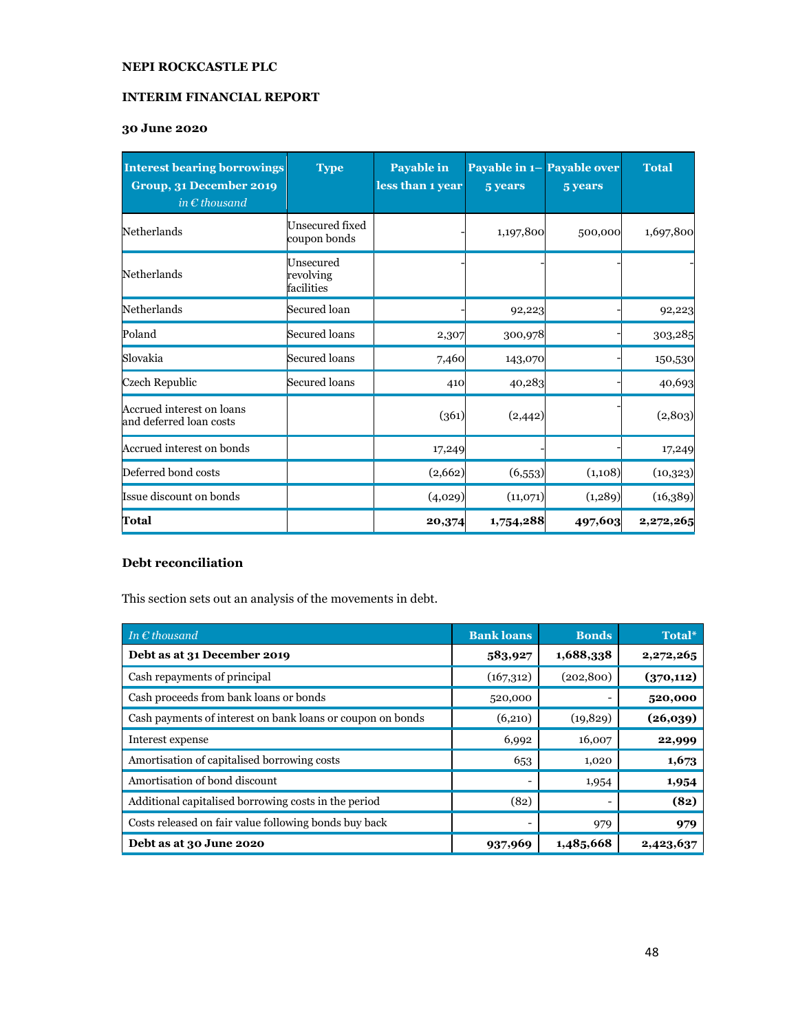**NEPI ROCKCASTLE PLC**

**INTERIM FINANCIAL REPORT**

**30 June 2020**

| Interest bearing borrowings Group, 31 December 2019 *in € thousand* | Type | Payable in less than 1 year | Payable in 1–5 years | Payable over 5 years | Total |
|---|---|---|---|---|---|
| Netherlands | Unsecured fixed coupon bonds | - | 1,197,800 | 500,000 | 1,697,800 |
| Netherlands | Unsecured revolving facilities | - | - | - | - |
| Netherlands | Secured loan | - | 92,223 | - | 92,223 |
| Poland | Secured loans | 2,307 | 300,978 | - | 303,285 |
| Slovakia | Secured loans | 7,460 | 143,070 | - | 150,530 |
| Czech Republic | Secured loans | 410 | 40,283 | - | 40,693 |
| Accrued interest on loans and deferred loan costs | | (361) | (2,442) | - | (2,803) |
| Accrued interest on bonds | | 17,249 | - | - | 17,249 |
| Deferred bond costs | | (2,662) | (6,553) | (1,108) | (10,323) |
| Issue discount on bonds | | (4,029) | (11,071) | (1,289) | (16,389) |
| **Total** | | **20,374** | **1,754,288** | **497,603** | **2,272,265** |

**Debt reconciliation**

This section sets out an analysis of the movements in debt.

| *In € thousand* | Bank loans | Bonds | Total* |
|---|---|---|---|
| **Debt as at 31 December 2019** | **583,927** | **1,688,338** | **2,272,265** |
| Cash repayments of principal | (167,312) | (202,800) | **(370,112)** |
| Cash proceeds from bank loans or bonds | 520,000 | - | **520,000** |
| Cash payments of interest on bank loans or coupon on bonds | (6,210) | (19,829) | **(26,039)** |
| Interest expense | 6,992 | 16,007 | **22,999** |
| Amortisation of capitalised borrowing costs | 653 | 1,020 | **1,673** |
| Amortisation of bond discount | - | 1,954 | **1,954** |
| Additional capitalised borrowing costs in the period | (82) | - | **(82)** |
| Costs released on fair value following bonds buy back | - | 979 | **979** |
| **Debt as at 30 June 2020** | **937,969** | **1,485,668** | **2,423,637** |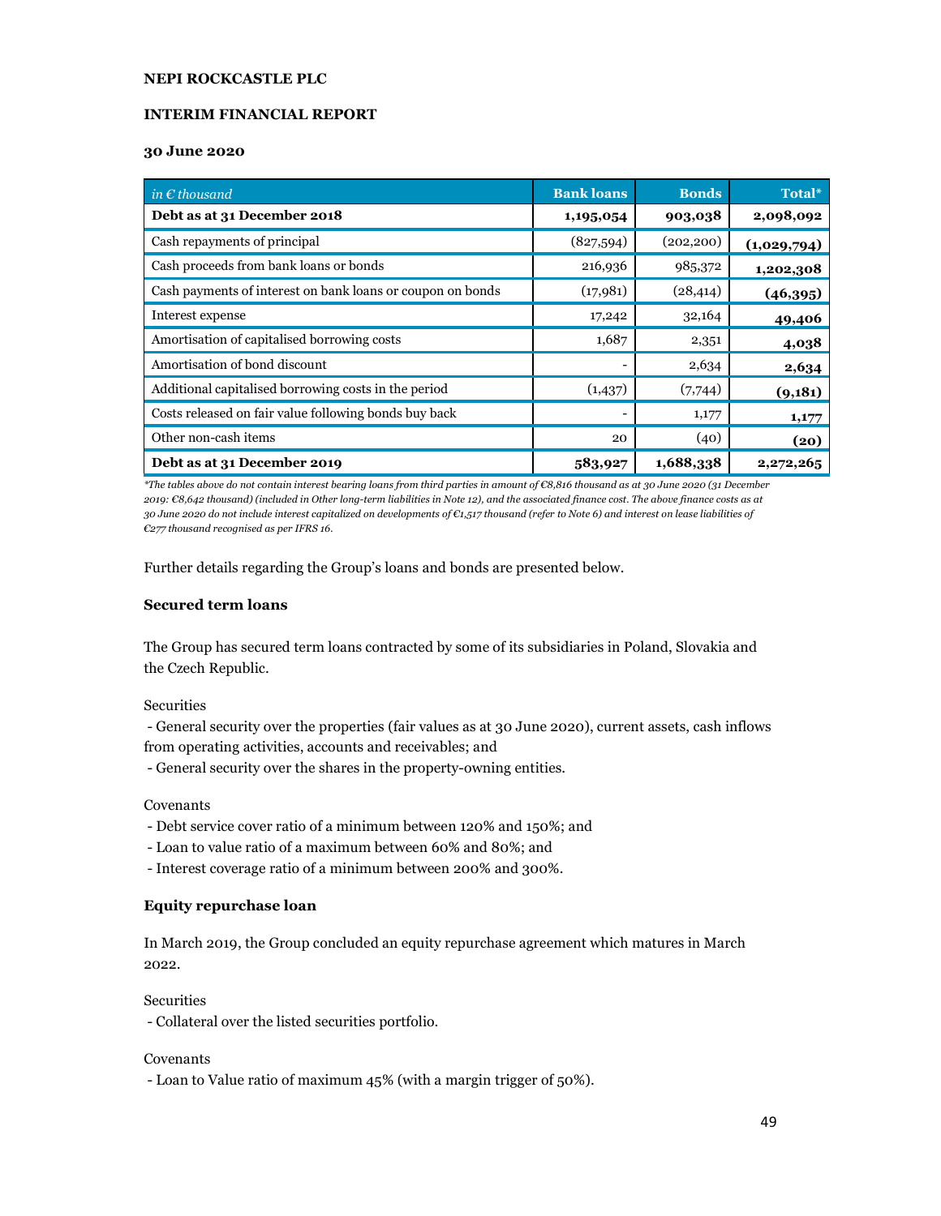**NEPI ROCKCASTLE PLC**

**INTERIM FINANCIAL REPORT**

**30 June 2020**

| *in € thousand* | **Bank loans** | **Bonds** | **Total*** |
|---|---|---|---|
| **Debt as at 31 December 2018** | **1,195,054** | **903,038** | **2,098,092** |
| Cash repayments of principal | (827,594) | (202,200) | **(1,029,794)** |
| Cash proceeds from bank loans or bonds | 216,936 | 985,372 | **1,202,308** |
| Cash payments of interest on bank loans or coupon on bonds | (17,981) | (28,414) | **(46,395)** |
| Interest expense | 17,242 | 32,164 | **49,406** |
| Amortisation of capitalised borrowing costs | 1,687 | 2,351 | **4,038** |
| Amortisation of bond discount | - | 2,634 | **2,634** |
| Additional capitalised borrowing costs in the period | (1,437) | (7,744) | **(9,181)** |
| Costs released on fair value following bonds buy back | - | 1,177 | **1,177** |
| Other non-cash items | 20 | (40) | **(20)** |
| **Debt as at 31 December 2019** | **583,927** | **1,688,338** | **2,272,265** |

*\*The tables above do not contain interest bearing loans from third parties in amount of €8,816 thousand as at 30 June 2020 (31 December 2019: €8,642 thousand) (included in Other long-term liabilities in Note 12), and the associated finance cost. The above finance costs as at 30 June 2020 do not include interest capitalized on developments of €1,517 thousand (refer to Note 6) and interest on lease liabilities of €277 thousand recognised as per IFRS 16.*

Further details regarding the Group's loans and bonds are presented below.

**Secured term loans**

The Group has secured term loans contracted by some of its subsidiaries in Poland, Slovakia and the Czech Republic.

Securities

- General security over the properties (fair values as at 30 June 2020), current assets, cash inflows from operating activities, accounts and receivables; and
- General security over the shares in the property-owning entities.

Covenants

- Debt service cover ratio of a minimum between 120% and 150%; and
- Loan to value ratio of a maximum between 60% and 80%; and
- Interest coverage ratio of a minimum between 200% and 300%.

**Equity repurchase loan**

In March 2019, the Group concluded an equity repurchase agreement which matures in March 2022.

Securities

- Collateral over the listed securities portfolio.

Covenants

- Loan to Value ratio of maximum 45% (with a margin trigger of 50%).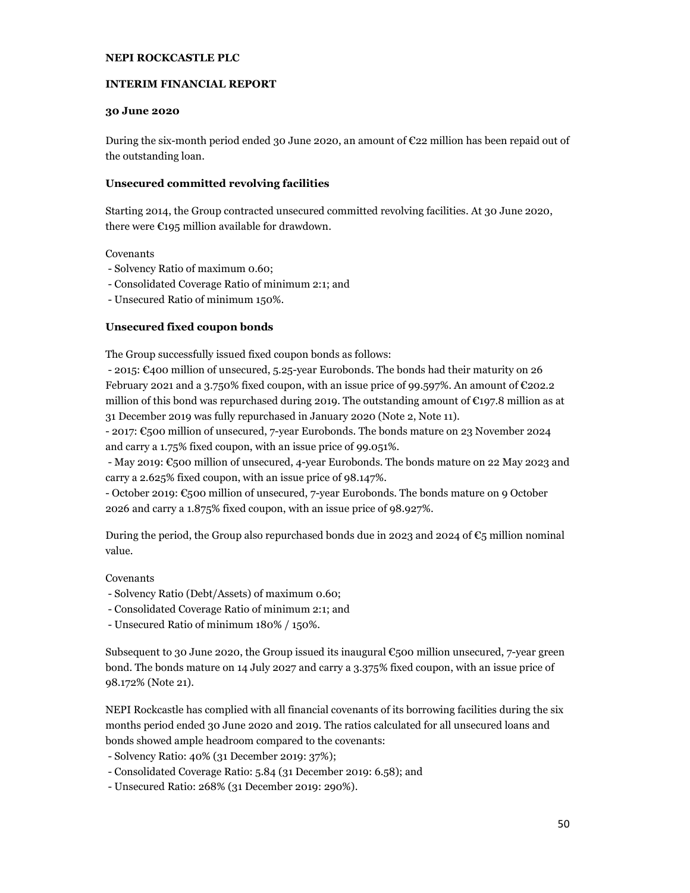During the six-month period ended 30 June 2020, an amount of €22 million has been repaid out of the outstanding loan.

**Unsecured committed revolving facilities**

Starting 2014, the Group contracted unsecured committed revolving facilities. At 30 June 2020, there were €195 million available for drawdown.

Covenants

- Solvency Ratio of maximum 0.60;
- Consolidated Coverage Ratio of minimum 2:1; and
- Unsecured Ratio of minimum 150%.

**Unsecured fixed coupon bonds**

The Group successfully issued fixed coupon bonds as follows:

- 2015: €400 million of unsecured, 5.25-year Eurobonds. The bonds had their maturity on 26 February 2021 and a 3.750% fixed coupon, with an issue price of 99.597%. An amount of €202.2 million of this bond was repurchased during 2019. The outstanding amount of €197.8 million as at 31 December 2019 was fully repurchased in January 2020 (Note 2, Note 11).
- 2017: €500 million of unsecured, 7-year Eurobonds. The bonds mature on 23 November 2024 and carry a 1.75% fixed coupon, with an issue price of 99.051%.
- May 2019: €500 million of unsecured, 4-year Eurobonds. The bonds mature on 22 May 2023 and carry a 2.625% fixed coupon, with an issue price of 98.147%.
- October 2019: €500 million of unsecured, 7-year Eurobonds. The bonds mature on 9 October 2026 and carry a 1.875% fixed coupon, with an issue price of 98.927%.

During the period, the Group also repurchased bonds due in 2023 and 2024 of €5 million nominal value.

Covenants

- Solvency Ratio (Debt/Assets) of maximum 0.60;
- Consolidated Coverage Ratio of minimum 2:1; and
- Unsecured Ratio of minimum 180% / 150%.

Subsequent to 30 June 2020, the Group issued its inaugural €500 million unsecured, 7-year green bond. The bonds mature on 14 July 2027 and carry a 3.375% fixed coupon, with an issue price of 98.172% (Note 21).

NEPI Rockcastle has complied with all financial covenants of its borrowing facilities during the six months period ended 30 June 2020 and 2019. The ratios calculated for all unsecured loans and bonds showed ample headroom compared to the covenants:

- Solvency Ratio: 40% (31 December 2019: 37%);
- Consolidated Coverage Ratio: 5.84 (31 December 2019: 6.58); and
- Unsecured Ratio: 268% (31 December 2019: 290%).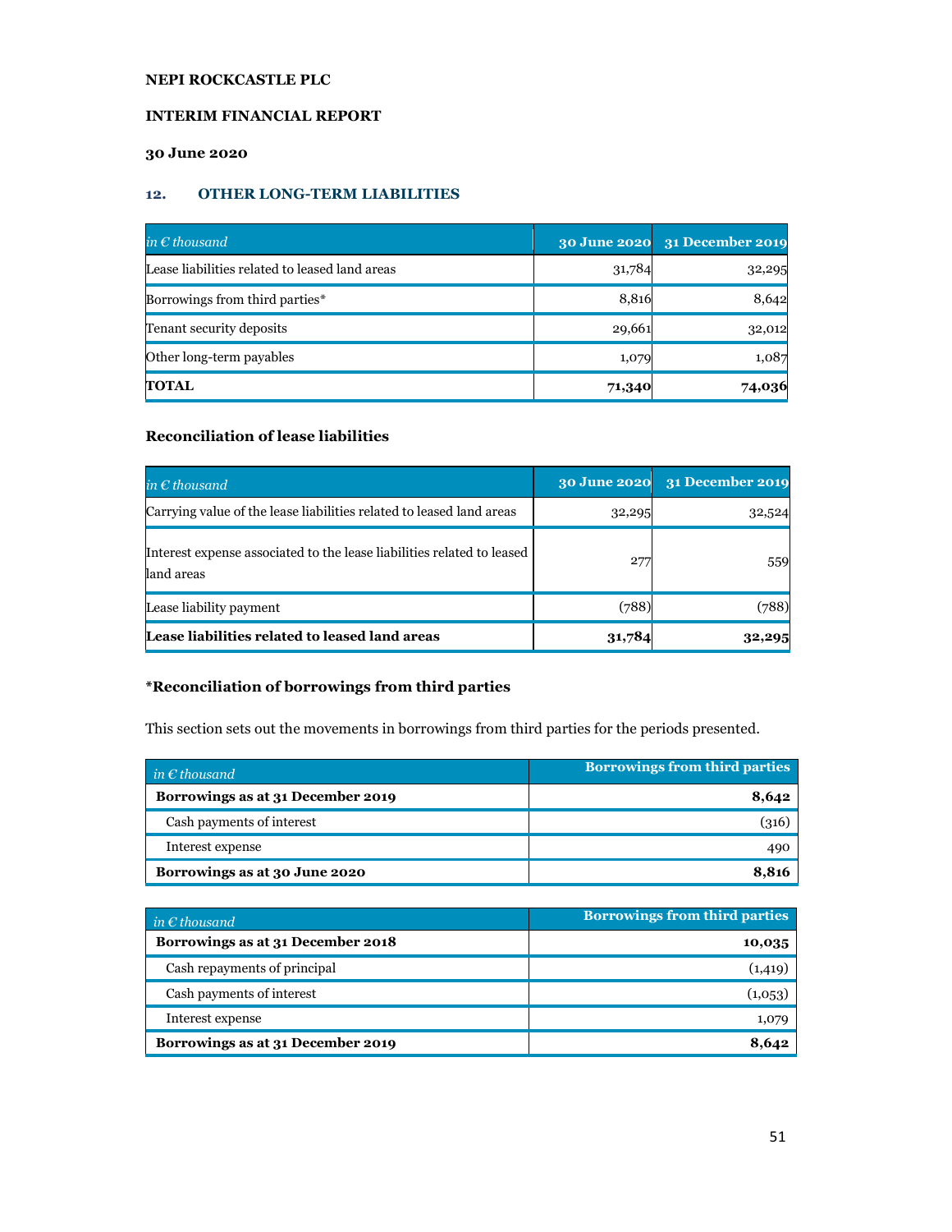**NEPI ROCKCASTLE PLC**

**INTERIM FINANCIAL REPORT**

**30 June 2020**

## 12. OTHER LONG-TERM LIABILITIES

| *in € thousand* | 30 June 2020 | 31 December 2019 |
|---|---|---|
| Lease liabilities related to leased land areas | 31,784 | 32,295 |
| Borrowings from third parties* | 8,816 | 8,642 |
| Tenant security deposits | 29,661 | 32,012 |
| Other long-term payables | 1,079 | 1,087 |
| **TOTAL** | **71,340** | **74,036** |

### Reconciliation of lease liabilities

| *in € thousand* | 30 June 2020 | 31 December 2019 |
|---|---|---|
| Carrying value of the lease liabilities related to leased land areas | 32,295 | 32,524 |
| Interest expense associated to the lease liabilities related to leased land areas | 277 | 559 |
| Lease liability payment | (788) | (788) |
| **Lease liabilities related to leased land areas** | **31,784** | **32,295** |

### *Reconciliation of borrowings from third parties

This section sets out the movements in borrowings from third parties for the periods presented.

| *in € thousand* | Borrowings from third parties |
|---|---|
| **Borrowings as at 31 December 2019** | **8,642** |
| Cash payments of interest | (316) |
| Interest expense | 490 |
| **Borrowings as at 30 June 2020** | **8,816** |

| *in € thousand* | Borrowings from third parties |
|---|---|
| **Borrowings as at 31 December 2018** | **10,035** |
| Cash repayments of principal | (1,419) |
| Cash payments of interest | (1,053) |
| Interest expense | 1,079 |
| **Borrowings as at 31 December 2019** | **8,642** |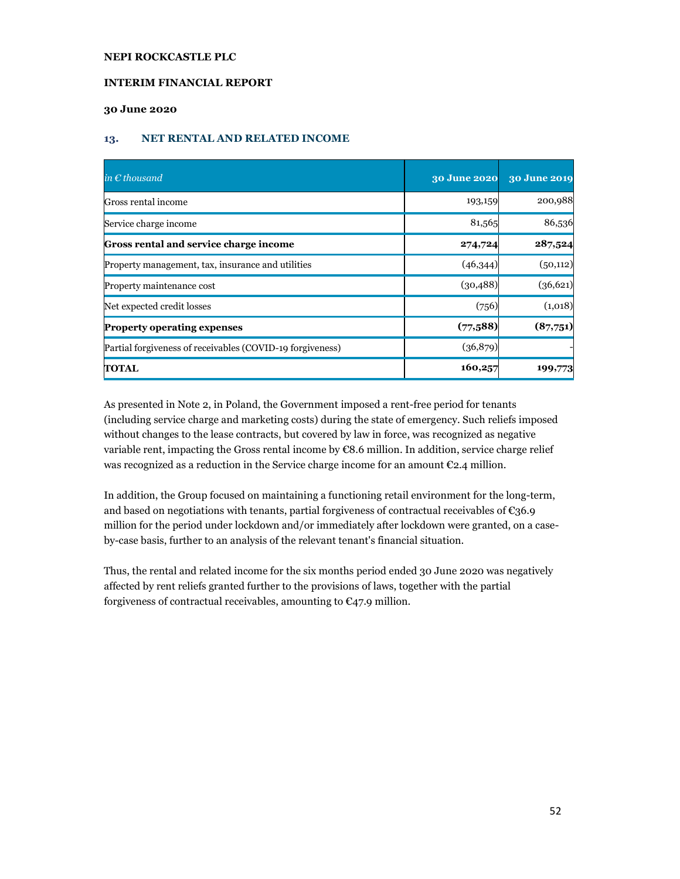## 13. NET RENTAL AND RELATED INCOME

| *in € thousand* | 30 June 2020 | 30 June 2019 |
|---|---|---|
| Gross rental income | 193,159 | 200,988 |
| Service charge income | 81,565 | 86,536 |
| **Gross rental and service charge income** | **274,724** | **287,524** |
| Property management, tax, insurance and utilities | (46,344) | (50,112) |
| Property maintenance cost | (30,488) | (36,621) |
| Net expected credit losses | (756) | (1,018) |
| **Property operating expenses** | **(77,588)** | **(87,751)** |
| Partial forgiveness of receivables (COVID-19 forgiveness) | (36,879) | - |
| **TOTAL** | **160,257** | **199,773** |

As presented in Note 2, in Poland, the Government imposed a rent-free period for tenants (including service charge and marketing costs) during the state of emergency. Such reliefs imposed without changes to the lease contracts, but covered by law in force, was recognized as negative variable rent, impacting the Gross rental income by €8.6 million. In addition, service charge relief was recognized as a reduction in the Service charge income for an amount €2.4 million.

In addition, the Group focused on maintaining a functioning retail environment for the long-term, and based on negotiations with tenants, partial forgiveness of contractual receivables of €36.9 million for the period under lockdown and/or immediately after lockdown were granted, on a case-by-case basis, further to an analysis of the relevant tenant's financial situation.

Thus, the rental and related income for the six months period ended 30 June 2020 was negatively affected by rent reliefs granted further to the provisions of laws, together with the partial forgiveness of contractual receivables, amounting to €47.9 million.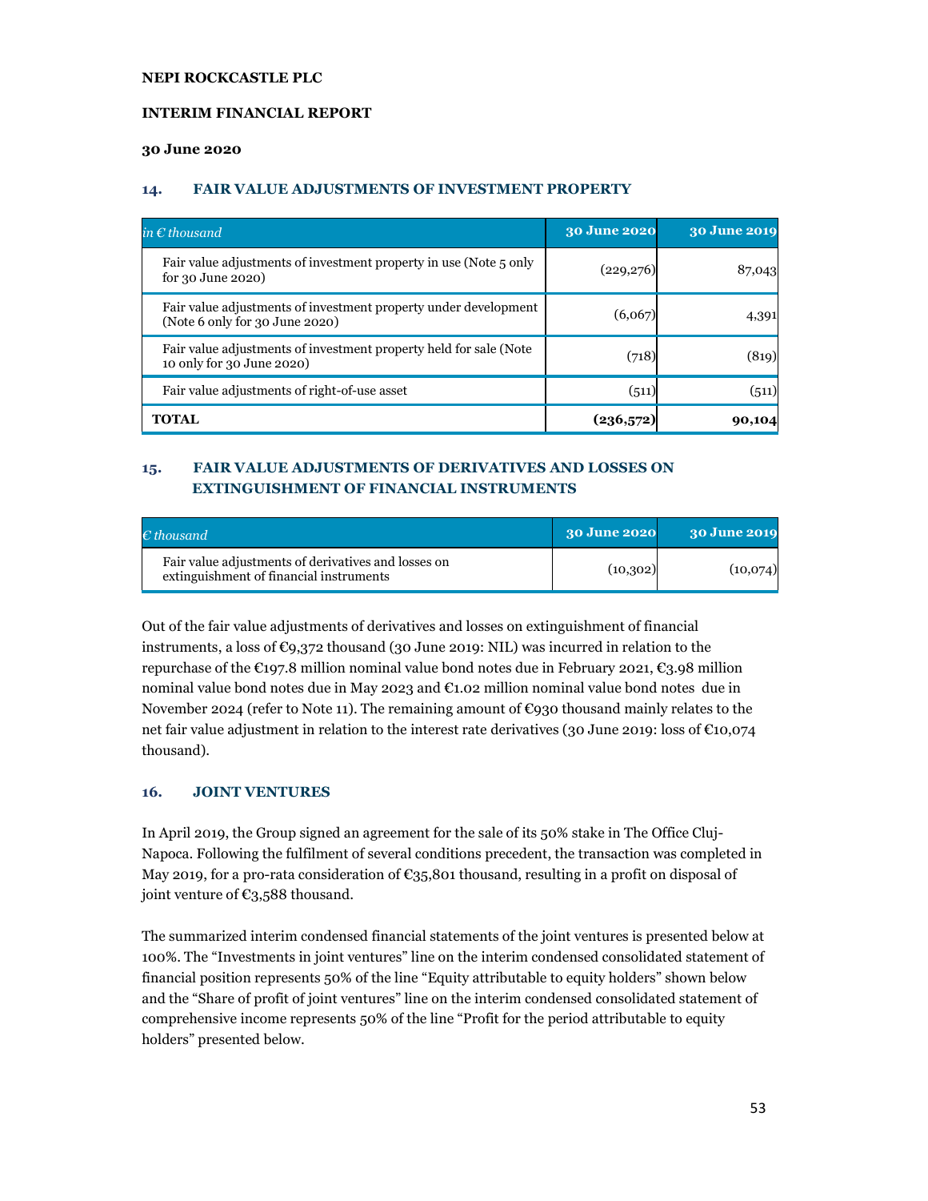## 14. FAIR VALUE ADJUSTMENTS OF INVESTMENT PROPERTY

| *in € thousand* | 30 June 2020 | 30 June 2019 |
|---|---|---|
| Fair value adjustments of investment property in use (Note 5 only for 30 June 2020) | (229,276) | 87,043 |
| Fair value adjustments of investment property under development (Note 6 only for 30 June 2020) | (6,067) | 4,391 |
| Fair value adjustments of investment property held for sale (Note 10 only for 30 June 2020) | (718) | (819) |
| Fair value adjustments of right-of-use asset | (511) | (511) |
| **TOTAL** | **(236,572)** | **90,104** |

## 15. FAIR VALUE ADJUSTMENTS OF DERIVATIVES AND LOSSES ON EXTINGUISHMENT OF FINANCIAL INSTRUMENTS

| *€ thousand* | 30 June 2020 | 30 June 2019 |
|---|---|---|
| Fair value adjustments of derivatives and losses on extinguishment of financial instruments | (10,302) | (10,074) |

Out of the fair value adjustments of derivatives and losses on extinguishment of financial instruments, a loss of €9,372 thousand (30 June 2019: NIL) was incurred in relation to the repurchase of the €197.8 million nominal value bond notes due in February 2021, €3.98 million nominal value bond notes due in May 2023 and €1.02 million nominal value bond notes due in November 2024 (refer to Note 11). The remaining amount of €930 thousand mainly relates to the net fair value adjustment in relation to the interest rate derivatives (30 June 2019: loss of €10,074 thousand).

## 16. JOINT VENTURES

In April 2019, the Group signed an agreement for the sale of its 50% stake in The Office Cluj-Napoca. Following the fulfilment of several conditions precedent, the transaction was completed in May 2019, for a pro-rata consideration of €35,801 thousand, resulting in a profit on disposal of joint venture of €3,588 thousand.

The summarized interim condensed financial statements of the joint ventures is presented below at 100%. The "Investments in joint ventures" line on the interim condensed consolidated statement of financial position represents 50% of the line "Equity attributable to equity holders" shown below and the "Share of profit of joint ventures" line on the interim condensed consolidated statement of comprehensive income represents 50% of the line "Profit for the period attributable to equity holders" presented below.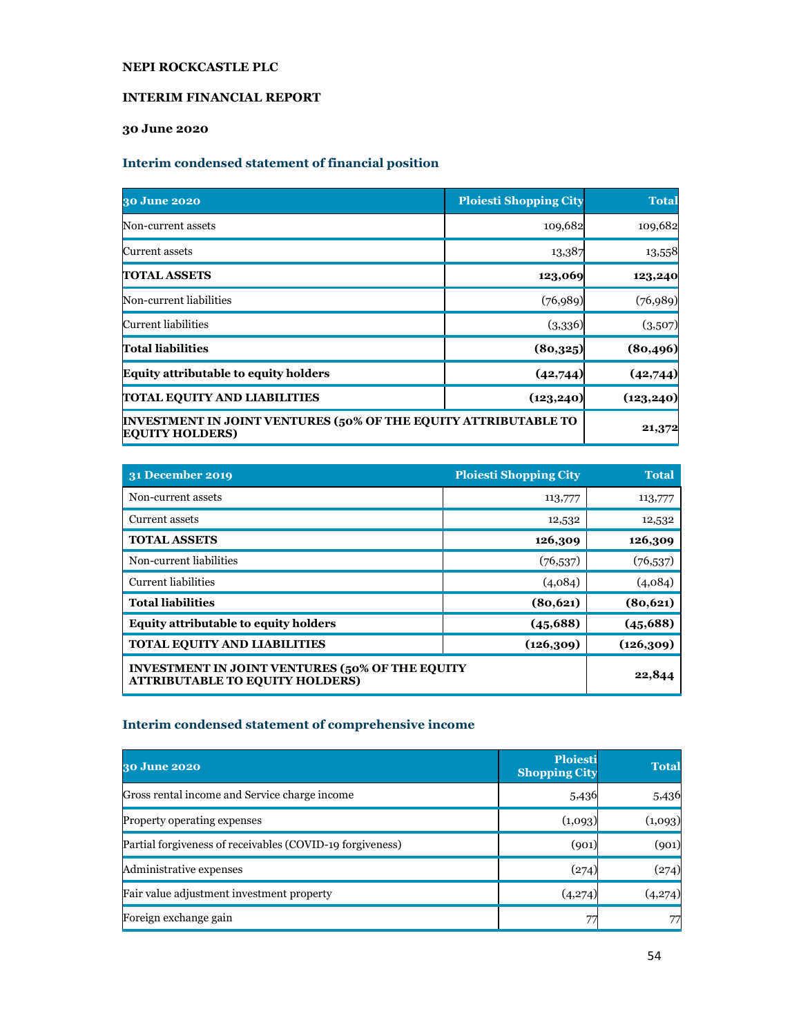**NEPI ROCKCASTLE PLC**

**INTERIM FINANCIAL REPORT**

**30 June 2020**

### Interim condensed statement of financial position

| 30 June 2020 | Ploiesti Shopping City | Total |
|---|---:|---:|
| Non-current assets | 109,682 | 109,682 |
| Current assets | 13,387 | 13,558 |
| **TOTAL ASSETS** | **123,069** | **123,240** |
| Non-current liabilities | (76,989) | (76,989) |
| Current liabilities | (3,336) | (3,507) |
| **Total liabilities** | **(80,325)** | **(80,496)** |
| **Equity attributable to equity holders** | **(42,744)** | **(42,744)** |
| **TOTAL EQUITY AND LIABILITIES** | **(123,240)** | **(123,240)** |
| **INVESTMENT IN JOINT VENTURES (50% OF THE EQUITY ATTRIBUTABLE TO EQUITY HOLDERS)** | | **21,372** |

| 31 December 2019 | Ploiesti Shopping City | Total |
|---|---:|---:|
| Non-current assets | 113,777 | 113,777 |
| Current assets | 12,532 | 12,532 |
| **TOTAL ASSETS** | **126,309** | **126,309** |
| Non-current liabilities | (76,537) | (76,537) |
| Current liabilities | (4,084) | (4,084) |
| **Total liabilities** | **(80,621)** | **(80,621)** |
| **Equity attributable to equity holders** | **(45,688)** | **(45,688)** |
| **TOTAL EQUITY AND LIABILITIES** | **(126,309)** | **(126,309)** |
| **INVESTMENT IN JOINT VENTURES (50% OF THE EQUITY ATTRIBUTABLE TO EQUITY HOLDERS)** | | **22,844** |

### Interim condensed statement of comprehensive income

| 30 June 2020 | Ploiesti Shopping City | Total |
|---|---:|---:|
| Gross rental income and Service charge income | 5,436 | 5,436 |
| Property operating expenses | (1,093) | (1,093) |
| Partial forgiveness of receivables (COVID-19 forgiveness) | (901) | (901) |
| Administrative expenses | (274) | (274) |
| Fair value adjustment investment property | (4,274) | (4,274) |
| Foreign exchange gain | 77 | 77 |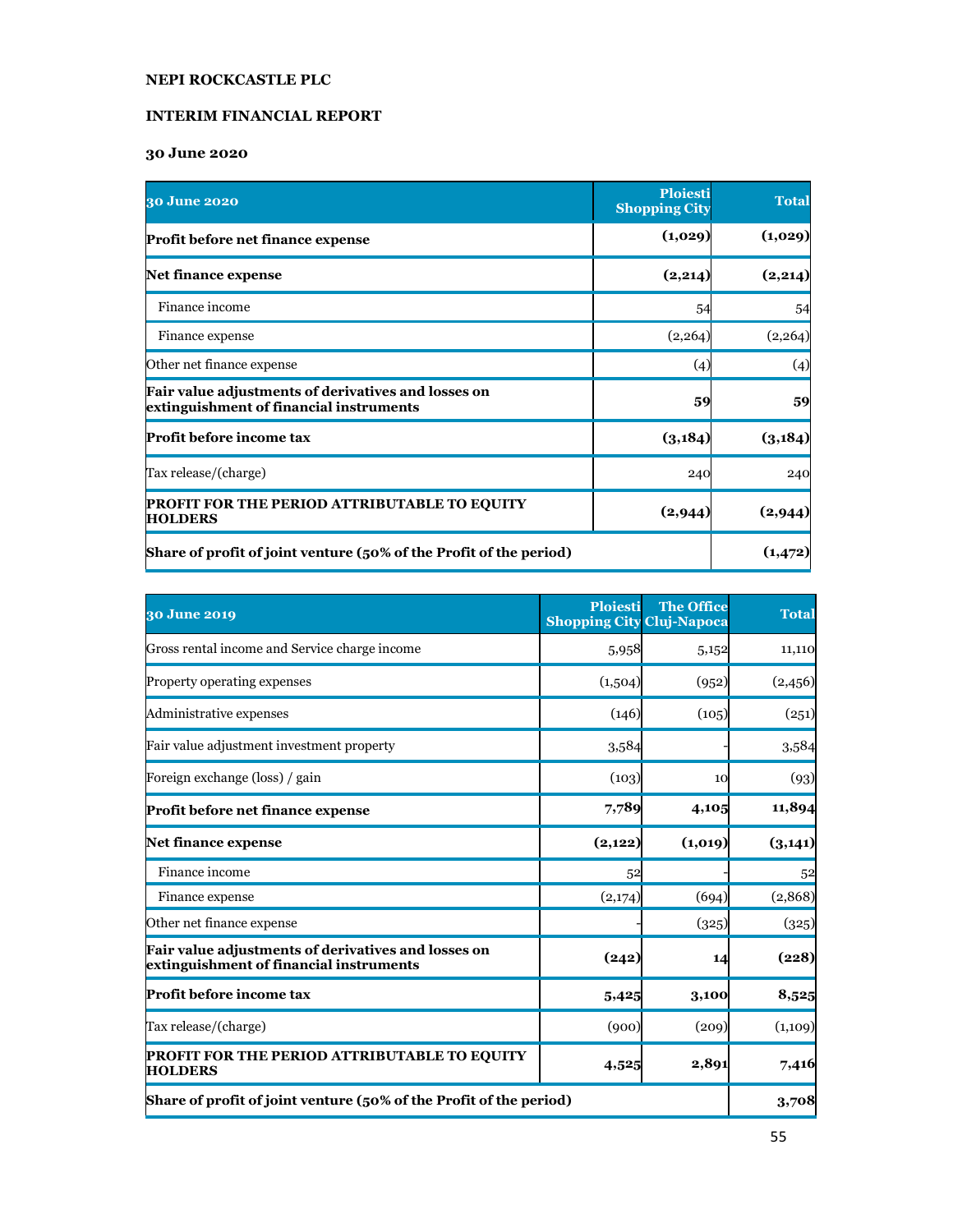**NEPI ROCKCASTLE PLC**

**INTERIM FINANCIAL REPORT**

**30 June 2020**

| 30 June 2020 | Ploiesti Shopping City | Total |
|---|---|---|
| **Profit before net finance expense** | **(1,029)** | **(1,029)** |
| **Net finance expense** | **(2,214)** | **(2,214)** |
| Finance income | 54 | 54 |
| Finance expense | (2,264) | (2,264) |
| Other net finance expense | (4) | (4) |
| **Fair value adjustments of derivatives and losses on extinguishment of financial instruments** | **59** | **59** |
| **Profit before income tax** | **(3,184)** | **(3,184)** |
| Tax release/(charge) | 240 | 240 |
| **PROFIT FOR THE PERIOD ATTRIBUTABLE TO EQUITY HOLDERS** | **(2,944)** | **(2,944)** |
| **Share of profit of joint venture (50% of the Profit of the period)** | | **(1,472)** |

| 30 June 2019 | Ploiesti Shopping City | The Office Cluj-Napoca | Total |
|---|---|---|---|
| Gross rental income and Service charge income | 5,958 | 5,152 | 11,110 |
| Property operating expenses | (1,504) | (952) | (2,456) |
| Administrative expenses | (146) | (105) | (251) |
| Fair value adjustment investment property | 3,584 | - | 3,584 |
| Foreign exchange (loss) / gain | (103) | 10 | (93) |
| **Profit before net finance expense** | **7,789** | **4,105** | **11,894** |
| **Net finance expense** | **(2,122)** | **(1,019)** | **(3,141)** |
| Finance income | 52 | - | 52 |
| Finance expense | (2,174) | (694) | (2,868) |
| Other net finance expense | - | (325) | (325) |
| **Fair value adjustments of derivatives and losses on extinguishment of financial instruments** | **(242)** | **14** | **(228)** |
| **Profit before income tax** | **5,425** | **3,100** | **8,525** |
| Tax release/(charge) | (900) | (209) | (1,109) |
| **PROFIT FOR THE PERIOD ATTRIBUTABLE TO EQUITY HOLDERS** | **4,525** | **2,891** | **7,416** |
| **Share of profit of joint venture (50% of the Profit of the period)** | | | **3,708** |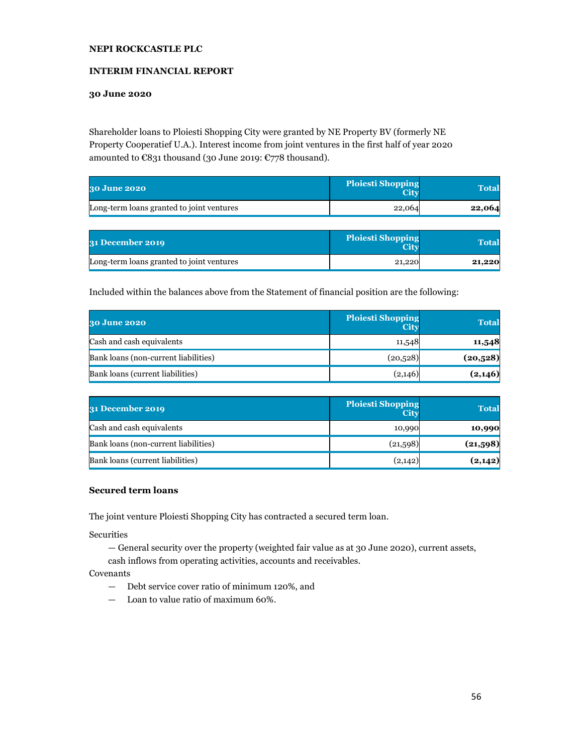**NEPI ROCKCASTLE PLC**

**INTERIM FINANCIAL REPORT**

**30 June 2020**

Shareholder loans to Ploiesti Shopping City were granted by NE Property BV (formerly NE Property Cooperatief U.A.). Interest income from joint ventures in the first half of year 2020 amounted to €831 thousand (30 June 2019: €778 thousand).

| 30 June 2020 | Ploiesti Shopping City | Total |
|---|---|---|
| Long-term loans granted to joint ventures | 22,064 | **22,064** |

| 31 December 2019 | Ploiesti Shopping City | Total |
|---|---|---|
| Long-term loans granted to joint ventures | 21,220 | **21,220** |

Included within the balances above from the Statement of financial position are the following:

| 30 June 2020 | Ploiesti Shopping City | Total |
|---|---|---|
| Cash and cash equivalents | 11,548 | **11,548** |
| Bank loans (non-current liabilities) | (20,528) | **(20,528)** |
| Bank loans (current liabilities) | (2,146) | **(2,146)** |

| 31 December 2019 | Ploiesti Shopping City | Total |
|---|---|---|
| Cash and cash equivalents | 10,990 | **10,990** |
| Bank loans (non-current liabilities) | (21,598) | **(21,598)** |
| Bank loans (current liabilities) | (2,142) | **(2,142)** |

**Secured term loans**

The joint venture Ploiesti Shopping City has contracted a secured term loan.

Securities

— General security over the property (weighted fair value as at 30 June 2020), current assets, cash inflows from operating activities, accounts and receivables.

Covenants

— Debt service cover ratio of minimum 120%, and

— Loan to value ratio of maximum 60%.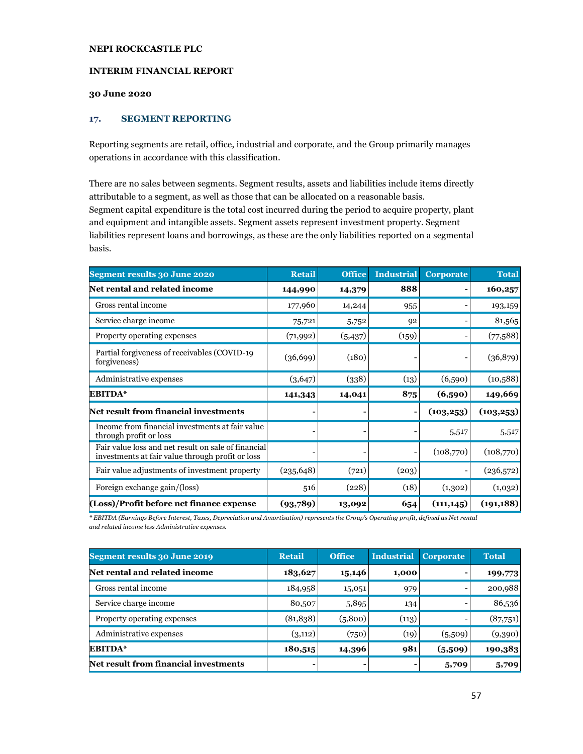NEPI ROCKCASTLE PLC

INTERIM FINANCIAL REPORT

30 June 2020

## 17. SEGMENT REPORTING

Reporting segments are retail, office, industrial and corporate, and the Group primarily manages operations in accordance with this classification.

There are no sales between segments. Segment results, assets and liabilities include items directly attributable to a segment, as well as those that can be allocated on a reasonable basis. Segment capital expenditure is the total cost incurred during the period to acquire property, plant and equipment and intangible assets. Segment assets represent investment property. Segment liabilities represent loans and borrowings, as these are the only liabilities reported on a segmental basis.

| Segment results 30 June 2020 | Retail | Office | Industrial | Corporate | Total |
|---|---|---|---|---|---|
| **Net rental and related income** | **144,990** | **14,379** | **888** | **-** | **160,257** |
| Gross rental income | 177,960 | 14,244 | 955 | - | 193,159 |
| Service charge income | 75,721 | 5,752 | 92 | - | 81,565 |
| Property operating expenses | (71,992) | (5,437) | (159) | - | (77,588) |
| Partial forgiveness of receivables (COVID-19 forgiveness) | (36,699) | (180) | - | - | (36,879) |
| Administrative expenses | (3,647) | (338) | (13) | (6,590) | (10,588) |
| **EBITDA*** | **141,343** | **14,041** | **875** | **(6,590)** | **149,669** |
| **Net result from financial investments** | **-** | **-** | **-** | **(103,253)** | **(103,253)** |
| Income from financial investments at fair value through profit or loss | - | - | - | 5,517 | 5,517 |
| Fair value loss and net result on sale of financial investments at fair value through profit or loss | - | - | - | (108,770) | (108,770) |
| Fair value adjustments of investment property | (235,648) | (721) | (203) | - | (236,572) |
| Foreign exchange gain/(loss) | 516 | (228) | (18) | (1,302) | (1,032) |
| **(Loss)/Profit before net finance expense** | **(93,789)** | **13,092** | **654** | **(111,145)** | **(191,188)** |

*\* EBITDA (Earnings Before Interest, Taxes, Depreciation and Amortisation) represents the Group's Operating profit, defined as Net rental and related income less Administrative expenses.*

| Segment results 30 June 2019 | Retail | Office | Industrial | Corporate | Total |
|---|---|---|---|---|---|
| **Net rental and related income** | **183,627** | **15,146** | **1,000** | **-** | **199,773** |
| Gross rental income | 184,958 | 15,051 | 979 | - | 200,988 |
| Service charge income | 80,507 | 5,895 | 134 | - | 86,536 |
| Property operating expenses | (81,838) | (5,800) | (113) | - | (87,751) |
| Administrative expenses | (3,112) | (750) | (19) | (5,509) | (9,390) |
| **EBITDA*** | **180,515** | **14,396** | **981** | **(5,509)** | **190,383** |
| **Net result from financial investments** | **-** | **-** | **-** | **5,709** | **5,709** |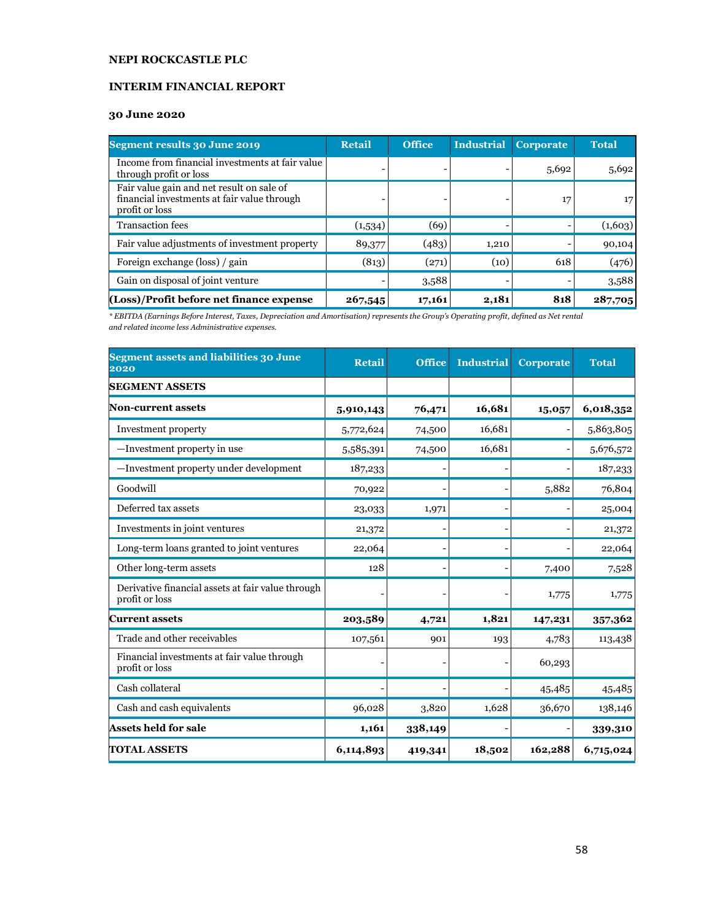**NEPI ROCKCASTLE PLC**

**INTERIM FINANCIAL REPORT**

**30 June 2020**

| Segment results 30 June 2019 | Retail | Office | Industrial | Corporate | Total |
|---|---|---|---|---|---|
| Income from financial investments at fair value through profit or loss | - | - | - | 5,692 | 5,692 |
| Fair value gain and net result on sale of financial investments at fair value through profit or loss | - | - | - | 17 | 17 |
| Transaction fees | (1,534) | (69) | - | - | (1,603) |
| Fair value adjustments of investment property | 89,377 | (483) | 1,210 | - | 90,104 |
| Foreign exchange (loss) / gain | (813) | (271) | (10) | 618 | (476) |
| Gain on disposal of joint venture | - | 3,588 | - | - | 3,588 |
| **(Loss)/Profit before net finance expense** | **267,545** | **17,161** | **2,181** | **818** | **287,705** |

*\* EBITDA (Earnings Before Interest, Taxes, Depreciation and Amortisation) represents the Group's Operating profit, defined as Net rental and related income less Administrative expenses.*

| Segment assets and liabilities 30 June 2020 | Retail | Office | Industrial | Corporate | Total |
|---|---|---|---|---|---|
| **SEGMENT ASSETS** | | | | | |
| **Non-current assets** | **5,910,143** | **76,471** | **16,681** | **15,057** | **6,018,352** |
| Investment property | 5,772,624 | 74,500 | 16,681 | - | 5,863,805 |
| —Investment property in use | 5,585,391 | 74,500 | 16,681 | - | 5,676,572 |
| —Investment property under development | 187,233 | - | - | - | 187,233 |
| Goodwill | 70,922 | - | - | 5,882 | 76,804 |
| Deferred tax assets | 23,033 | 1,971 | - | - | 25,004 |
| Investments in joint ventures | 21,372 | - | - | - | 21,372 |
| Long-term loans granted to joint ventures | 22,064 | - | - | - | 22,064 |
| Other long-term assets | 128 | - | - | 7,400 | 7,528 |
| Derivative financial assets at fair value through profit or loss | - | - | - | 1,775 | 1,775 |
| **Current assets** | **203,589** | **4,721** | **1,821** | **147,231** | **357,362** |
| Trade and other receivables | 107,561 | 901 | 193 | 4,783 | 113,438 |
| Financial investments at fair value through profit or loss | - | - | - | 60,293 | |
| Cash collateral | - | - | - | 45,485 | 45,485 |
| Cash and cash equivalents | 96,028 | 3,820 | 1,628 | 36,670 | 138,146 |
| **Assets held for sale** | **1,161** | **338,149** | - | - | **339,310** |
| **TOTAL ASSETS** | **6,114,893** | **419,341** | **18,502** | **162,288** | **6,715,024** |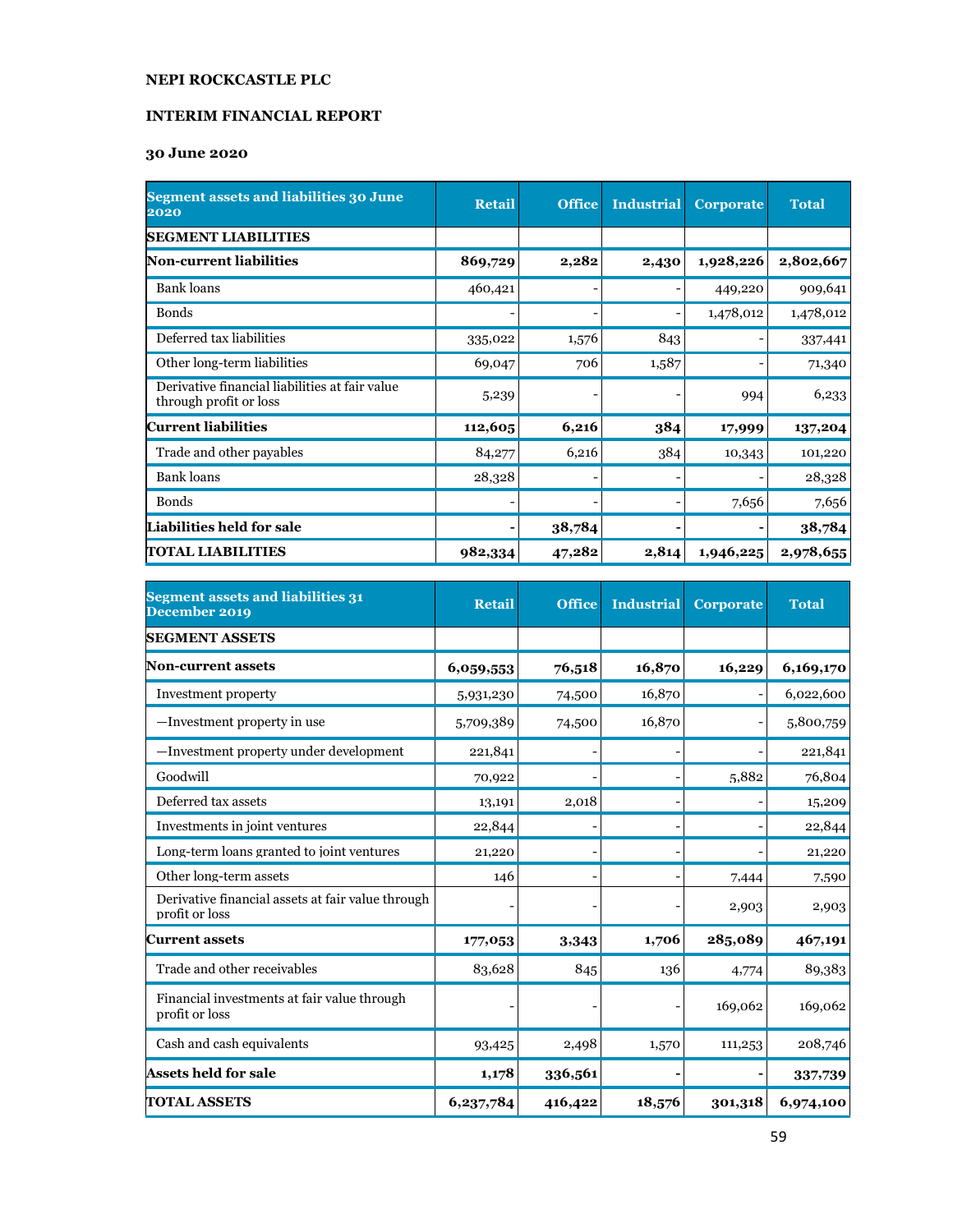**NEPI ROCKCASTLE PLC**

**INTERIM FINANCIAL REPORT**

**30 June 2020**

| Segment assets and liabilities 30 June 2020 | Retail | Office | Industrial | Corporate | Total |
|---|---|---|---|---|---|
| **SEGMENT LIABILITIES** | | | | | |
| **Non-current liabilities** | **869,729** | **2,282** | **2,430** | **1,928,226** | **2,802,667** |
| Bank loans | 460,421 | - | - | 449,220 | 909,641 |
| Bonds | - | - | - | 1,478,012 | 1,478,012 |
| Deferred tax liabilities | 335,022 | 1,576 | 843 | - | 337,441 |
| Other long-term liabilities | 69,047 | 706 | 1,587 | - | 71,340 |
| Derivative financial liabilities at fair value through profit or loss | 5,239 | - | - | 994 | 6,233 |
| **Current liabilities** | **112,605** | **6,216** | **384** | **17,999** | **137,204** |
| Trade and other payables | 84,277 | 6,216 | 384 | 10,343 | 101,220 |
| Bank loans | 28,328 | - | - | - | 28,328 |
| Bonds | - | - | - | 7,656 | 7,656 |
| **Liabilities held for sale** | **-** | **38,784** | **-** | **-** | **38,784** |
| **TOTAL LIABILITIES** | **982,334** | **47,282** | **2,814** | **1,946,225** | **2,978,655** |

| Segment assets and liabilities 31 December 2019 | Retail | Office | Industrial | Corporate | Total |
|---|---|---|---|---|---|
| **SEGMENT ASSETS** | | | | | |
| **Non-current assets** | **6,059,553** | **76,518** | **16,870** | **16,229** | **6,169,170** |
| Investment property | 5,931,230 | 74,500 | 16,870 | - | 6,022,600 |
| —Investment property in use | 5,709,389 | 74,500 | 16,870 | - | 5,800,759 |
| —Investment property under development | 221,841 | - | - | - | 221,841 |
| Goodwill | 70,922 | - | - | 5,882 | 76,804 |
| Deferred tax assets | 13,191 | 2,018 | - | - | 15,209 |
| Investments in joint ventures | 22,844 | - | - | - | 22,844 |
| Long-term loans granted to joint ventures | 21,220 | - | - | - | 21,220 |
| Other long-term assets | 146 | - | - | 7,444 | 7,590 |
| Derivative financial assets at fair value through profit or loss | - | - | - | 2,903 | 2,903 |
| **Current assets** | **177,053** | **3,343** | **1,706** | **285,089** | **467,191** |
| Trade and other receivables | 83,628 | 845 | 136 | 4,774 | 89,383 |
| Financial investments at fair value through profit or loss | - | - | - | 169,062 | 169,062 |
| Cash and cash equivalents | 93,425 | 2,498 | 1,570 | 111,253 | 208,746 |
| **Assets held for sale** | **1,178** | **336,561** | **-** | **-** | **337,739** |
| **TOTAL ASSETS** | **6,237,784** | **416,422** | **18,576** | **301,318** | **6,974,100** |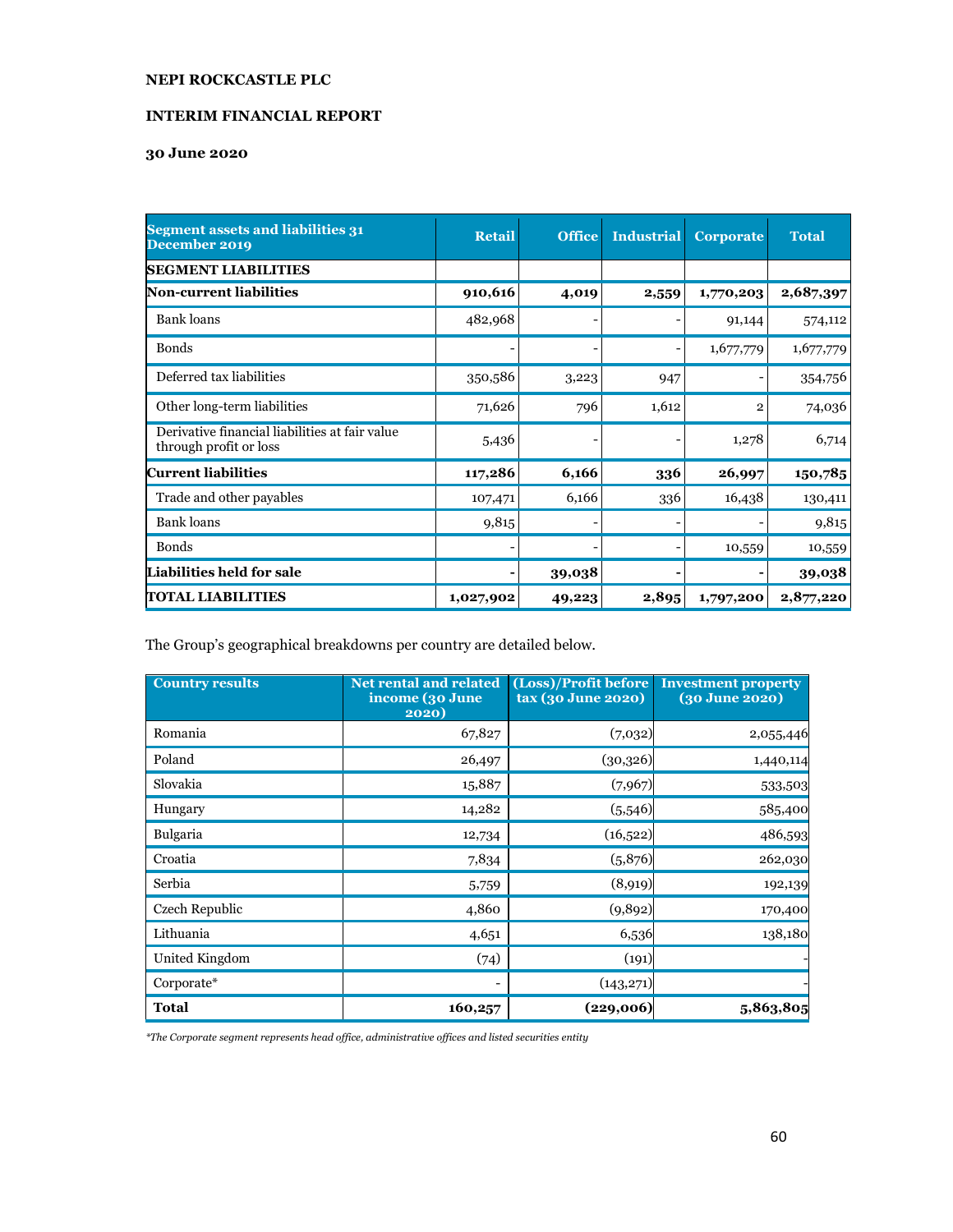**NEPI ROCKCASTLE PLC**

**INTERIM FINANCIAL REPORT**

**30 June 2020**

| Segment assets and liabilities 31 December 2019 | Retail | Office | Industrial | Corporate | Total |
|---|---|---|---|---|---|
| **SEGMENT LIABILITIES** | | | | | |
| **Non-current liabilities** | **910,616** | **4,019** | **2,559** | **1,770,203** | **2,687,397** |
| Bank loans | 482,968 | - | - | 91,144 | 574,112 |
| Bonds | - | - | - | 1,677,779 | 1,677,779 |
| Deferred tax liabilities | 350,586 | 3,223 | 947 | - | 354,756 |
| Other long-term liabilities | 71,626 | 796 | 1,612 | 2 | 74,036 |
| Derivative financial liabilities at fair value through profit or loss | 5,436 | - | - | 1,278 | 6,714 |
| **Current liabilities** | **117,286** | **6,166** | **336** | **26,997** | **150,785** |
| Trade and other payables | 107,471 | 6,166 | 336 | 16,438 | 130,411 |
| Bank loans | 9,815 | - | - | - | 9,815 |
| Bonds | - | - | - | 10,559 | 10,559 |
| **Liabilities held for sale** | **-** | **39,038** | **-** | **-** | **39,038** |
| **TOTAL LIABILITIES** | **1,027,902** | **49,223** | **2,895** | **1,797,200** | **2,877,220** |

The Group's geographical breakdowns per country are detailed below.

| Country results | Net rental and related income (30 June 2020) | (Loss)/Profit before tax (30 June 2020) | Investment property (30 June 2020) |
|---|---|---|---|
| Romania | 67,827 | (7,032) | 2,055,446 |
| Poland | 26,497 | (30,326) | 1,440,114 |
| Slovakia | 15,887 | (7,967) | 533,503 |
| Hungary | 14,282 | (5,546) | 585,400 |
| Bulgaria | 12,734 | (16,522) | 486,593 |
| Croatia | 7,834 | (5,876) | 262,030 |
| Serbia | 5,759 | (8,919) | 192,139 |
| Czech Republic | 4,860 | (9,892) | 170,400 |
| Lithuania | 4,651 | 6,536 | 138,180 |
| United Kingdom | (74) | (191) | - |
| Corporate* | - | (143,271) | - |
| **Total** | **160,257** | **(229,006)** | **5,863,805** |

*\*The Corporate segment represents head office, administrative offices and listed securities entity*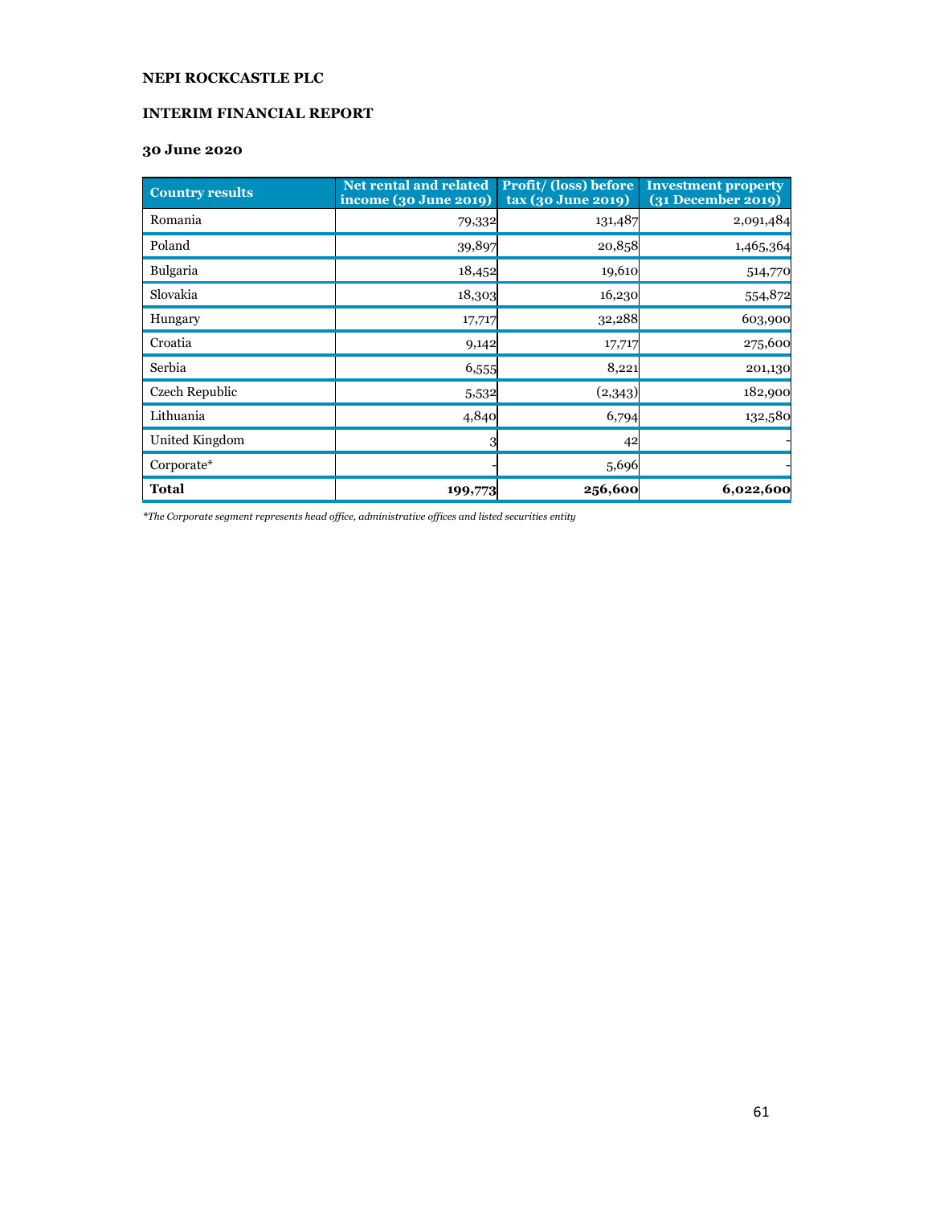**NEPI ROCKCASTLE PLC**

**INTERIM FINANCIAL REPORT**

**30 June 2020**

| Country results | Net rental and related income (30 June 2019) | Profit/ (loss) before tax (30 June 2019) | Investment property (31 December 2019) |
|---|---|---|---|
| Romania | 79,332 | 131,487 | 2,091,484 |
| Poland | 39,897 | 20,858 | 1,465,364 |
| Bulgaria | 18,452 | 19,610 | 514,770 |
| Slovakia | 18,303 | 16,230 | 554,872 |
| Hungary | 17,717 | 32,288 | 603,900 |
| Croatia | 9,142 | 17,717 | 275,600 |
| Serbia | 6,555 | 8,221 | 201,130 |
| Czech Republic | 5,532 | (2,343) | 182,900 |
| Lithuania | 4,840 | 6,794 | 132,580 |
| United Kingdom | 3 | 42 | - |
| Corporate* | - | 5,696 | - |
| **Total** | **199,773** | **256,600** | **6,022,600** |

*\*The Corporate segment represents head office, administrative offices and listed securities entity*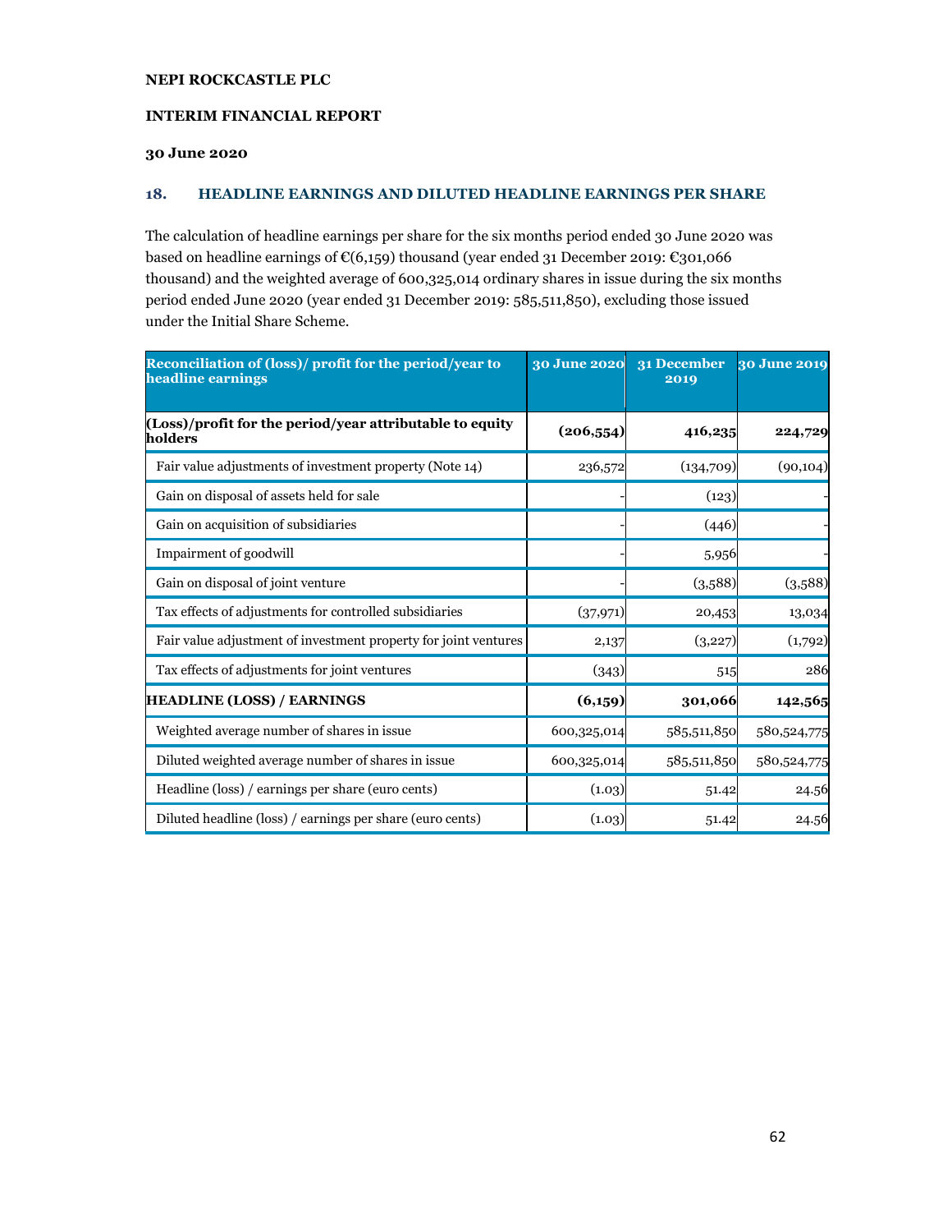NEPI ROCKCASTLE PLC

INTERIM FINANCIAL REPORT

30 June 2020

## 18. HEADLINE EARNINGS AND DILUTED HEADLINE EARNINGS PER SHARE

The calculation of headline earnings per share for the six months period ended 30 June 2020 was based on headline earnings of €(6,159) thousand (year ended 31 December 2019: €301,066 thousand) and the weighted average of 600,325,014 ordinary shares in issue during the six months period ended June 2020 (year ended 31 December 2019: 585,511,850), excluding those issued under the Initial Share Scheme.

| Reconciliation of (loss)/ profit for the period/year to headline earnings | 30 June 2020 | 31 December 2019 | 30 June 2019 |
|---|---|---|---|
| **(Loss)/profit for the period/year attributable to equity holders** | **(206,554)** | **416,235** | **224,729** |
| Fair value adjustments of investment property (Note 14) | 236,572 | (134,709) | (90,104) |
| Gain on disposal of assets held for sale | - | (123) | - |
| Gain on acquisition of subsidiaries | - | (446) | - |
| Impairment of goodwill | - | 5,956 | - |
| Gain on disposal of joint venture | - | (3,588) | (3,588) |
| Tax effects of adjustments for controlled subsidiaries | (37,971) | 20,453 | 13,034 |
| Fair value adjustment of investment property for joint ventures | 2,137 | (3,227) | (1,792) |
| Tax effects of adjustments for joint ventures | (343) | 515 | 286 |
| **HEADLINE (LOSS) / EARNINGS** | **(6,159)** | **301,066** | **142,565** |
| Weighted average number of shares in issue | 600,325,014 | 585,511,850 | 580,524,775 |
| Diluted weighted average number of shares in issue | 600,325,014 | 585,511,850 | 580,524,775 |
| Headline (loss) / earnings per share (euro cents) | (1.03) | 51.42 | 24.56 |
| Diluted headline (loss) / earnings per share (euro cents) | (1.03) | 51.42 | 24.56 |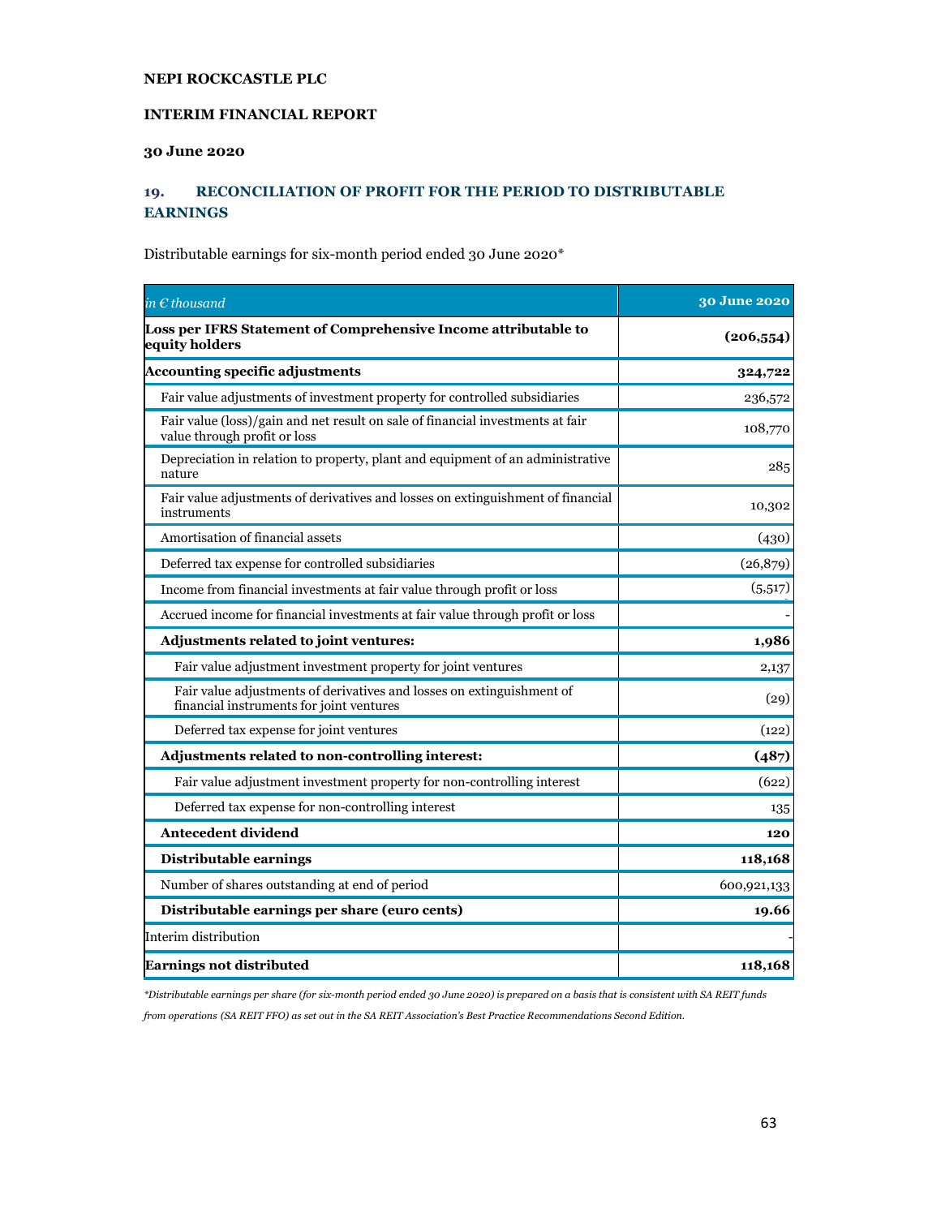**NEPI ROCKCASTLE PLC**

**INTERIM FINANCIAL REPORT**

**30 June 2020**

## 19. RECONCILIATION OF PROFIT FOR THE PERIOD TO DISTRIBUTABLE EARNINGS

Distributable earnings for six-month period ended 30 June 2020*

| *in € thousand* | **30 June 2020** |
|---|---|
| **Loss per IFRS Statement of Comprehensive Income attributable to equity holders** | **(206,554)** |
| **Accounting specific adjustments** | **324,722** |
| Fair value adjustments of investment property for controlled subsidiaries | 236,572 |
| Fair value (loss)/gain and net result on sale of financial investments at fair value through profit or loss | 108,770 |
| Depreciation in relation to property, plant and equipment of an administrative nature | 285 |
| Fair value adjustments of derivatives and losses on extinguishment of financial instruments | 10,302 |
| Amortisation of financial assets | (430) |
| Deferred tax expense for controlled subsidiaries | (26,879) |
| Income from financial investments at fair value through profit or loss | (5,517) |
| Accrued income for financial investments at fair value through profit or loss | - |
| **Adjustments related to joint ventures:** | **1,986** |
| Fair value adjustment investment property for joint ventures | 2,137 |
| Fair value adjustments of derivatives and losses on extinguishment of financial instruments for joint ventures | (29) |
| Deferred tax expense for joint ventures | (122) |
| **Adjustments related to non-controlling interest:** | **(487)** |
| Fair value adjustment investment property for non-controlling interest | (622) |
| Deferred tax expense for non-controlling interest | 135 |
| **Antecedent dividend** | **120** |
| **Distributable earnings** | **118,168** |
| Number of shares outstanding at end of period | 600,921,133 |
| **Distributable earnings per share (euro cents)** | **19.66** |
| Interim distribution | - |
| **Earnings not distributed** | **118,168** |

*\*Distributable earnings per share (for six-month period ended 30 June 2020) is prepared on a basis that is consistent with SA REIT funds from operations (SA REIT FFO) as set out in the SA REIT Association's Best Practice Recommendations Second Edition.*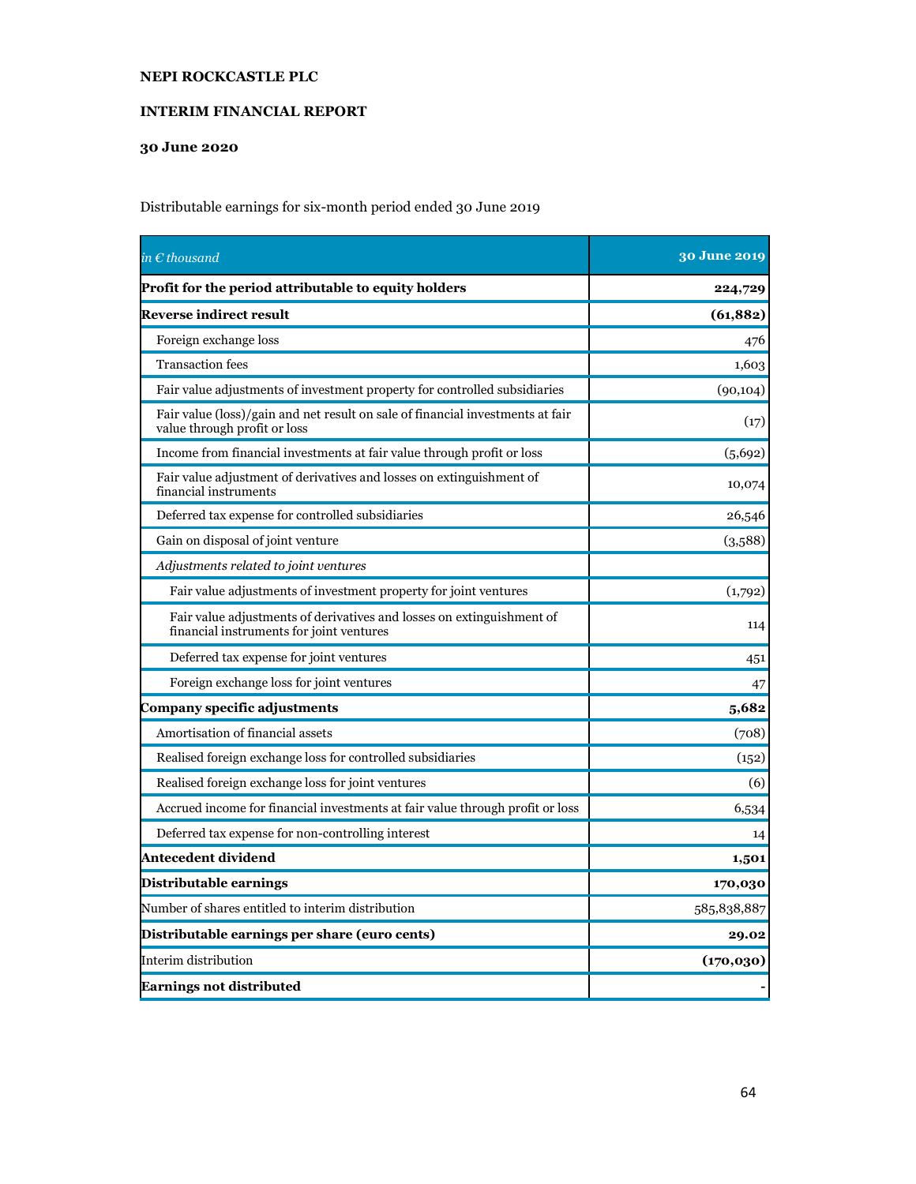**NEPI ROCKCASTLE PLC**

**INTERIM FINANCIAL REPORT**

**30 June 2020**

Distributable earnings for six-month period ended 30 June 2019

| *in € thousand* | **30 June 2019** |
|---|---|
| **Profit for the period attributable to equity holders** | **224,729** |
| **Reverse indirect result** | **(61,882)** |
| Foreign exchange loss | 476 |
| Transaction fees | 1,603 |
| Fair value adjustments of investment property for controlled subsidiaries | (90,104) |
| Fair value (loss)/gain and net result on sale of financial investments at fair value through profit or loss | (17) |
| Income from financial investments at fair value through profit or loss | (5,692) |
| Fair value adjustment of derivatives and losses on extinguishment of financial instruments | 10,074 |
| Deferred tax expense for controlled subsidiaries | 26,546 |
| Gain on disposal of joint venture | (3,588) |
| *Adjustments related to joint ventures* | |
| Fair value adjustments of investment property for joint ventures | (1,792) |
| Fair value adjustments of derivatives and losses on extinguishment of financial instruments for joint ventures | 114 |
| Deferred tax expense for joint ventures | 451 |
| Foreign exchange loss for joint ventures | 47 |
| **Company specific adjustments** | **5,682** |
| Amortisation of financial assets | (708) |
| Realised foreign exchange loss for controlled subsidiaries | (152) |
| Realised foreign exchange loss for joint ventures | (6) |
| Accrued income for financial investments at fair value through profit or loss | 6,534 |
| Deferred tax expense for non-controlling interest | 14 |
| **Antecedent dividend** | **1,501** |
| **Distributable earnings** | **170,030** |
| Number of shares entitled to interim distribution | 585,838,887 |
| **Distributable earnings per share (euro cents)** | **29.02** |
| Interim distribution | **(170,030)** |
| **Earnings not distributed** | - |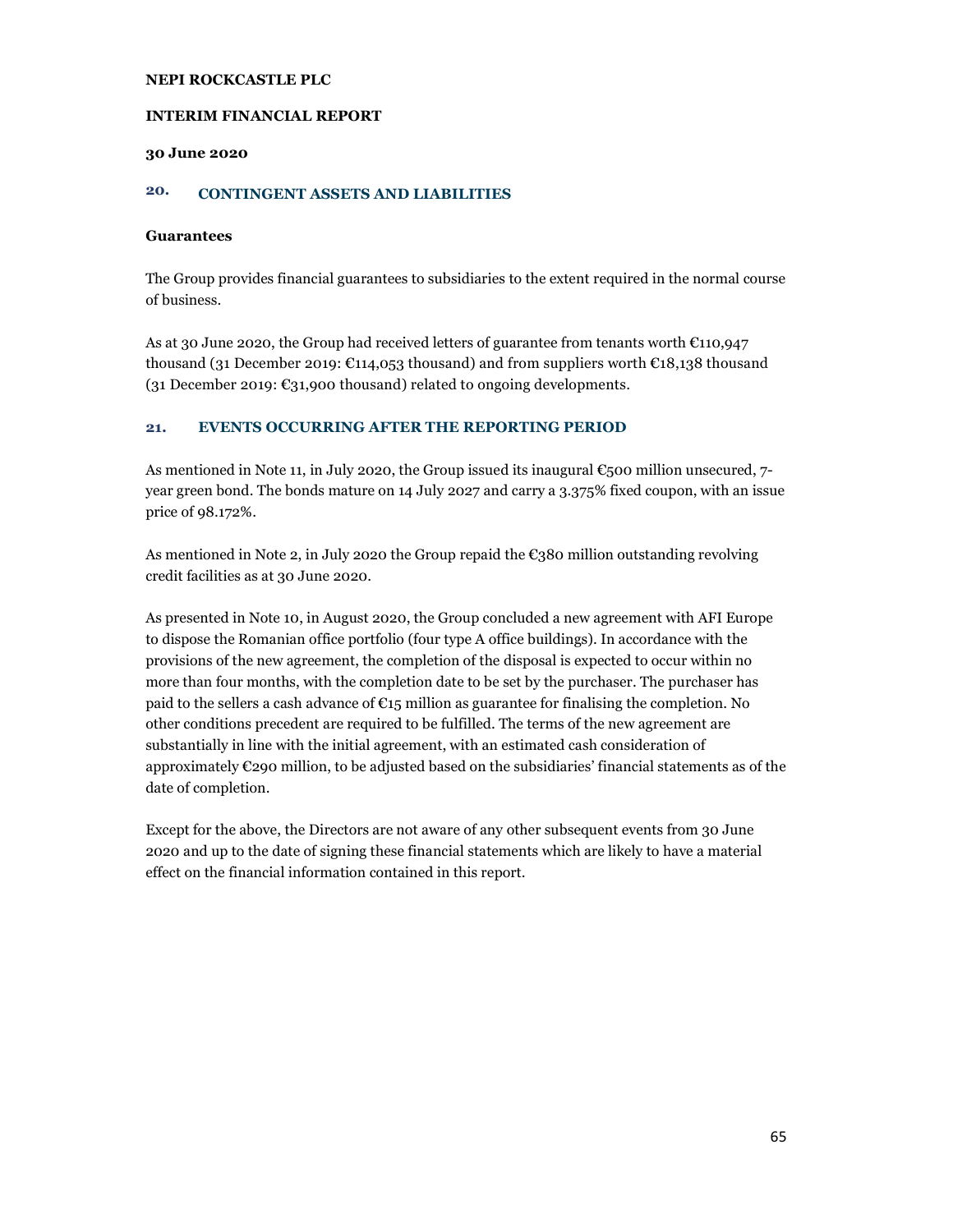## 20. CONTINGENT ASSETS AND LIABILITIES

**Guarantees**

The Group provides financial guarantees to subsidiaries to the extent required in the normal course of business.

As at 30 June 2020, the Group had received letters of guarantee from tenants worth €110,947 thousand (31 December 2019: €114,053 thousand) and from suppliers worth €18,138 thousand (31 December 2019: €31,900 thousand) related to ongoing developments.

## 21. EVENTS OCCURRING AFTER THE REPORTING PERIOD

As mentioned in Note 11, in July 2020, the Group issued its inaugural €500 million unsecured, 7-year green bond. The bonds mature on 14 July 2027 and carry a 3.375% fixed coupon, with an issue price of 98.172%.

As mentioned in Note 2, in July 2020 the Group repaid the €380 million outstanding revolving credit facilities as at 30 June 2020.

As presented in Note 10, in August 2020, the Group concluded a new agreement with AFI Europe to dispose the Romanian office portfolio (four type A office buildings). In accordance with the provisions of the new agreement, the completion of the disposal is expected to occur within no more than four months, with the completion date to be set by the purchaser. The purchaser has paid to the sellers a cash advance of €15 million as guarantee for finalising the completion. No other conditions precedent are required to be fulfilled. The terms of the new agreement are substantially in line with the initial agreement, with an estimated cash consideration of approximately €290 million, to be adjusted based on the subsidiaries' financial statements as of the date of completion.

Except for the above, the Directors are not aware of any other subsequent events from 30 June 2020 and up to the date of signing these financial statements which are likely to have a material effect on the financial information contained in this report.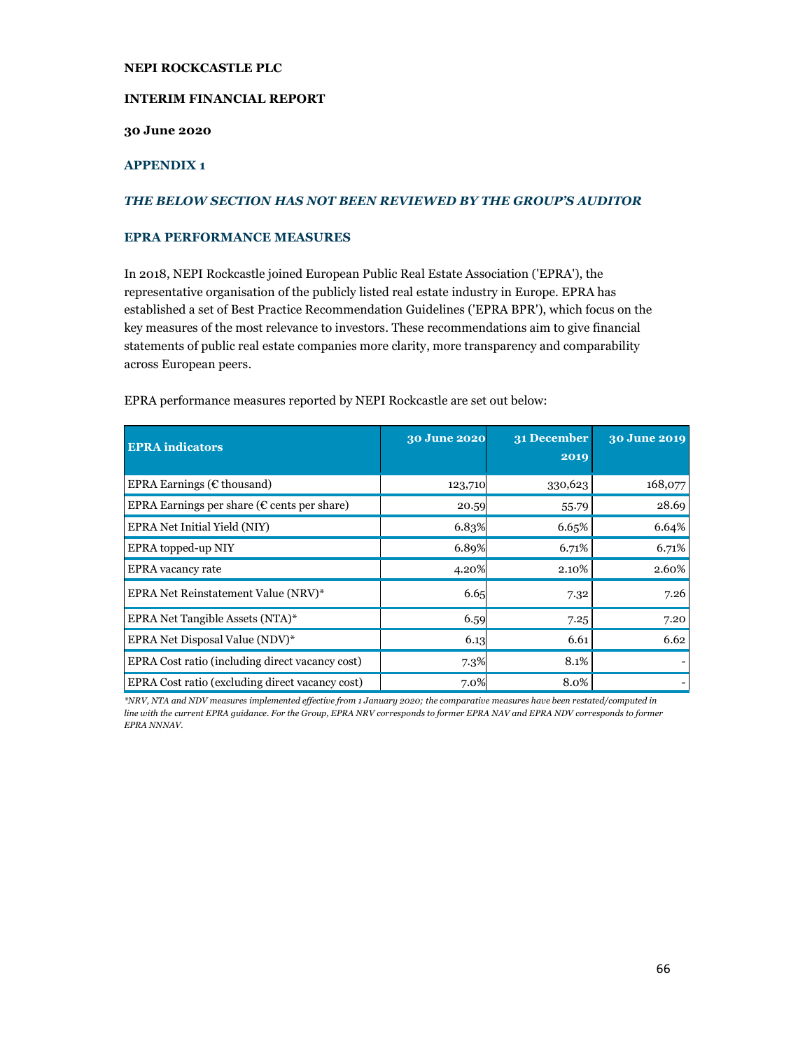**NEPI ROCKCASTLE PLC**

**INTERIM FINANCIAL REPORT**

**30 June 2020**

## APPENDIX 1

### *THE BELOW SECTION HAS NOT BEEN REVIEWED BY THE GROUP'S AUDITOR*

### EPRA PERFORMANCE MEASURES

In 2018, NEPI Rockcastle joined European Public Real Estate Association ('EPRA'), the representative organisation of the publicly listed real estate industry in Europe. EPRA has established a set of Best Practice Recommendation Guidelines ('EPRA BPR'), which focus on the key measures of the most relevance to investors. These recommendations aim to give financial statements of public real estate companies more clarity, more transparency and comparability across European peers.

EPRA performance measures reported by NEPI Rockcastle are set out below:

| EPRA indicators | 30 June 2020 | 31 December 2019 | 30 June 2019 |
|---|---|---|---|
| EPRA Earnings (€ thousand) | 123,710 | 330,623 | 168,077 |
| EPRA Earnings per share (€ cents per share) | 20.59 | 55.79 | 28.69 |
| EPRA Net Initial Yield (NIY) | 6.83% | 6.65% | 6.64% |
| EPRA topped-up NIY | 6.89% | 6.71% | 6.71% |
| EPRA vacancy rate | 4.20% | 2.10% | 2.60% |
| EPRA Net Reinstatement Value (NRV)* | 6.65 | 7.32 | 7.26 |
| EPRA Net Tangible Assets (NTA)* | 6.59 | 7.25 | 7.20 |
| EPRA Net Disposal Value (NDV)* | 6.13 | 6.61 | 6.62 |
| EPRA Cost ratio (including direct vacancy cost) | 7.3% | 8.1% | - |
| EPRA Cost ratio (excluding direct vacancy cost) | 7.0% | 8.0% | - |

*\*NRV, NTA and NDV measures implemented effective from 1 January 2020; the comparative measures have been restated/computed in line with the current EPRA guidance. For the Group, EPRA NRV corresponds to former EPRA NAV and EPRA NDV corresponds to former EPRA NNNAV.*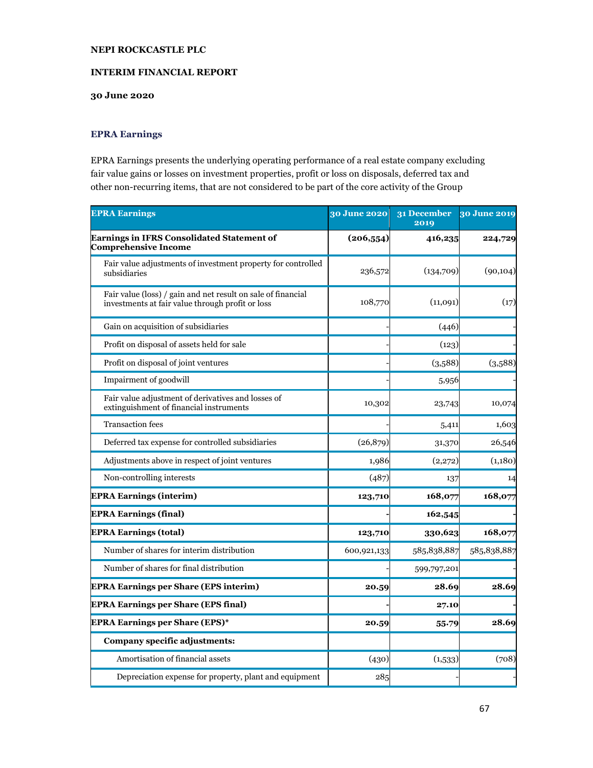NEPI ROCKCASTLE PLC

INTERIM FINANCIAL REPORT

30 June 2020

## EPRA Earnings

EPRA Earnings presents the underlying operating performance of a real estate company excluding fair value gains or losses on investment properties, profit or loss on disposals, deferred tax and other non-recurring items, that are not considered to be part of the core activity of the Group

| EPRA Earnings | 30 June 2020 | 31 December 2019 | 30 June 2019 |
|---|---|---|---|
| **Earnings in IFRS Consolidated Statement of Comprehensive Income** | **(206,554)** | **416,235** | **224,729** |
| Fair value adjustments of investment property for controlled subsidiaries | 236,572 | (134,709) | (90,104) |
| Fair value (loss) / gain and net result on sale of financial investments at fair value through profit or loss | 108,770 | (11,091) | (17) |
| Gain on acquisition of subsidiaries | - | (446) | - |
| Profit on disposal of assets held for sale | - | (123) | - |
| Profit on disposal of joint ventures | - | (3,588) | (3,588) |
| Impairment of goodwill | - | 5,956 | - |
| Fair value adjustment of derivatives and losses of extinguishment of financial instruments | 10,302 | 23,743 | 10,074 |
| Transaction fees | - | 5,411 | 1,603 |
| Deferred tax expense for controlled subsidiaries | (26,879) | 31,370 | 26,546 |
| Adjustments above in respect of joint ventures | 1,986 | (2,272) | (1,180) |
| Non-controlling interests | (487) | 137 | 14 |
| **EPRA Earnings (interim)** | **123,710** | **168,077** | **168,077** |
| **EPRA Earnings (final)** | **-** | **162,545** | **-** |
| **EPRA Earnings (total)** | **123,710** | **330,623** | **168,077** |
| Number of shares for interim distribution | 600,921,133 | 585,838,887 | 585,838,887 |
| Number of shares for final distribution | - | 599,797,201 | - |
| **EPRA Earnings per Share (EPS interim)** | **20.59** | **28.69** | **28.69** |
| **EPRA Earnings per Share (EPS final)** | **-** | **27.10** | **-** |
| **EPRA Earnings per Share (EPS)*** | **20.59** | **55.79** | **28.69** |
| **Company specific adjustments:** | | | |
| Amortisation of financial assets | (430) | (1,533) | (708) |
| Depreciation expense for property, plant and equipment | 285 | - | - |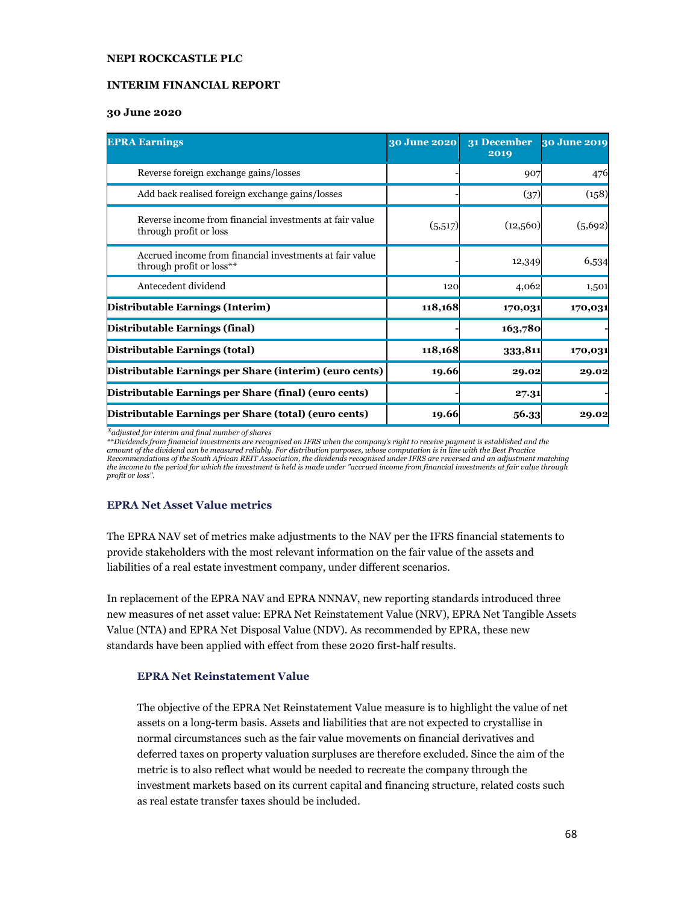NEPI ROCKCASTLE PLC

INTERIM FINANCIAL REPORT

30 June 2020

| EPRA Earnings | 30 June 2020 | 31 December 2019 | 30 June 2019 |
|---|---|---|---|
| Reverse foreign exchange gains/losses | - | 907 | 476 |
| Add back realised foreign exchange gains/losses | - | (37) | (158) |
| Reverse income from financial investments at fair value through profit or loss | (5,517) | (12,560) | (5,692) |
| Accrued income from financial investments at fair value through profit or loss** | - | 12,349 | 6,534 |
| Antecedent dividend | 120 | 4,062 | 1,501 |
| **Distributable Earnings (Interim)** | **118,168** | **170,031** | **170,031** |
| **Distributable Earnings (final)** | - | **163,780** | - |
| **Distributable Earnings (total)** | **118,168** | **333,811** | **170,031** |
| **Distributable Earnings per Share (interim) (euro cents)** | **19.66** | **29.02** | **29.02** |
| **Distributable Earnings per Share (final) (euro cents)** | - | **27.31** | - |
| **Distributable Earnings per Share (total) (euro cents)** | **19.66** | **56.33** | **29.02** |

*\*adjusted for interim and final number of shares*

*\*\*Dividends from financial investments are recognised on IFRS when the company's right to receive payment is established and the amount of the dividend can be measured reliably. For distribution purposes, whose computation is in line with the Best Practice Recommendations of the South African REIT Association, the dividends recognised under IFRS are reversed and an adjustment matching the income to the period for which the investment is held is made under "accrued income from financial investments at fair value through profit or loss".*

## EPRA Net Asset Value metrics

The EPRA NAV set of metrics make adjustments to the NAV per the IFRS financial statements to provide stakeholders with the most relevant information on the fair value of the assets and liabilities of a real estate investment company, under different scenarios.

In replacement of the EPRA NAV and EPRA NNNAV, new reporting standards introduced three new measures of net asset value: EPRA Net Reinstatement Value (NRV), EPRA Net Tangible Assets Value (NTA) and EPRA Net Disposal Value (NDV). As recommended by EPRA, these new standards have been applied with effect from these 2020 first-half results.

### EPRA Net Reinstatement Value

The objective of the EPRA Net Reinstatement Value measure is to highlight the value of net assets on a long-term basis. Assets and liabilities that are not expected to crystallise in normal circumstances such as the fair value movements on financial derivatives and deferred taxes on property valuation surpluses are therefore excluded. Since the aim of the metric is to also reflect what would be needed to recreate the company through the investment markets based on its current capital and financing structure, related costs such as real estate transfer taxes should be included.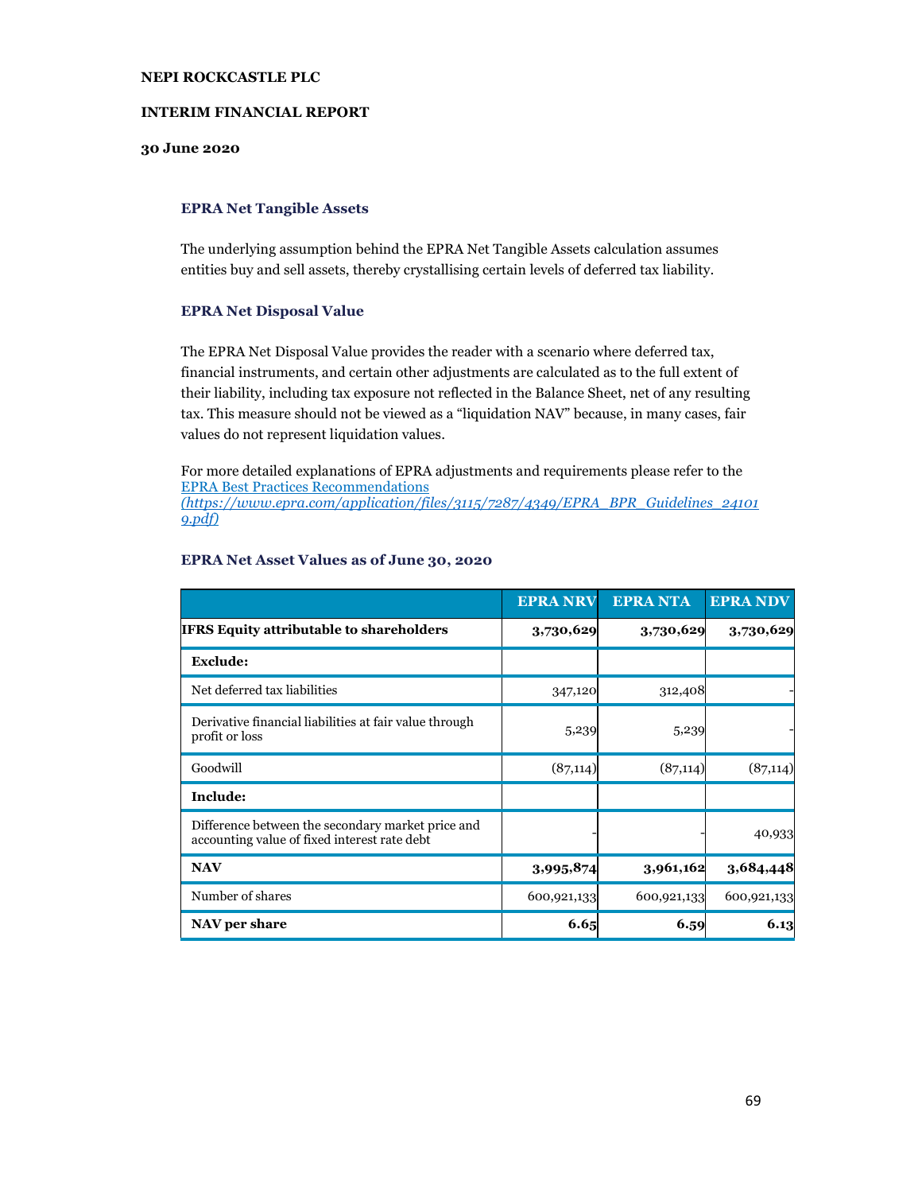**EPRA Net Tangible Assets**

The underlying assumption behind the EPRA Net Tangible Assets calculation assumes entities buy and sell assets, thereby crystallising certain levels of deferred tax liability.

**EPRA Net Disposal Value**

The EPRA Net Disposal Value provides the reader with a scenario where deferred tax, financial instruments, and certain other adjustments are calculated as to the full extent of their liability, including tax exposure not reflected in the Balance Sheet, net of any resulting tax. This measure should not be viewed as a "liquidation NAV" because, in many cases, fair values do not represent liquidation values.

For more detailed explanations of EPRA adjustments and requirements please refer to the [EPRA Best Practices Recommendations](https://www.epra.com/application/files/3115/7287/4349/EPRA_BPR_Guidelines_241019.pdf) *(https://www.epra.com/application/files/3115/7287/4349/EPRA_BPR_Guidelines_241019.pdf)*

**EPRA Net Asset Values as of June 30, 2020**

| | EPRA NRV | EPRA NTA | EPRA NDV |
|---|---|---|---|
| **IFRS Equity attributable to shareholders** | **3,730,629** | **3,730,629** | **3,730,629** |
| **Exclude:** | | | |
| Net deferred tax liabilities | 347,120 | 312,408 | - |
| Derivative financial liabilities at fair value through profit or loss | 5,239 | 5,239 | - |
| Goodwill | (87,114) | (87,114) | (87,114) |
| **Include:** | | | |
| Difference between the secondary market price and accounting value of fixed interest rate debt | - | - | 40,933 |
| **NAV** | **3,995,874** | **3,961,162** | **3,684,448** |
| Number of shares | 600,921,133 | 600,921,133 | 600,921,133 |
| **NAV per share** | **6.65** | **6.59** | **6.13** |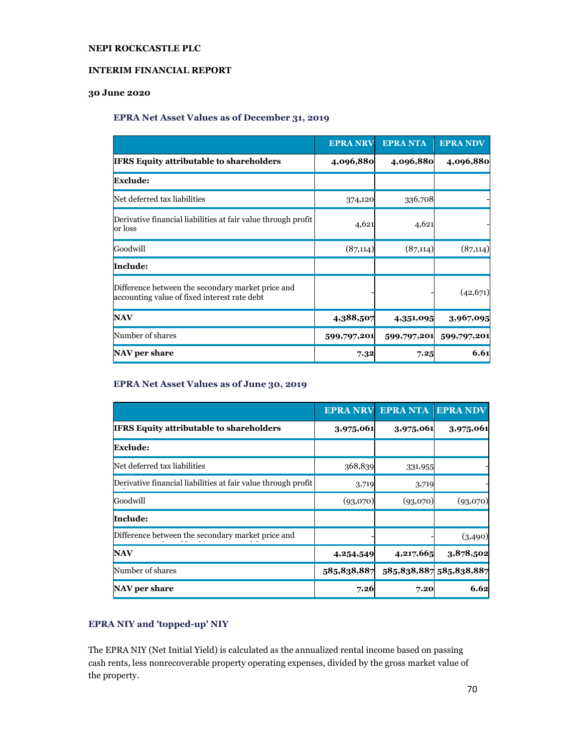**NEPI ROCKCASTLE PLC**

**INTERIM FINANCIAL REPORT**

**30 June 2020**

### EPRA Net Asset Values as of December 31, 2019

| | EPRA NRV | EPRA NTA | EPRA NDV |
|---|---|---|---|
| **IFRS Equity attributable to shareholders** | **4,096,880** | **4,096,880** | **4,096,880** |
| **Exclude:** | | | |
| Net deferred tax liabilities | 374,120 | 336,708 | - |
| Derivative financial liabilities at fair value through profit or loss | 4,621 | 4,621 | - |
| Goodwill | (87,114) | (87,114) | (87,114) |
| **Include:** | | | |
| Difference between the secondary market price and accounting value of fixed interest rate debt | - | - | (42,671) |
| **NAV** | **4,388,507** | **4,351,095** | **3,967,095** |
| Number of shares | **599,797,201** | **599,797,201** | **599,797,201** |
| **NAV per share** | **7.32** | **7.25** | **6.61** |

### EPRA Net Asset Values as of June 30, 2019

| | EPRA NRV | EPRA NTA | EPRA NDV |
|---|---|---|---|
| **IFRS Equity attributable to shareholders** | **3,975,061** | **3,975,061** | **3,975,061** |
| **Exclude:** | | | |
| Net deferred tax liabilities | 368,839 | 331,955 | - |
| Derivative financial liabilities at fair value through profit | 3,719 | 3,719 | - |
| Goodwill | (93,070) | (93,070) | (93,070) |
| **Include:** | | | |
| Difference between the secondary market price and | - | - | (3,490) |
| **NAV** | **4,254,549** | **4,217,665** | **3,878,502** |
| Number of shares | **585,838,887** | **585,838,887** | **585,838,887** |
| **NAV per share** | **7.26** | **7.20** | **6.62** |

### EPRA NIY and 'topped-up' NIY

The EPRA NIY (Net Initial Yield) is calculated as the annualized rental income based on passing cash rents, less nonrecoverable property operating expenses, divided by the gross market value of the property.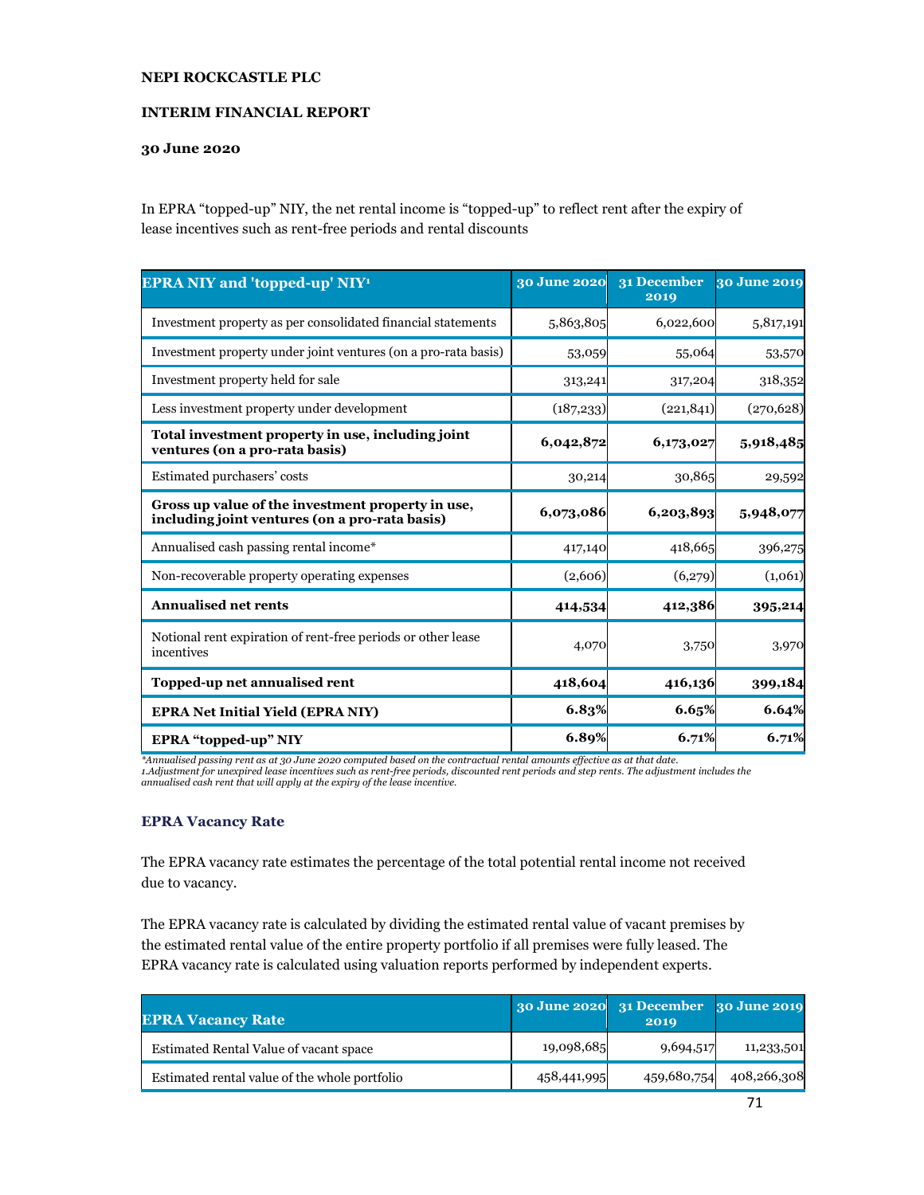In EPRA “topped-up” NIY, the net rental income is “topped-up” to reflect rent after the expiry of lease incentives such as rent-free periods and rental discounts

| EPRA NIY and 'topped-up' NIY[1] | 30 June 2020 | 31 December 2019 | 30 June 2019 |
|---|---|---|---|
| Investment property as per consolidated financial statements | 5,863,805 | 6,022,600 | 5,817,191 |
| Investment property under joint ventures (on a pro-rata basis) | 53,059 | 55,064 | 53,570 |
| Investment property held for sale | 313,241 | 317,204 | 318,352 |
| Less investment property under development | (187,233) | (221,841) | (270,628) |
| **Total investment property in use, including joint ventures (on a pro-rata basis)** | **6,042,872** | **6,173,027** | **5,918,485** |
| Estimated purchasers' costs | 30,214 | 30,865 | 29,592 |
| **Gross up value of the investment property in use, including joint ventures (on a pro-rata basis)** | **6,073,086** | **6,203,893** | **5,948,077** |
| Annualised cash passing rental income* | 417,140 | 418,665 | 396,275 |
| Non-recoverable property operating expenses | (2,606) | (6,279) | (1,061) |
| **Annualised net rents** | **414,534** | **412,386** | **395,214** |
| Notional rent expiration of rent-free periods or other lease incentives | 4,070 | 3,750 | 3,970 |
| **Topped-up net annualised rent** | **418,604** | **416,136** | **399,184** |
| **EPRA Net Initial Yield (EPRA NIY)** | **6.83%** | **6.65%** | **6.64%** |
| **EPRA “topped-up” NIY** | **6.89%** | **6.71%** | **6.71%** |

*\*Annualised passing rent as at 30 June 2020 computed based on the contractual rental amounts effective as at that date.*
*1.Adjustment for unexpired lease incentives such as rent-free periods, discounted rent periods and step rents. The adjustment includes the annualised cash rent that will apply at the expiry of the lease incentive.*

### EPRA Vacancy Rate

The EPRA vacancy rate estimates the percentage of the total potential rental income not received due to vacancy.

The EPRA vacancy rate is calculated by dividing the estimated rental value of vacant premises by the estimated rental value of the entire property portfolio if all premises were fully leased. The EPRA vacancy rate is calculated using valuation reports performed by independent experts.

| EPRA Vacancy Rate | 30 June 2020 | 31 December 2019 | 30 June 2019 |
|---|---|---|---|
| Estimated Rental Value of vacant space | 19,098,685 | 9,694,517 | 11,233,501 |
| Estimated rental value of the whole portfolio | 458,441,995 | 459,680,754 | 408,266,308 |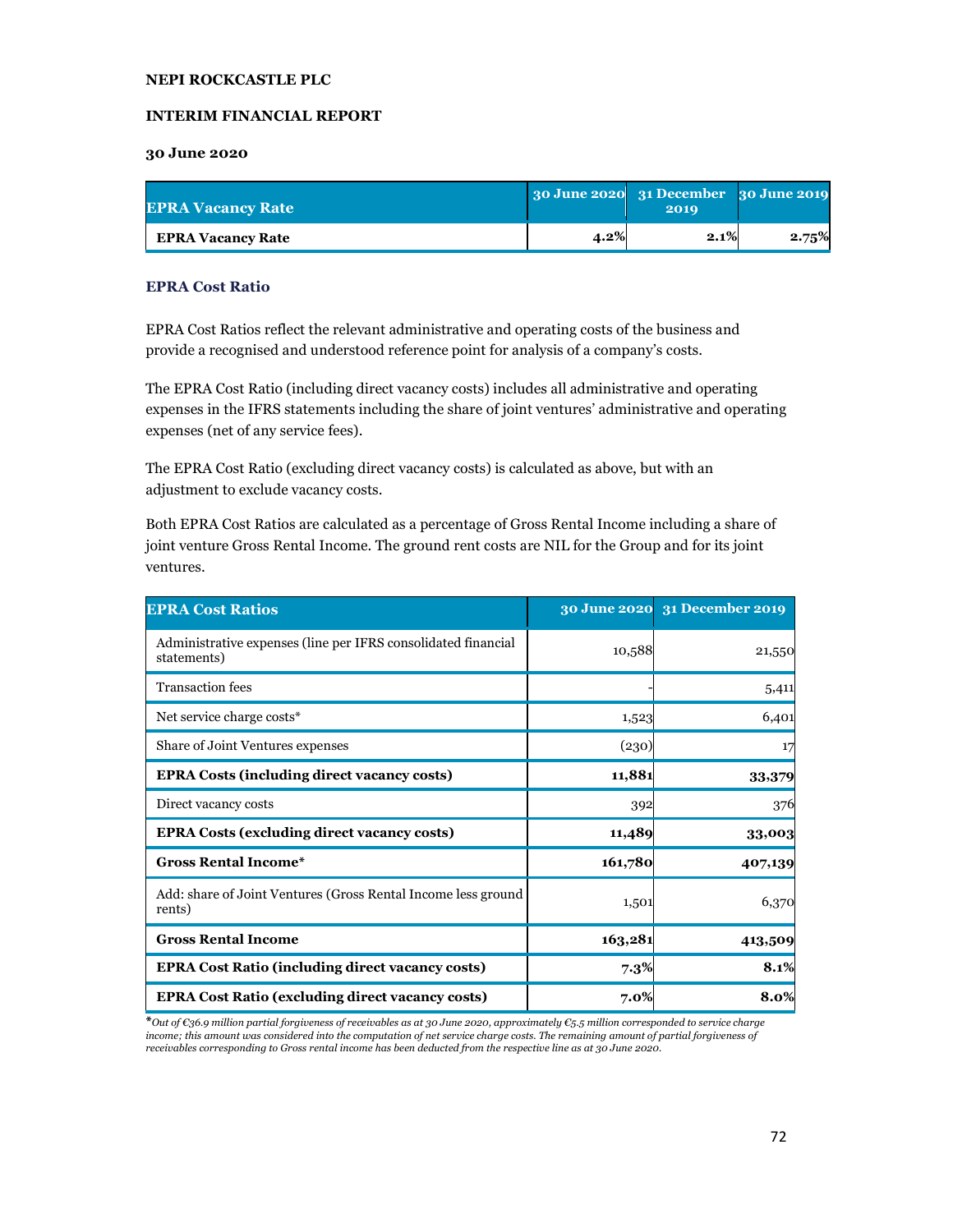**NEPI ROCKCASTLE PLC**

**INTERIM FINANCIAL REPORT**

**30 June 2020**

| EPRA Vacancy Rate | 30 June 2020 | 31 December 2019 | 30 June 2019 |
|---|---|---|---|
| **EPRA Vacancy Rate** | **4.2%** | **2.1%** | **2.75%** |

## EPRA Cost Ratio

EPRA Cost Ratios reflect the relevant administrative and operating costs of the business and provide a recognised and understood reference point for analysis of a company's costs.

The EPRA Cost Ratio (including direct vacancy costs) includes all administrative and operating expenses in the IFRS statements including the share of joint ventures' administrative and operating expenses (net of any service fees).

The EPRA Cost Ratio (excluding direct vacancy costs) is calculated as above, but with an adjustment to exclude vacancy costs.

Both EPRA Cost Ratios are calculated as a percentage of Gross Rental Income including a share of joint venture Gross Rental Income. The ground rent costs are NIL for the Group and for its joint ventures.

| EPRA Cost Ratios | 30 June 2020 | 31 December 2019 |
|---|---|---|
| Administrative expenses (line per IFRS consolidated financial statements) | 10,588 | 21,550 |
| Transaction fees | - | 5,411 |
| Net service charge costs* | 1,523 | 6,401 |
| Share of Joint Ventures expenses | (230) | 17 |
| **EPRA Costs (including direct vacancy costs)** | **11,881** | **33,379** |
| Direct vacancy costs | 392 | 376 |
| **EPRA Costs (excluding direct vacancy costs)** | **11,489** | **33,003** |
| **Gross Rental Income*** | **161,780** | **407,139** |
| Add: share of Joint Ventures (Gross Rental Income less ground rents) | 1,501 | 6,370 |
| **Gross Rental Income** | **163,281** | **413,509** |
| **EPRA Cost Ratio (including direct vacancy costs)** | **7.3%** | **8.1%** |
| **EPRA Cost Ratio (excluding direct vacancy costs)** | **7.0%** | **8.0%** |

**Out of €36.9 million partial forgiveness of receivables as at 30 June 2020, approximately €5.5 million corresponded to service charge income; this amount was considered into the computation of net service charge costs. The remaining amount of partial forgiveness of receivables corresponding to Gross rental income has been deducted from the respective line as at 30 June 2020.*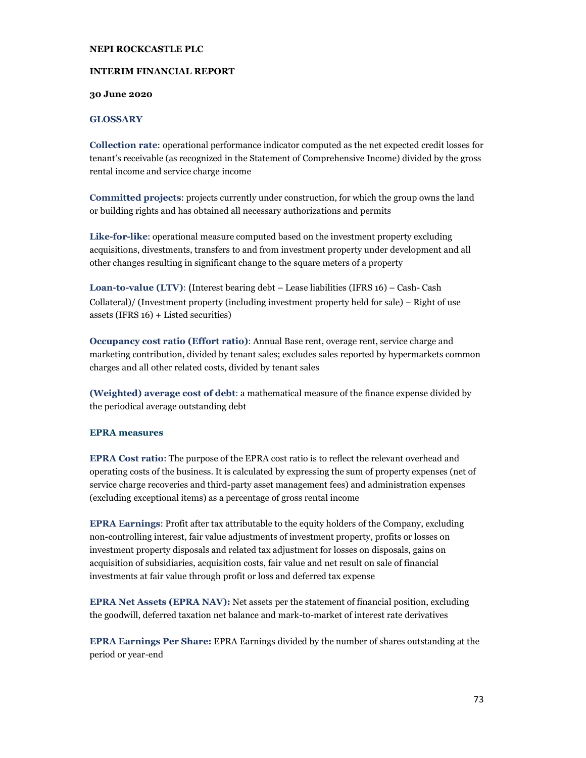NEPI ROCKCASTLE PLC

INTERIM FINANCIAL REPORT

30 June 2020

## GLOSSARY

**Collection rate**: operational performance indicator computed as the net expected credit losses for tenant's receivable (as recognized in the Statement of Comprehensive Income) divided by the gross rental income and service charge income

**Committed projects**: projects currently under construction, for which the group owns the land or building rights and has obtained all necessary authorizations and permits

**Like-for-like**: operational measure computed based on the investment property excluding acquisitions, divestments, transfers to and from investment property under development and all other changes resulting in significant change to the square meters of a property

**Loan-to-value (LTV)**: (Interest bearing debt – Lease liabilities (IFRS 16) – Cash- Cash Collateral)/ (Investment property (including investment property held for sale) – Right of use assets (IFRS 16) + Listed securities)

**Occupancy cost ratio (Effort ratio)**: Annual Base rent, overage rent, service charge and marketing contribution, divided by tenant sales; excludes sales reported by hypermarkets common charges and all other related costs, divided by tenant sales

**(Weighted) average cost of debt**: a mathematical measure of the finance expense divided by the periodical average outstanding debt

### EPRA measures

**EPRA Cost ratio**: The purpose of the EPRA cost ratio is to reflect the relevant overhead and operating costs of the business. It is calculated by expressing the sum of property expenses (net of service charge recoveries and third-party asset management fees) and administration expenses (excluding exceptional items) as a percentage of gross rental income

**EPRA Earnings**: Profit after tax attributable to the equity holders of the Company, excluding non-controlling interest, fair value adjustments of investment property, profits or losses on investment property disposals and related tax adjustment for losses on disposals, gains on acquisition of subsidiaries, acquisition costs, fair value and net result on sale of financial investments at fair value through profit or loss and deferred tax expense

**EPRA Net Assets (EPRA NAV):** Net assets per the statement of financial position, excluding the goodwill, deferred taxation net balance and mark-to-market of interest rate derivatives

**EPRA Earnings Per Share:** EPRA Earnings divided by the number of shares outstanding at the period or year-end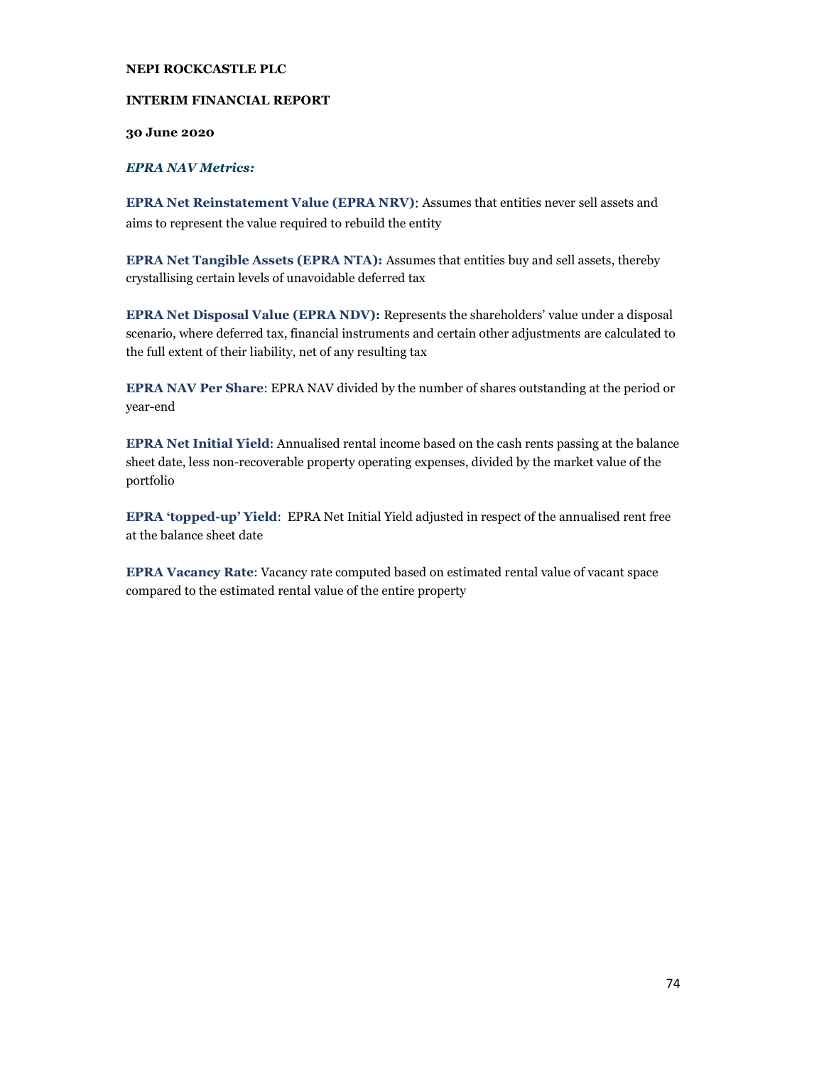**NEPI ROCKCASTLE PLC**

**INTERIM FINANCIAL REPORT**

**30 June 2020**

***EPRA NAV Metrics:***

**EPRA Net Reinstatement Value (EPRA NRV)**: Assumes that entities never sell assets and aims to represent the value required to rebuild the entity

**EPRA Net Tangible Assets (EPRA NTA):** Assumes that entities buy and sell assets, thereby crystallising certain levels of unavoidable deferred tax

**EPRA Net Disposal Value (EPRA NDV):** Represents the shareholders' value under a disposal scenario, where deferred tax, financial instruments and certain other adjustments are calculated to the full extent of their liability, net of any resulting tax

**EPRA NAV Per Share**: EPRA NAV divided by the number of shares outstanding at the period or year-end

**EPRA Net Initial Yield**: Annualised rental income based on the cash rents passing at the balance sheet date, less non-recoverable property operating expenses, divided by the market value of the portfolio

**EPRA 'topped-up' Yield**: EPRA Net Initial Yield adjusted in respect of the annualised rent free at the balance sheet date

**EPRA Vacancy Rate**: Vacancy rate computed based on estimated rental value of vacant space compared to the estimated rental value of the entire property